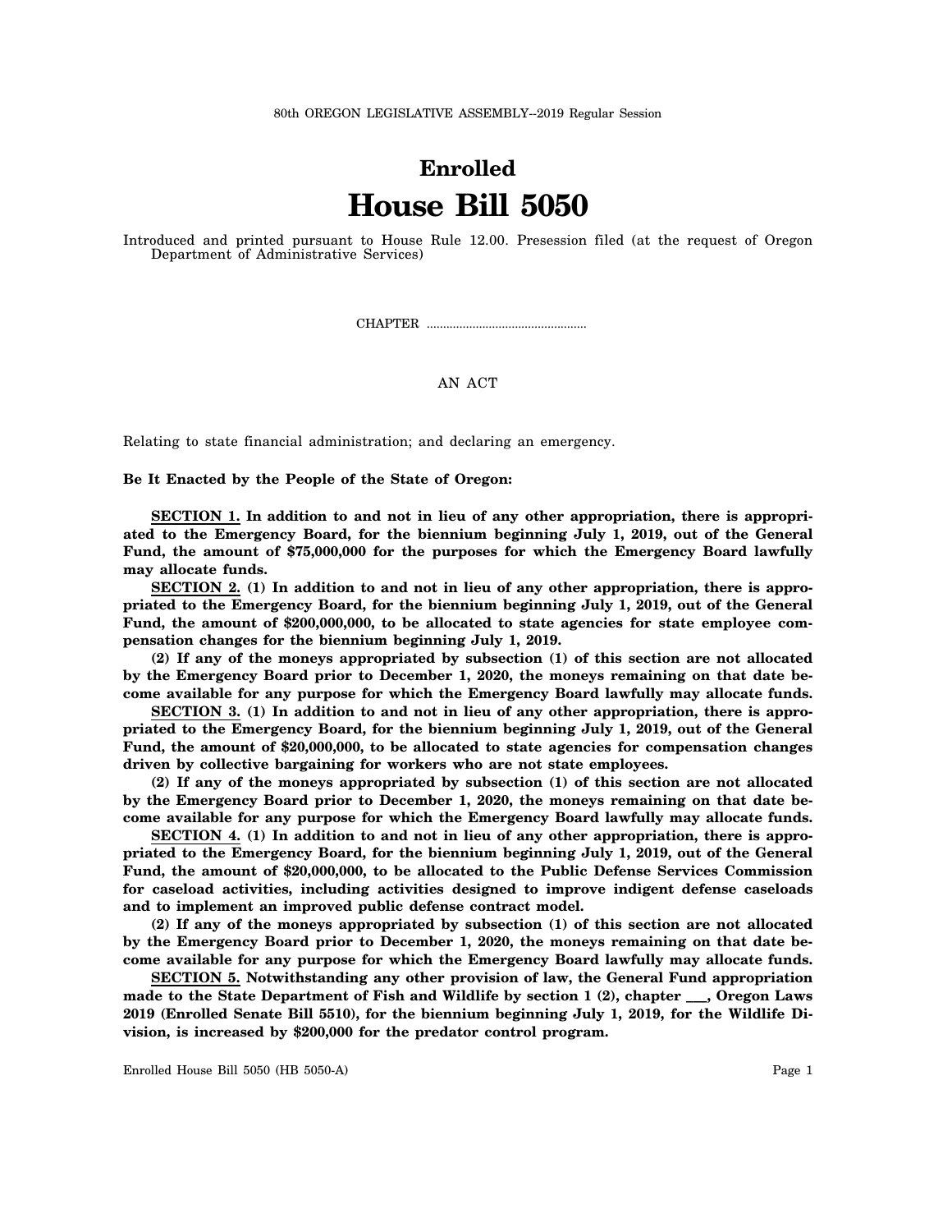80th OREGON LEGISLATIVE ASSEMBLY--2019 Regular Session

# Enrolled
# House Bill 5050

Introduced and printed pursuant to House Rule 12.00. Presession filed (at the request of Oregon Department of Administrative Services)

CHAPTER ................................................

AN ACT

Relating to state financial administration; and declaring an emergency.

**Be It Enacted by the People of the State of Oregon:**

**SECTION 1. In addition to and not in lieu of any other appropriation, there is appropriated to the Emergency Board, for the biennium beginning July 1, 2019, out of the General Fund, the amount of $75,000,000 for the purposes for which the Emergency Board lawfully may allocate funds.**

**SECTION 2. (1) In addition to and not in lieu of any other appropriation, there is appropriated to the Emergency Board, for the biennium beginning July 1, 2019, out of the General Fund, the amount of $200,000,000, to be allocated to state agencies for state employee compensation changes for the biennium beginning July 1, 2019.**

**(2) If any of the moneys appropriated by subsection (1) of this section are not allocated by the Emergency Board prior to December 1, 2020, the moneys remaining on that date become available for any purpose for which the Emergency Board lawfully may allocate funds.**

**SECTION 3. (1) In addition to and not in lieu of any other appropriation, there is appropriated to the Emergency Board, for the biennium beginning July 1, 2019, out of the General Fund, the amount of $20,000,000, to be allocated to state agencies for compensation changes driven by collective bargaining for workers who are not state employees.**

**(2) If any of the moneys appropriated by subsection (1) of this section are not allocated by the Emergency Board prior to December 1, 2020, the moneys remaining on that date become available for any purpose for which the Emergency Board lawfully may allocate funds.**

**SECTION 4. (1) In addition to and not in lieu of any other appropriation, there is appropriated to the Emergency Board, for the biennium beginning July 1, 2019, out of the General Fund, the amount of $20,000,000, to be allocated to the Public Defense Services Commission for caseload activities, including activities designed to improve indigent defense caseloads and to implement an improved public defense contract model.**

**(2) If any of the moneys appropriated by subsection (1) of this section are not allocated by the Emergency Board prior to December 1, 2020, the moneys remaining on that date become available for any purpose for which the Emergency Board lawfully may allocate funds.**

**SECTION 5. Notwithstanding any other provision of law, the General Fund appropriation made to the State Department of Fish and Wildlife by section 1 (2), chapter ___, Oregon Laws 2019 (Enrolled Senate Bill 5510), for the biennium beginning July 1, 2019, for the Wildlife Division, is increased by $200,000 for the predator control program.**

Enrolled House Bill 5050 (HB 5050-A)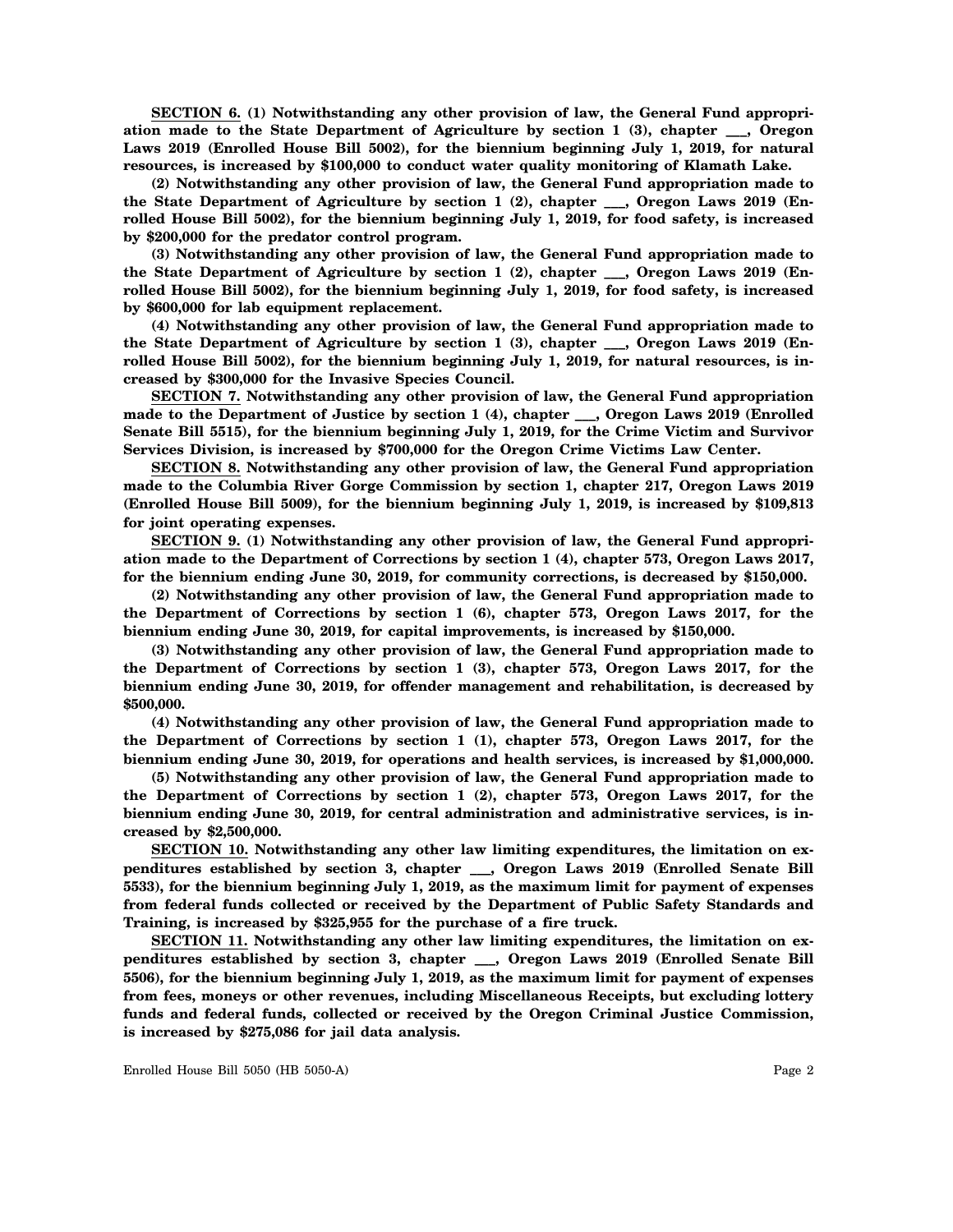**SECTION 6. (1) Notwithstanding any other provision of law, the General Fund appropriation made to the State Department of Agriculture by section 1 (3), chapter \_\_\_, Oregon Laws 2019 (Enrolled House Bill 5002), for the biennium beginning July 1, 2019, for natural resources, is increased by $100,000 to conduct water quality monitoring of Klamath Lake.**

**(2) Notwithstanding any other provision of law, the General Fund appropriation made to the State Department of Agriculture by section 1 (2), chapter \_\_\_, Oregon Laws 2019 (Enrolled House Bill 5002), for the biennium beginning July 1, 2019, for food safety, is increased by $200,000 for the predator control program.**

**(3) Notwithstanding any other provision of law, the General Fund appropriation made to the State Department of Agriculture by section 1 (2), chapter \_\_\_, Oregon Laws 2019 (Enrolled House Bill 5002), for the biennium beginning July 1, 2019, for food safety, is increased by $600,000 for lab equipment replacement.**

**(4) Notwithstanding any other provision of law, the General Fund appropriation made to the State Department of Agriculture by section 1 (3), chapter \_\_\_, Oregon Laws 2019 (Enrolled House Bill 5002), for the biennium beginning July 1, 2019, for natural resources, is increased by $300,000 for the Invasive Species Council.**

**SECTION 7. Notwithstanding any other provision of law, the General Fund appropriation made to the Department of Justice by section 1 (4), chapter \_\_\_, Oregon Laws 2019 (Enrolled Senate Bill 5515), for the biennium beginning July 1, 2019, for the Crime Victim and Survivor Services Division, is increased by $700,000 for the Oregon Crime Victims Law Center.**

**SECTION 8. Notwithstanding any other provision of law, the General Fund appropriation made to the Columbia River Gorge Commission by section 1, chapter 217, Oregon Laws 2019 (Enrolled House Bill 5009), for the biennium beginning July 1, 2019, is increased by $109,813 for joint operating expenses.**

**SECTION 9. (1) Notwithstanding any other provision of law, the General Fund appropriation made to the Department of Corrections by section 1 (4), chapter 573, Oregon Laws 2017, for the biennium ending June 30, 2019, for community corrections, is decreased by $150,000.**

**(2) Notwithstanding any other provision of law, the General Fund appropriation made to the Department of Corrections by section 1 (6), chapter 573, Oregon Laws 2017, for the biennium ending June 30, 2019, for capital improvements, is increased by $150,000.**

**(3) Notwithstanding any other provision of law, the General Fund appropriation made to the Department of Corrections by section 1 (3), chapter 573, Oregon Laws 2017, for the biennium ending June 30, 2019, for offender management and rehabilitation, is decreased by $500,000.**

**(4) Notwithstanding any other provision of law, the General Fund appropriation made to the Department of Corrections by section 1 (1), chapter 573, Oregon Laws 2017, for the biennium ending June 30, 2019, for operations and health services, is increased by $1,000,000.**

**(5) Notwithstanding any other provision of law, the General Fund appropriation made to the Department of Corrections by section 1 (2), chapter 573, Oregon Laws 2017, for the biennium ending June 30, 2019, for central administration and administrative services, is increased by $2,500,000.**

**SECTION 10. Notwithstanding any other law limiting expenditures, the limitation on expenditures established by section 3, chapter \_\_\_, Oregon Laws 2019 (Enrolled Senate Bill 5533), for the biennium beginning July 1, 2019, as the maximum limit for payment of expenses from federal funds collected or received by the Department of Public Safety Standards and Training, is increased by $325,955 for the purchase of a fire truck.**

**SECTION 11. Notwithstanding any other law limiting expenditures, the limitation on expenditures established by section 3, chapter \_\_\_, Oregon Laws 2019 (Enrolled Senate Bill 5506), for the biennium beginning July 1, 2019, as the maximum limit for payment of expenses from fees, moneys or other revenues, including Miscellaneous Receipts, but excluding lottery funds and federal funds, collected or received by the Oregon Criminal Justice Commission, is increased by $275,086 for jail data analysis.**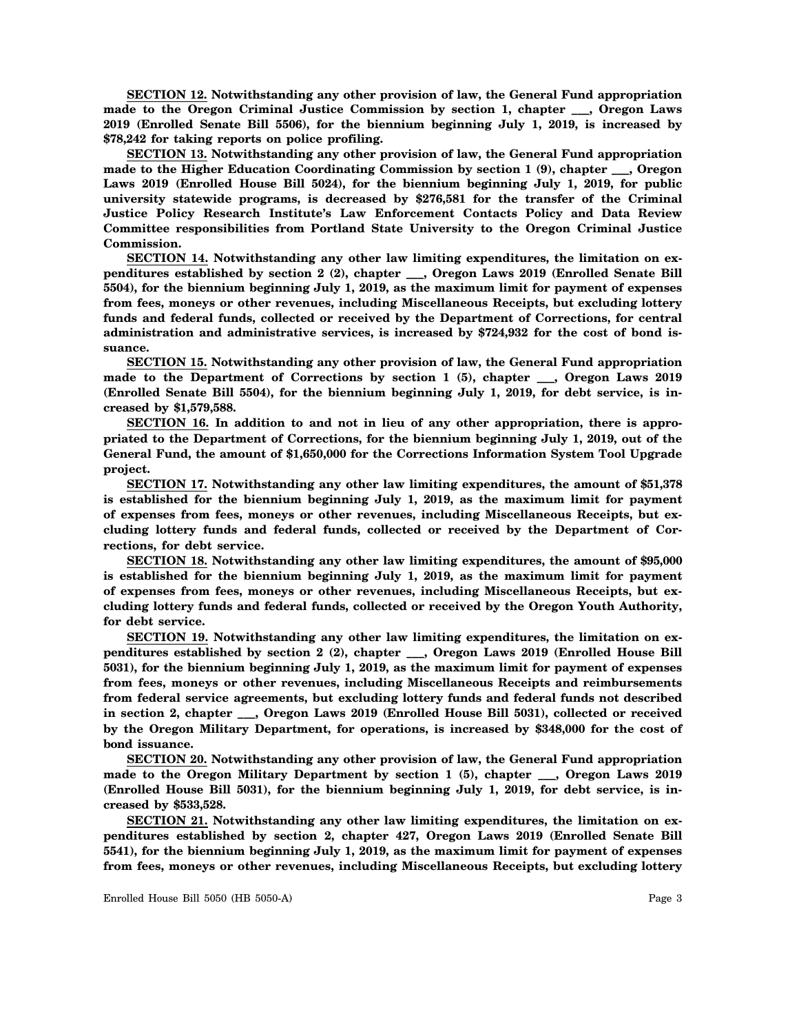**SECTION 12. Notwithstanding any other provision of law, the General Fund appropriation made to the Oregon Criminal Justice Commission by section 1, chapter ___, Oregon Laws 2019 (Enrolled Senate Bill 5506), for the biennium beginning July 1, 2019, is increased by $78,242 for taking reports on police profiling.**

**SECTION 13. Notwithstanding any other provision of law, the General Fund appropriation made to the Higher Education Coordinating Commission by section 1 (9), chapter ___, Oregon Laws 2019 (Enrolled House Bill 5024), for the biennium beginning July 1, 2019, for public university statewide programs, is decreased by $276,581 for the transfer of the Criminal Justice Policy Research Institute's Law Enforcement Contacts Policy and Data Review Committee responsibilities from Portland State University to the Oregon Criminal Justice Commission.**

**SECTION 14. Notwithstanding any other law limiting expenditures, the limitation on expenditures established by section 2 (2), chapter ___, Oregon Laws 2019 (Enrolled Senate Bill 5504), for the biennium beginning July 1, 2019, as the maximum limit for payment of expenses from fees, moneys or other revenues, including Miscellaneous Receipts, but excluding lottery funds and federal funds, collected or received by the Department of Corrections, for central administration and administrative services, is increased by $724,932 for the cost of bond issuance.**

**SECTION 15. Notwithstanding any other provision of law, the General Fund appropriation made to the Department of Corrections by section 1 (5), chapter ___, Oregon Laws 2019 (Enrolled Senate Bill 5504), for the biennium beginning July 1, 2019, for debt service, is increased by $1,579,588.**

**SECTION 16. In addition to and not in lieu of any other appropriation, there is appropriated to the Department of Corrections, for the biennium beginning July 1, 2019, out of the General Fund, the amount of $1,650,000 for the Corrections Information System Tool Upgrade project.**

**SECTION 17. Notwithstanding any other law limiting expenditures, the amount of $51,378 is established for the biennium beginning July 1, 2019, as the maximum limit for payment of expenses from fees, moneys or other revenues, including Miscellaneous Receipts, but excluding lottery funds and federal funds, collected or received by the Department of Corrections, for debt service.**

**SECTION 18. Notwithstanding any other law limiting expenditures, the amount of $95,000 is established for the biennium beginning July 1, 2019, as the maximum limit for payment of expenses from fees, moneys or other revenues, including Miscellaneous Receipts, but excluding lottery funds and federal funds, collected or received by the Oregon Youth Authority, for debt service.**

**SECTION 19. Notwithstanding any other law limiting expenditures, the limitation on expenditures established by section 2 (2), chapter ___, Oregon Laws 2019 (Enrolled House Bill 5031), for the biennium beginning July 1, 2019, as the maximum limit for payment of expenses from fees, moneys or other revenues, including Miscellaneous Receipts and reimbursements from federal service agreements, but excluding lottery funds and federal funds not described in section 2, chapter ___, Oregon Laws 2019 (Enrolled House Bill 5031), collected or received by the Oregon Military Department, for operations, is increased by $348,000 for the cost of bond issuance.**

**SECTION 20. Notwithstanding any other provision of law, the General Fund appropriation made to the Oregon Military Department by section 1 (5), chapter ___, Oregon Laws 2019 (Enrolled House Bill 5031), for the biennium beginning July 1, 2019, for debt service, is increased by $533,528.**

**SECTION 21. Notwithstanding any other law limiting expenditures, the limitation on expenditures established by section 2, chapter 427, Oregon Laws 2019 (Enrolled Senate Bill 5541), for the biennium beginning July 1, 2019, as the maximum limit for payment of expenses from fees, moneys or other revenues, including Miscellaneous Receipts, but excluding lottery**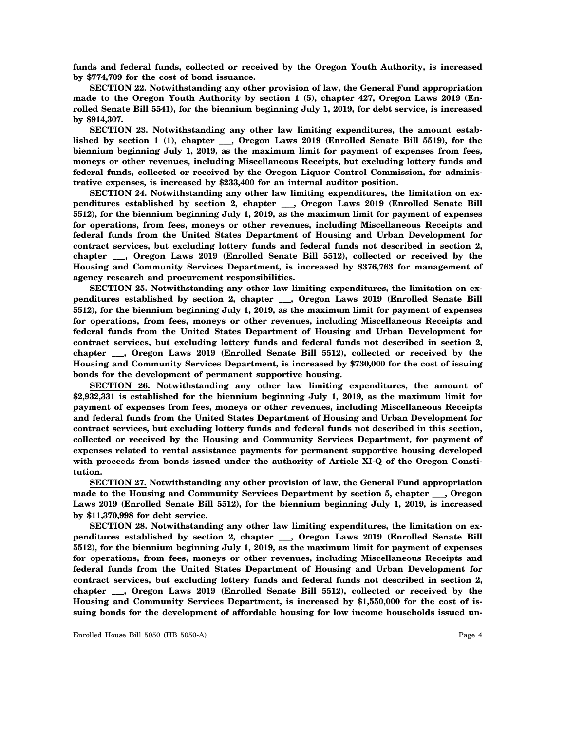**funds and federal funds, collected or received by the Oregon Youth Authority, is increased by $774,709 for the cost of bond issuance.**

**SECTION 22. Notwithstanding any other provision of law, the General Fund appropriation made to the Oregon Youth Authority by section 1 (5), chapter 427, Oregon Laws 2019 (Enrolled Senate Bill 5541), for the biennium beginning July 1, 2019, for debt service, is increased by $914,307.**

**SECTION 23. Notwithstanding any other law limiting expenditures, the amount established by section 1 (1), chapter ___, Oregon Laws 2019 (Enrolled Senate Bill 5519), for the biennium beginning July 1, 2019, as the maximum limit for payment of expenses from fees, moneys or other revenues, including Miscellaneous Receipts, but excluding lottery funds and federal funds, collected or received by the Oregon Liquor Control Commission, for administrative expenses, is increased by $233,400 for an internal auditor position.**

**SECTION 24. Notwithstanding any other law limiting expenditures, the limitation on expenditures established by section 2, chapter ___, Oregon Laws 2019 (Enrolled Senate Bill 5512), for the biennium beginning July 1, 2019, as the maximum limit for payment of expenses for operations, from fees, moneys or other revenues, including Miscellaneous Receipts and federal funds from the United States Department of Housing and Urban Development for contract services, but excluding lottery funds and federal funds not described in section 2, chapter ___, Oregon Laws 2019 (Enrolled Senate Bill 5512), collected or received by the Housing and Community Services Department, is increased by $376,763 for management of agency research and procurement responsibilities.**

**SECTION 25. Notwithstanding any other law limiting expenditures, the limitation on expenditures established by section 2, chapter ___, Oregon Laws 2019 (Enrolled Senate Bill 5512), for the biennium beginning July 1, 2019, as the maximum limit for payment of expenses for operations, from fees, moneys or other revenues, including Miscellaneous Receipts and federal funds from the United States Department of Housing and Urban Development for contract services, but excluding lottery funds and federal funds not described in section 2, chapter ___, Oregon Laws 2019 (Enrolled Senate Bill 5512), collected or received by the Housing and Community Services Department, is increased by $730,000 for the cost of issuing bonds for the development of permanent supportive housing.**

**SECTION 26. Notwithstanding any other law limiting expenditures, the amount of $2,932,331 is established for the biennium beginning July 1, 2019, as the maximum limit for payment of expenses from fees, moneys or other revenues, including Miscellaneous Receipts and federal funds from the United States Department of Housing and Urban Development for contract services, but excluding lottery funds and federal funds not described in this section, collected or received by the Housing and Community Services Department, for payment of expenses related to rental assistance payments for permanent supportive housing developed with proceeds from bonds issued under the authority of Article XI-Q of the Oregon Constitution.**

**SECTION 27. Notwithstanding any other provision of law, the General Fund appropriation made to the Housing and Community Services Department by section 5, chapter ___, Oregon Laws 2019 (Enrolled Senate Bill 5512), for the biennium beginning July 1, 2019, is increased by $11,370,998 for debt service.**

**SECTION 28. Notwithstanding any other law limiting expenditures, the limitation on expenditures established by section 2, chapter ___, Oregon Laws 2019 (Enrolled Senate Bill 5512), for the biennium beginning July 1, 2019, as the maximum limit for payment of expenses for operations, from fees, moneys or other revenues, including Miscellaneous Receipts and federal funds from the United States Department of Housing and Urban Development for contract services, but excluding lottery funds and federal funds not described in section 2, chapter ___, Oregon Laws 2019 (Enrolled Senate Bill 5512), collected or received by the Housing and Community Services Department, is increased by $1,550,000 for the cost of issuing bonds for the development of affordable housing for low income households issued un-**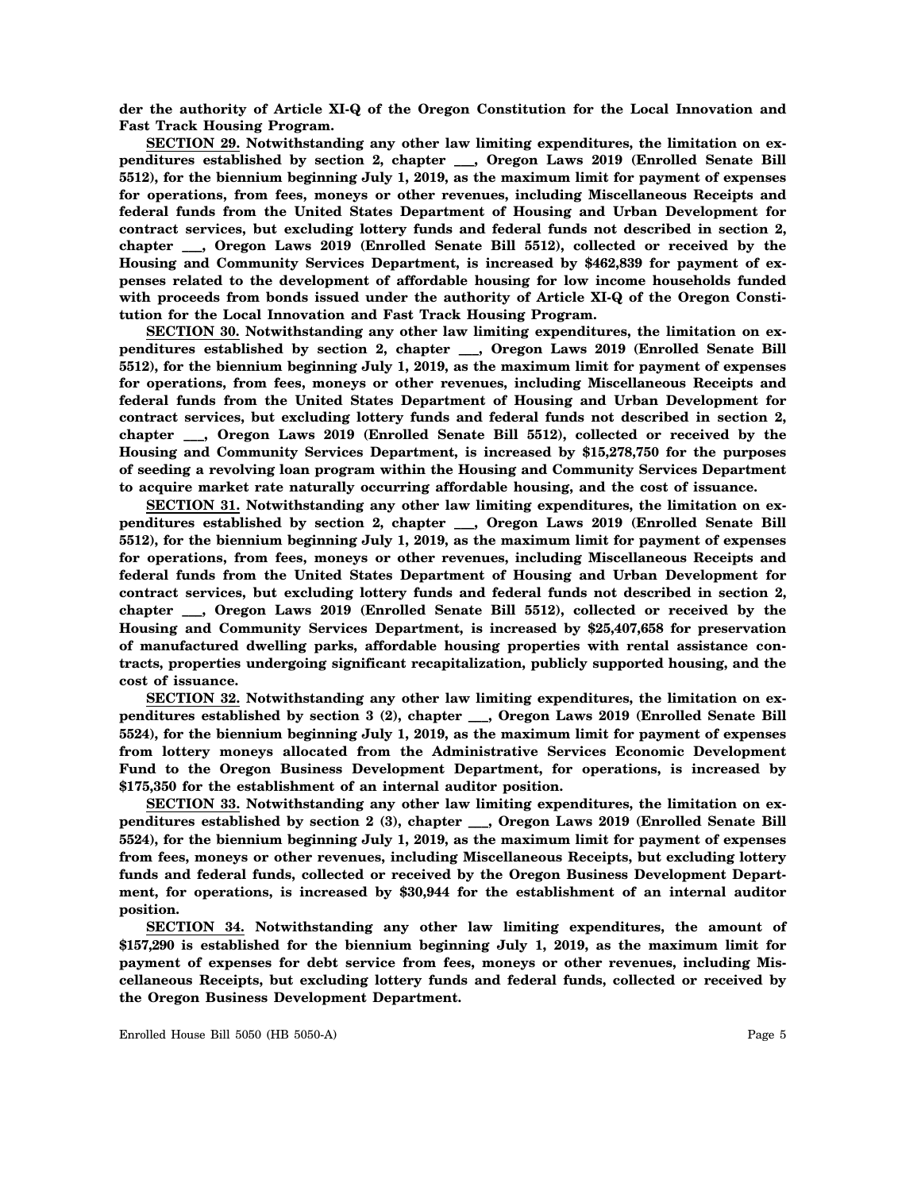**der the authority of Article XI-Q of the Oregon Constitution for the Local Innovation and Fast Track Housing Program.**

**SECTION 29. Notwithstanding any other law limiting expenditures, the limitation on expenditures established by section 2, chapter ___, Oregon Laws 2019 (Enrolled Senate Bill 5512), for the biennium beginning July 1, 2019, as the maximum limit for payment of expenses for operations, from fees, moneys or other revenues, including Miscellaneous Receipts and federal funds from the United States Department of Housing and Urban Development for contract services, but excluding lottery funds and federal funds not described in section 2, chapter ___, Oregon Laws 2019 (Enrolled Senate Bill 5512), collected or received by the Housing and Community Services Department, is increased by $462,839 for payment of expenses related to the development of affordable housing for low income households funded with proceeds from bonds issued under the authority of Article XI-Q of the Oregon Constitution for the Local Innovation and Fast Track Housing Program.**

**SECTION 30. Notwithstanding any other law limiting expenditures, the limitation on expenditures established by section 2, chapter ___, Oregon Laws 2019 (Enrolled Senate Bill 5512), for the biennium beginning July 1, 2019, as the maximum limit for payment of expenses for operations, from fees, moneys or other revenues, including Miscellaneous Receipts and federal funds from the United States Department of Housing and Urban Development for contract services, but excluding lottery funds and federal funds not described in section 2, chapter ___, Oregon Laws 2019 (Enrolled Senate Bill 5512), collected or received by the Housing and Community Services Department, is increased by $15,278,750 for the purposes of seeding a revolving loan program within the Housing and Community Services Department to acquire market rate naturally occurring affordable housing, and the cost of issuance.**

**SECTION 31. Notwithstanding any other law limiting expenditures, the limitation on expenditures established by section 2, chapter ___, Oregon Laws 2019 (Enrolled Senate Bill 5512), for the biennium beginning July 1, 2019, as the maximum limit for payment of expenses for operations, from fees, moneys or other revenues, including Miscellaneous Receipts and federal funds from the United States Department of Housing and Urban Development for contract services, but excluding lottery funds and federal funds not described in section 2, chapter ___, Oregon Laws 2019 (Enrolled Senate Bill 5512), collected or received by the Housing and Community Services Department, is increased by $25,407,658 for preservation of manufactured dwelling parks, affordable housing properties with rental assistance contracts, properties undergoing significant recapitalization, publicly supported housing, and the cost of issuance.**

**SECTION 32. Notwithstanding any other law limiting expenditures, the limitation on expenditures established by section 3 (2), chapter ___, Oregon Laws 2019 (Enrolled Senate Bill 5524), for the biennium beginning July 1, 2019, as the maximum limit for payment of expenses from lottery moneys allocated from the Administrative Services Economic Development Fund to the Oregon Business Development Department, for operations, is increased by $175,350 for the establishment of an internal auditor position.**

**SECTION 33. Notwithstanding any other law limiting expenditures, the limitation on expenditures established by section 2 (3), chapter ___, Oregon Laws 2019 (Enrolled Senate Bill 5524), for the biennium beginning July 1, 2019, as the maximum limit for payment of expenses from fees, moneys or other revenues, including Miscellaneous Receipts, but excluding lottery funds and federal funds, collected or received by the Oregon Business Development Department, for operations, is increased by $30,944 for the establishment of an internal auditor position.**

**SECTION 34. Notwithstanding any other law limiting expenditures, the amount of $157,290 is established for the biennium beginning July 1, 2019, as the maximum limit for payment of expenses for debt service from fees, moneys or other revenues, including Miscellaneous Receipts, but excluding lottery funds and federal funds, collected or received by the Oregon Business Development Department.**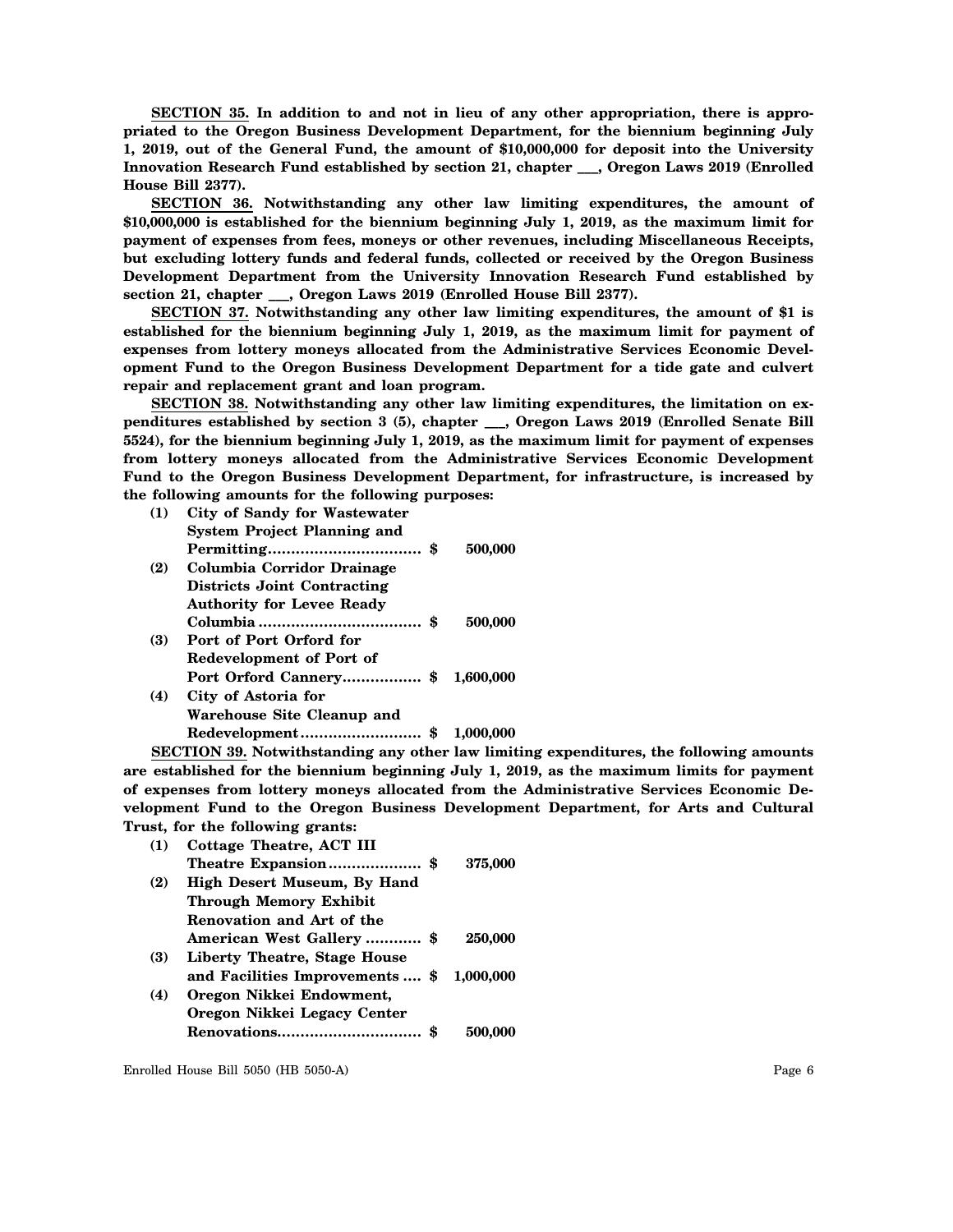**SECTION 35. In addition to and not in lieu of any other appropriation, there is appropriated to the Oregon Business Development Department, for the biennium beginning July 1, 2019, out of the General Fund, the amount of $10,000,000 for deposit into the University Innovation Research Fund established by section 21, chapter ___, Oregon Laws 2019 (Enrolled House Bill 2377).**

**SECTION 36. Notwithstanding any other law limiting expenditures, the amount of $10,000,000 is established for the biennium beginning July 1, 2019, as the maximum limit for payment of expenses from fees, moneys or other revenues, including Miscellaneous Receipts, but excluding lottery funds and federal funds, collected or received by the Oregon Business Development Department from the University Innovation Research Fund established by section 21, chapter ___, Oregon Laws 2019 (Enrolled House Bill 2377).**

**SECTION 37. Notwithstanding any other law limiting expenditures, the amount of $1 is established for the biennium beginning July 1, 2019, as the maximum limit for payment of expenses from lottery moneys allocated from the Administrative Services Economic Development Fund to the Oregon Business Development Department for a tide gate and culvert repair and replacement grant and loan program.**

**SECTION 38. Notwithstanding any other law limiting expenditures, the limitation on expenditures established by section 3 (5), chapter ___, Oregon Laws 2019 (Enrolled Senate Bill 5524), for the biennium beginning July 1, 2019, as the maximum limit for payment of expenses from lottery moneys allocated from the Administrative Services Economic Development Fund to the Oregon Business Development Department, for infrastructure, is increased by the following amounts for the following purposes:**

| | | |
|---|---|---|
| **(1)** | **City of Sandy for Wastewater System Project Planning and Permitting** | **$ 500,000** |
| **(2)** | **Columbia Corridor Drainage Districts Joint Contracting Authority for Levee Ready Columbia** | **$ 500,000** |
| **(3)** | **Port of Port Orford for Redevelopment of Port of Port Orford Cannery** | **$ 1,600,000** |
| **(4)** | **City of Astoria for Warehouse Site Cleanup and Redevelopment** | **$ 1,000,000** |

**SECTION 39. Notwithstanding any other law limiting expenditures, the following amounts are established for the biennium beginning July 1, 2019, as the maximum limits for payment of expenses from lottery moneys allocated from the Administrative Services Economic Development Fund to the Oregon Business Development Department, for Arts and Cultural Trust, for the following grants:**

| | | |
|---|---|---|
| **(1)** | **Cottage Theatre, ACT III Theatre Expansion** | **$ 375,000** |
| **(2)** | **High Desert Museum, By Hand Through Memory Exhibit Renovation and Art of the American West Gallery** | **$ 250,000** |
| **(3)** | **Liberty Theatre, Stage House and Facilities Improvements** | **$ 1,000,000** |
| **(4)** | **Oregon Nikkei Endowment, Oregon Nikkei Legacy Center Renovations** | **$ 500,000** |

Enrolled House Bill 5050 (HB 5050-A)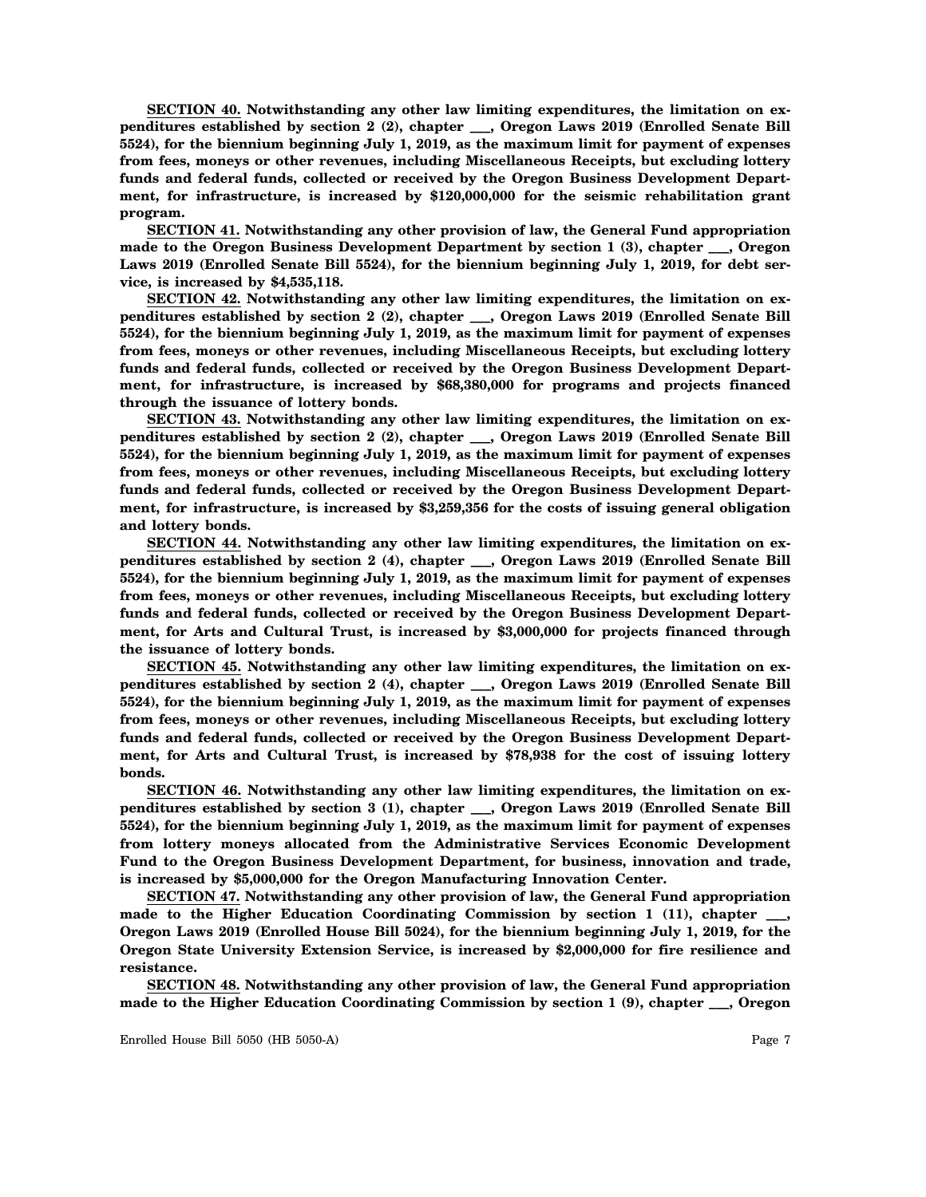**SECTION 40. Notwithstanding any other law limiting expenditures, the limitation on expenditures established by section 2 (2), chapter \_\_\_, Oregon Laws 2019 (Enrolled Senate Bill 5524), for the biennium beginning July 1, 2019, as the maximum limit for payment of expenses from fees, moneys or other revenues, including Miscellaneous Receipts, but excluding lottery funds and federal funds, collected or received by the Oregon Business Development Department, for infrastructure, is increased by $120,000,000 for the seismic rehabilitation grant program.**

**SECTION 41. Notwithstanding any other provision of law, the General Fund appropriation made to the Oregon Business Development Department by section 1 (3), chapter \_\_\_, Oregon Laws 2019 (Enrolled Senate Bill 5524), for the biennium beginning July 1, 2019, for debt service, is increased by $4,535,118.**

**SECTION 42. Notwithstanding any other law limiting expenditures, the limitation on expenditures established by section 2 (2), chapter \_\_\_, Oregon Laws 2019 (Enrolled Senate Bill 5524), for the biennium beginning July 1, 2019, as the maximum limit for payment of expenses from fees, moneys or other revenues, including Miscellaneous Receipts, but excluding lottery funds and federal funds, collected or received by the Oregon Business Development Department, for infrastructure, is increased by $68,380,000 for programs and projects financed through the issuance of lottery bonds.**

**SECTION 43. Notwithstanding any other law limiting expenditures, the limitation on expenditures established by section 2 (2), chapter \_\_\_, Oregon Laws 2019 (Enrolled Senate Bill 5524), for the biennium beginning July 1, 2019, as the maximum limit for payment of expenses from fees, moneys or other revenues, including Miscellaneous Receipts, but excluding lottery funds and federal funds, collected or received by the Oregon Business Development Department, for infrastructure, is increased by $3,259,356 for the costs of issuing general obligation and lottery bonds.**

**SECTION 44. Notwithstanding any other law limiting expenditures, the limitation on expenditures established by section 2 (4), chapter \_\_\_, Oregon Laws 2019 (Enrolled Senate Bill 5524), for the biennium beginning July 1, 2019, as the maximum limit for payment of expenses from fees, moneys or other revenues, including Miscellaneous Receipts, but excluding lottery funds and federal funds, collected or received by the Oregon Business Development Department, for Arts and Cultural Trust, is increased by $3,000,000 for projects financed through the issuance of lottery bonds.**

**SECTION 45. Notwithstanding any other law limiting expenditures, the limitation on expenditures established by section 2 (4), chapter \_\_\_, Oregon Laws 2019 (Enrolled Senate Bill 5524), for the biennium beginning July 1, 2019, as the maximum limit for payment of expenses from fees, moneys or other revenues, including Miscellaneous Receipts, but excluding lottery funds and federal funds, collected or received by the Oregon Business Development Department, for Arts and Cultural Trust, is increased by $78,938 for the cost of issuing lottery bonds.**

**SECTION 46. Notwithstanding any other law limiting expenditures, the limitation on expenditures established by section 3 (1), chapter \_\_\_, Oregon Laws 2019 (Enrolled Senate Bill 5524), for the biennium beginning July 1, 2019, as the maximum limit for payment of expenses from lottery moneys allocated from the Administrative Services Economic Development Fund to the Oregon Business Development Department, for business, innovation and trade, is increased by $5,000,000 for the Oregon Manufacturing Innovation Center.**

**SECTION 47. Notwithstanding any other provision of law, the General Fund appropriation made to the Higher Education Coordinating Commission by section 1 (11), chapter \_\_\_, Oregon Laws 2019 (Enrolled House Bill 5024), for the biennium beginning July 1, 2019, for the Oregon State University Extension Service, is increased by $2,000,000 for fire resilience and resistance.**

**SECTION 48. Notwithstanding any other provision of law, the General Fund appropriation made to the Higher Education Coordinating Commission by section 1 (9), chapter \_\_\_, Oregon**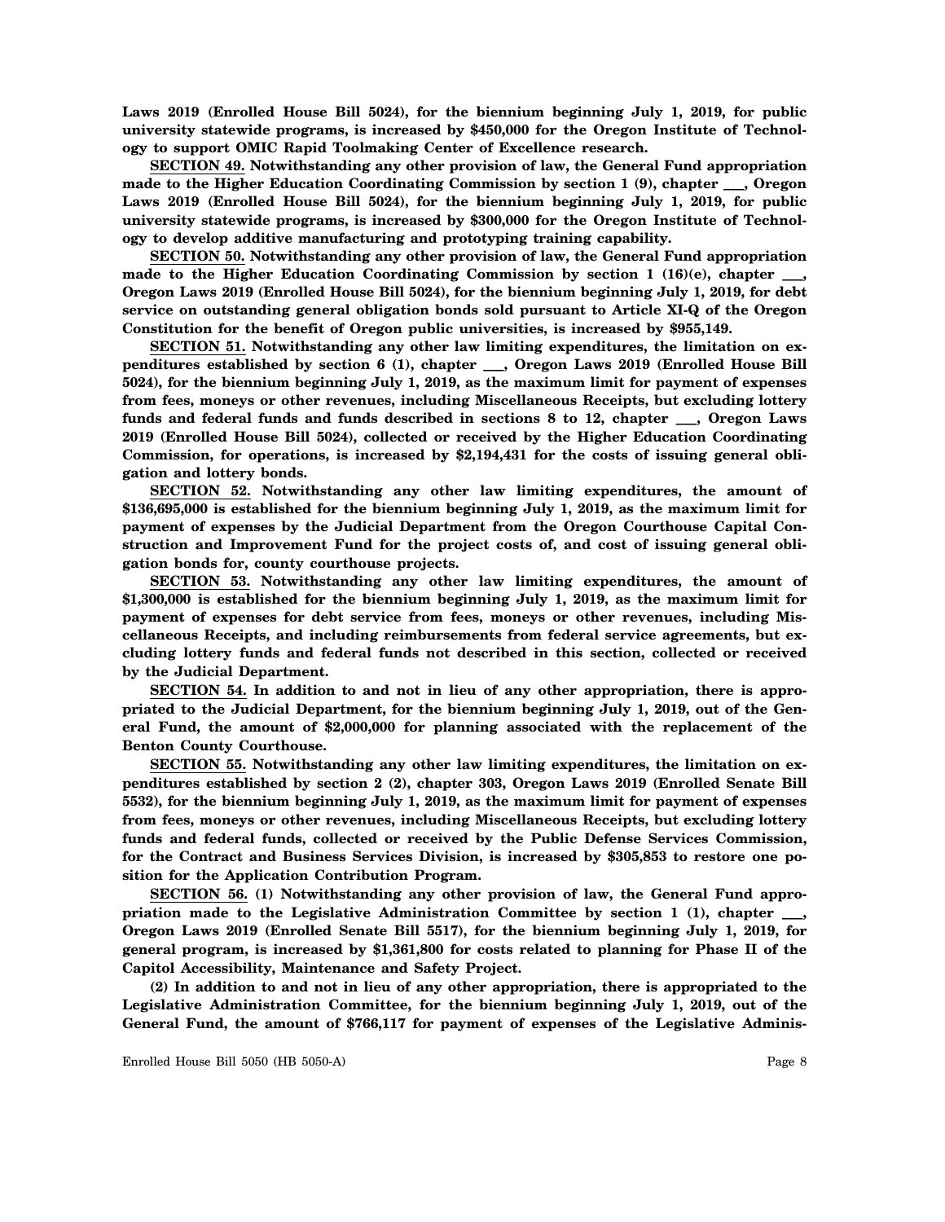**Laws 2019 (Enrolled House Bill 5024), for the biennium beginning July 1, 2019, for public university statewide programs, is increased by $450,000 for the Oregon Institute of Technology to support OMIC Rapid Toolmaking Center of Excellence research.**

**SECTION 49. Notwithstanding any other provision of law, the General Fund appropriation made to the Higher Education Coordinating Commission by section 1 (9), chapter ___, Oregon Laws 2019 (Enrolled House Bill 5024), for the biennium beginning July 1, 2019, for public university statewide programs, is increased by $300,000 for the Oregon Institute of Technology to develop additive manufacturing and prototyping training capability.**

**SECTION 50. Notwithstanding any other provision of law, the General Fund appropriation made to the Higher Education Coordinating Commission by section 1 (16)(e), chapter ___, Oregon Laws 2019 (Enrolled House Bill 5024), for the biennium beginning July 1, 2019, for debt service on outstanding general obligation bonds sold pursuant to Article XI-Q of the Oregon Constitution for the benefit of Oregon public universities, is increased by $955,149.**

**SECTION 51. Notwithstanding any other law limiting expenditures, the limitation on expenditures established by section 6 (1), chapter ___, Oregon Laws 2019 (Enrolled House Bill 5024), for the biennium beginning July 1, 2019, as the maximum limit for payment of expenses from fees, moneys or other revenues, including Miscellaneous Receipts, but excluding lottery funds and federal funds and funds described in sections 8 to 12, chapter ___, Oregon Laws 2019 (Enrolled House Bill 5024), collected or received by the Higher Education Coordinating Commission, for operations, is increased by $2,194,431 for the costs of issuing general obligation and lottery bonds.**

**SECTION 52. Notwithstanding any other law limiting expenditures, the amount of $136,695,000 is established for the biennium beginning July 1, 2019, as the maximum limit for payment of expenses by the Judicial Department from the Oregon Courthouse Capital Construction and Improvement Fund for the project costs of, and cost of issuing general obligation bonds for, county courthouse projects.**

**SECTION 53. Notwithstanding any other law limiting expenditures, the amount of $1,300,000 is established for the biennium beginning July 1, 2019, as the maximum limit for payment of expenses for debt service from fees, moneys or other revenues, including Miscellaneous Receipts, and including reimbursements from federal service agreements, but excluding lottery funds and federal funds not described in this section, collected or received by the Judicial Department.**

**SECTION 54. In addition to and not in lieu of any other appropriation, there is appropriated to the Judicial Department, for the biennium beginning July 1, 2019, out of the General Fund, the amount of $2,000,000 for planning associated with the replacement of the Benton County Courthouse.**

**SECTION 55. Notwithstanding any other law limiting expenditures, the limitation on expenditures established by section 2 (2), chapter 303, Oregon Laws 2019 (Enrolled Senate Bill 5532), for the biennium beginning July 1, 2019, as the maximum limit for payment of expenses from fees, moneys or other revenues, including Miscellaneous Receipts, but excluding lottery funds and federal funds, collected or received by the Public Defense Services Commission, for the Contract and Business Services Division, is increased by $305,853 to restore one position for the Application Contribution Program.**

**SECTION 56. (1) Notwithstanding any other provision of law, the General Fund appropriation made to the Legislative Administration Committee by section 1 (1), chapter ___, Oregon Laws 2019 (Enrolled Senate Bill 5517), for the biennium beginning July 1, 2019, for general program, is increased by $1,361,800 for costs related to planning for Phase II of the Capitol Accessibility, Maintenance and Safety Project.**

**(2) In addition to and not in lieu of any other appropriation, there is appropriated to the Legislative Administration Committee, for the biennium beginning July 1, 2019, out of the General Fund, the amount of $766,117 for payment of expenses of the Legislative Adminis-**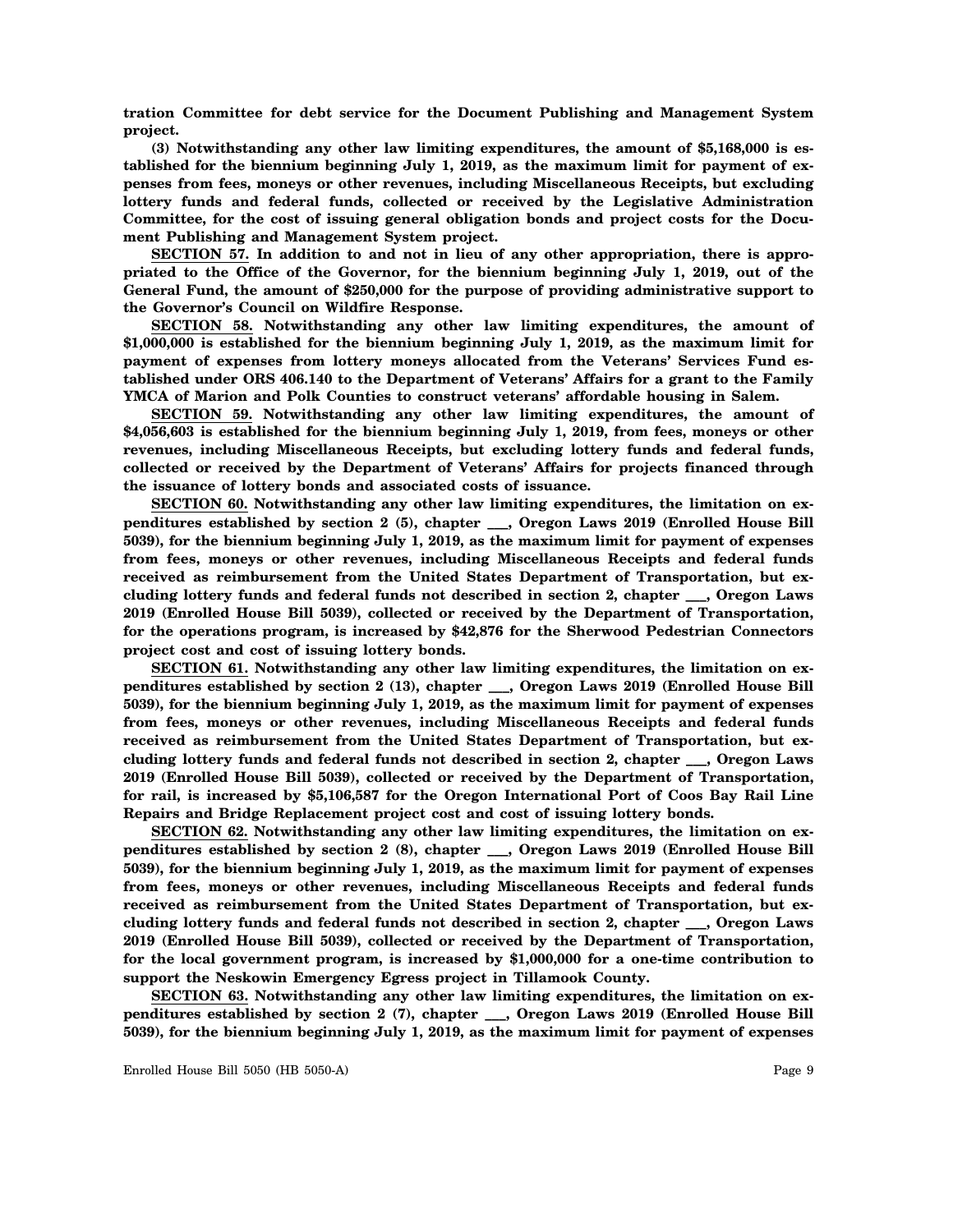**tration Committee for debt service for the Document Publishing and Management System project.**

**(3) Notwithstanding any other law limiting expenditures, the amount of $5,168,000 is established for the biennium beginning July 1, 2019, as the maximum limit for payment of expenses from fees, moneys or other revenues, including Miscellaneous Receipts, but excluding lottery funds and federal funds, collected or received by the Legislative Administration Committee, for the cost of issuing general obligation bonds and project costs for the Document Publishing and Management System project.**

**SECTION 57. In addition to and not in lieu of any other appropriation, there is appropriated to the Office of the Governor, for the biennium beginning July 1, 2019, out of the General Fund, the amount of $250,000 for the purpose of providing administrative support to the Governor's Council on Wildfire Response.**

**SECTION 58. Notwithstanding any other law limiting expenditures, the amount of $1,000,000 is established for the biennium beginning July 1, 2019, as the maximum limit for payment of expenses from lottery moneys allocated from the Veterans' Services Fund established under ORS 406.140 to the Department of Veterans' Affairs for a grant to the Family YMCA of Marion and Polk Counties to construct veterans' affordable housing in Salem.**

**SECTION 59. Notwithstanding any other law limiting expenditures, the amount of $4,056,603 is established for the biennium beginning July 1, 2019, from fees, moneys or other revenues, including Miscellaneous Receipts, but excluding lottery funds and federal funds, collected or received by the Department of Veterans' Affairs for projects financed through the issuance of lottery bonds and associated costs of issuance.**

**SECTION 60. Notwithstanding any other law limiting expenditures, the limitation on expenditures established by section 2 (5), chapter ___, Oregon Laws 2019 (Enrolled House Bill 5039), for the biennium beginning July 1, 2019, as the maximum limit for payment of expenses from fees, moneys or other revenues, including Miscellaneous Receipts and federal funds received as reimbursement from the United States Department of Transportation, but excluding lottery funds and federal funds not described in section 2, chapter ___, Oregon Laws 2019 (Enrolled House Bill 5039), collected or received by the Department of Transportation, for the operations program, is increased by $42,876 for the Sherwood Pedestrian Connectors project cost and cost of issuing lottery bonds.**

**SECTION 61. Notwithstanding any other law limiting expenditures, the limitation on expenditures established by section 2 (13), chapter ___, Oregon Laws 2019 (Enrolled House Bill 5039), for the biennium beginning July 1, 2019, as the maximum limit for payment of expenses from fees, moneys or other revenues, including Miscellaneous Receipts and federal funds received as reimbursement from the United States Department of Transportation, but excluding lottery funds and federal funds not described in section 2, chapter ___, Oregon Laws 2019 (Enrolled House Bill 5039), collected or received by the Department of Transportation, for rail, is increased by $5,106,587 for the Oregon International Port of Coos Bay Rail Line Repairs and Bridge Replacement project cost and cost of issuing lottery bonds.**

**SECTION 62. Notwithstanding any other law limiting expenditures, the limitation on expenditures established by section 2 (8), chapter ___, Oregon Laws 2019 (Enrolled House Bill 5039), for the biennium beginning July 1, 2019, as the maximum limit for payment of expenses from fees, moneys or other revenues, including Miscellaneous Receipts and federal funds received as reimbursement from the United States Department of Transportation, but excluding lottery funds and federal funds not described in section 2, chapter ___, Oregon Laws 2019 (Enrolled House Bill 5039), collected or received by the Department of Transportation, for the local government program, is increased by $1,000,000 for a one-time contribution to support the Neskowin Emergency Egress project in Tillamook County.**

**SECTION 63. Notwithstanding any other law limiting expenditures, the limitation on expenditures established by section 2 (7), chapter ___, Oregon Laws 2019 (Enrolled House Bill 5039), for the biennium beginning July 1, 2019, as the maximum limit for payment of expenses**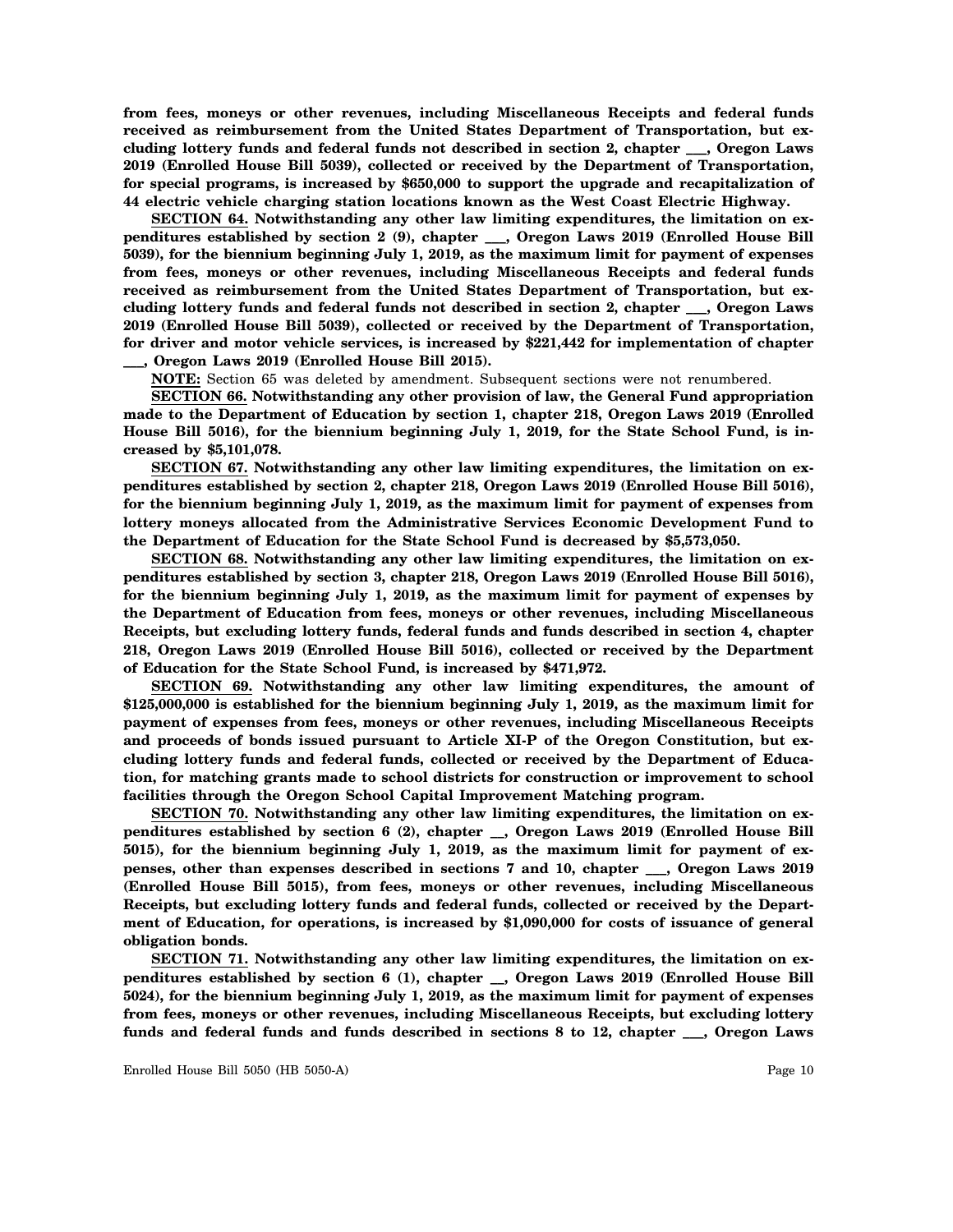**from fees, moneys or other revenues, including Miscellaneous Receipts and federal funds received as reimbursement from the United States Department of Transportation, but excluding lottery funds and federal funds not described in section 2, chapter ___, Oregon Laws 2019 (Enrolled House Bill 5039), collected or received by the Department of Transportation, for special programs, is increased by $650,000 to support the upgrade and recapitalization of 44 electric vehicle charging station locations known as the West Coast Electric Highway.**

**SECTION 64. Notwithstanding any other law limiting expenditures, the limitation on expenditures established by section 2 (9), chapter ___, Oregon Laws 2019 (Enrolled House Bill 5039), for the biennium beginning July 1, 2019, as the maximum limit for payment of expenses from fees, moneys or other revenues, including Miscellaneous Receipts and federal funds received as reimbursement from the United States Department of Transportation, but excluding lottery funds and federal funds not described in section 2, chapter ___, Oregon Laws 2019 (Enrolled House Bill 5039), collected or received by the Department of Transportation, for driver and motor vehicle services, is increased by $221,442 for implementation of chapter ___, Oregon Laws 2019 (Enrolled House Bill 2015).**

**NOTE:** Section 65 was deleted by amendment. Subsequent sections were not renumbered.

**SECTION 66. Notwithstanding any other provision of law, the General Fund appropriation made to the Department of Education by section 1, chapter 218, Oregon Laws 2019 (Enrolled House Bill 5016), for the biennium beginning July 1, 2019, for the State School Fund, is increased by $5,101,078.**

**SECTION 67. Notwithstanding any other law limiting expenditures, the limitation on expenditures established by section 2, chapter 218, Oregon Laws 2019 (Enrolled House Bill 5016), for the biennium beginning July 1, 2019, as the maximum limit for payment of expenses from lottery moneys allocated from the Administrative Services Economic Development Fund to the Department of Education for the State School Fund is decreased by $5,573,050.**

**SECTION 68. Notwithstanding any other law limiting expenditures, the limitation on expenditures established by section 3, chapter 218, Oregon Laws 2019 (Enrolled House Bill 5016), for the biennium beginning July 1, 2019, as the maximum limit for payment of expenses by the Department of Education from fees, moneys or other revenues, including Miscellaneous Receipts, but excluding lottery funds, federal funds and funds described in section 4, chapter 218, Oregon Laws 2019 (Enrolled House Bill 5016), collected or received by the Department of Education for the State School Fund, is increased by $471,972.**

**SECTION 69. Notwithstanding any other law limiting expenditures, the amount of $125,000,000 is established for the biennium beginning July 1, 2019, as the maximum limit for payment of expenses from fees, moneys or other revenues, including Miscellaneous Receipts and proceeds of bonds issued pursuant to Article XI-P of the Oregon Constitution, but excluding lottery funds and federal funds, collected or received by the Department of Education, for matching grants made to school districts for construction or improvement to school facilities through the Oregon School Capital Improvement Matching program.**

**SECTION 70. Notwithstanding any other law limiting expenditures, the limitation on expenditures established by section 6 (2), chapter __, Oregon Laws 2019 (Enrolled House Bill 5015), for the biennium beginning July 1, 2019, as the maximum limit for payment of expenses, other than expenses described in sections 7 and 10, chapter ___, Oregon Laws 2019 (Enrolled House Bill 5015), from fees, moneys or other revenues, including Miscellaneous Receipts, but excluding lottery funds and federal funds, collected or received by the Department of Education, for operations, is increased by $1,090,000 for costs of issuance of general obligation bonds.**

**SECTION 71. Notwithstanding any other law limiting expenditures, the limitation on expenditures established by section 6 (1), chapter __, Oregon Laws 2019 (Enrolled House Bill 5024), for the biennium beginning July 1, 2019, as the maximum limit for payment of expenses from fees, moneys or other revenues, including Miscellaneous Receipts, but excluding lottery funds and federal funds and funds described in sections 8 to 12, chapter ___, Oregon Laws**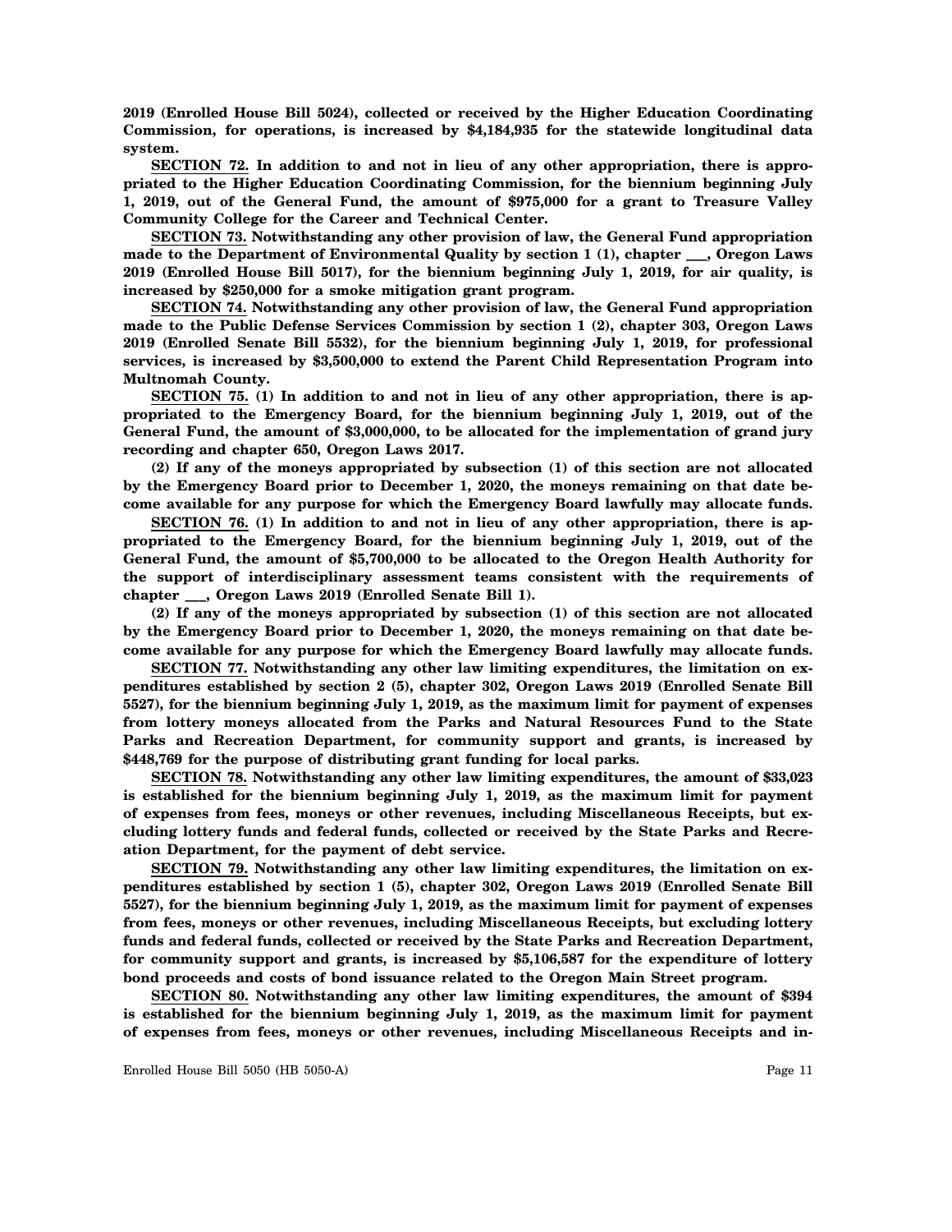**2019 (Enrolled House Bill 5024), collected or received by the Higher Education Coordinating Commission, for operations, is increased by $4,184,935 for the statewide longitudinal data system.**

**SECTION 72. In addition to and not in lieu of any other appropriation, there is appropriated to the Higher Education Coordinating Commission, for the biennium beginning July 1, 2019, out of the General Fund, the amount of $975,000 for a grant to Treasure Valley Community College for the Career and Technical Center.**

**SECTION 73. Notwithstanding any other provision of law, the General Fund appropriation made to the Department of Environmental Quality by section 1 (1), chapter ___, Oregon Laws 2019 (Enrolled House Bill 5017), for the biennium beginning July 1, 2019, for air quality, is increased by $250,000 for a smoke mitigation grant program.**

**SECTION 74. Notwithstanding any other provision of law, the General Fund appropriation made to the Public Defense Services Commission by section 1 (2), chapter 303, Oregon Laws 2019 (Enrolled Senate Bill 5532), for the biennium beginning July 1, 2019, for professional services, is increased by $3,500,000 to extend the Parent Child Representation Program into Multnomah County.**

**SECTION 75. (1) In addition to and not in lieu of any other appropriation, there is appropriated to the Emergency Board, for the biennium beginning July 1, 2019, out of the General Fund, the amount of $3,000,000, to be allocated for the implementation of grand jury recording and chapter 650, Oregon Laws 2017.**

**(2) If any of the moneys appropriated by subsection (1) of this section are not allocated by the Emergency Board prior to December 1, 2020, the moneys remaining on that date become available for any purpose for which the Emergency Board lawfully may allocate funds.**

**SECTION 76. (1) In addition to and not in lieu of any other appropriation, there is appropriated to the Emergency Board, for the biennium beginning July 1, 2019, out of the General Fund, the amount of $5,700,000 to be allocated to the Oregon Health Authority for the support of interdisciplinary assessment teams consistent with the requirements of chapter ___, Oregon Laws 2019 (Enrolled Senate Bill 1).**

**(2) If any of the moneys appropriated by subsection (1) of this section are not allocated by the Emergency Board prior to December 1, 2020, the moneys remaining on that date become available for any purpose for which the Emergency Board lawfully may allocate funds.**

**SECTION 77. Notwithstanding any other law limiting expenditures, the limitation on expenditures established by section 2 (5), chapter 302, Oregon Laws 2019 (Enrolled Senate Bill 5527), for the biennium beginning July 1, 2019, as the maximum limit for payment of expenses from lottery moneys allocated from the Parks and Natural Resources Fund to the State Parks and Recreation Department, for community support and grants, is increased by $448,769 for the purpose of distributing grant funding for local parks.**

**SECTION 78. Notwithstanding any other law limiting expenditures, the amount of $33,023 is established for the biennium beginning July 1, 2019, as the maximum limit for payment of expenses from fees, moneys or other revenues, including Miscellaneous Receipts, but excluding lottery funds and federal funds, collected or received by the State Parks and Recreation Department, for the payment of debt service.**

**SECTION 79. Notwithstanding any other law limiting expenditures, the limitation on expenditures established by section 1 (5), chapter 302, Oregon Laws 2019 (Enrolled Senate Bill 5527), for the biennium beginning July 1, 2019, as the maximum limit for payment of expenses from fees, moneys or other revenues, including Miscellaneous Receipts, but excluding lottery funds and federal funds, collected or received by the State Parks and Recreation Department, for community support and grants, is increased by $5,106,587 for the expenditure of lottery bond proceeds and costs of bond issuance related to the Oregon Main Street program.**

**SECTION 80. Notwithstanding any other law limiting expenditures, the amount of $394 is established for the biennium beginning July 1, 2019, as the maximum limit for payment of expenses from fees, moneys or other revenues, including Miscellaneous Receipts and in-**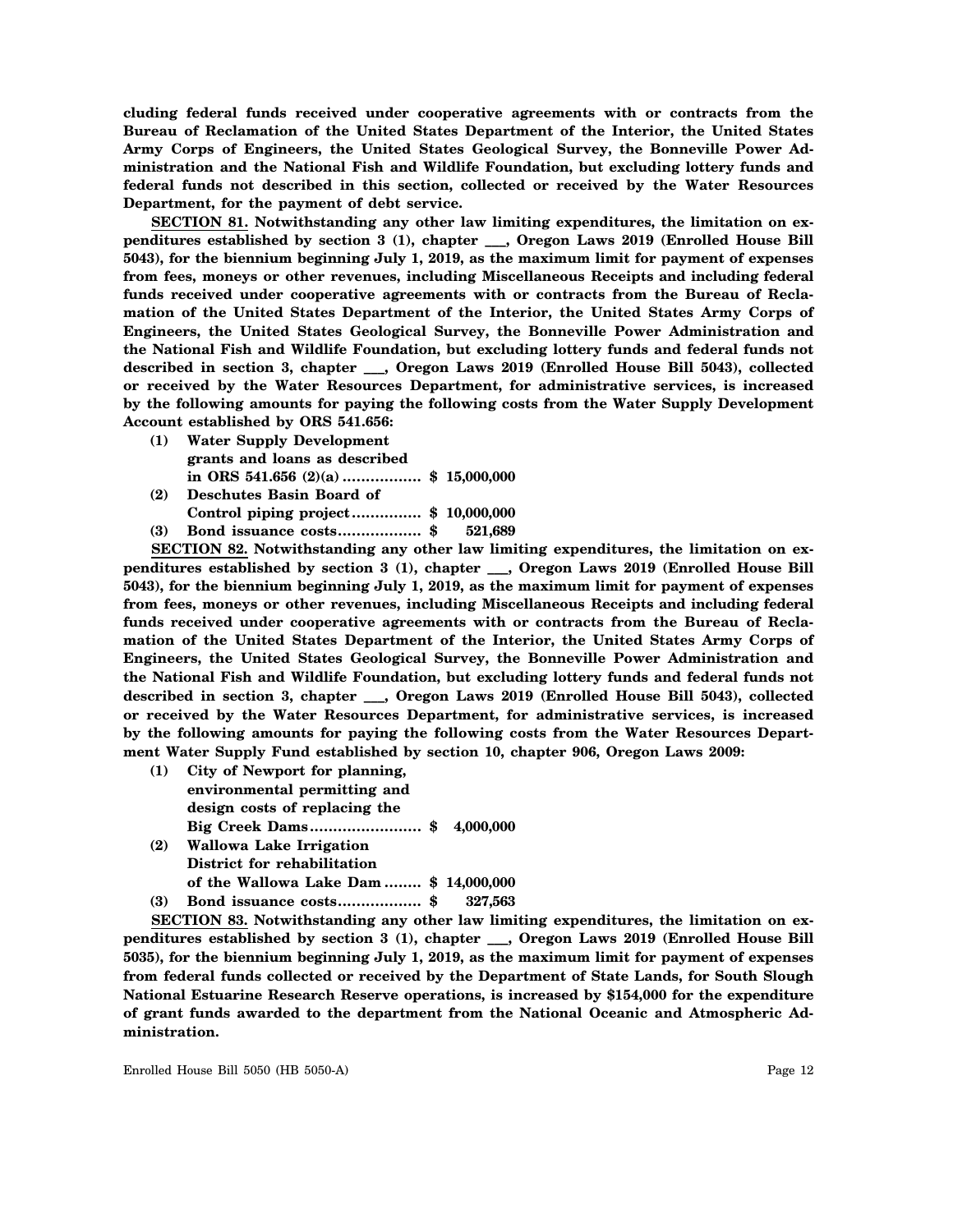**cluding federal funds received under cooperative agreements with or contracts from the Bureau of Reclamation of the United States Department of the Interior, the United States Army Corps of Engineers, the United States Geological Survey, the Bonneville Power Administration and the National Fish and Wildlife Foundation, but excluding lottery funds and federal funds not described in this section, collected or received by the Water Resources Department, for the payment of debt service.**

**SECTION 81. Notwithstanding any other law limiting expenditures, the limitation on expenditures established by section 3 (1), chapter ___, Oregon Laws 2019 (Enrolled House Bill 5043), for the biennium beginning July 1, 2019, as the maximum limit for payment of expenses from fees, moneys or other revenues, including Miscellaneous Receipts and including federal funds received under cooperative agreements with or contracts from the Bureau of Reclamation of the United States Department of the Interior, the United States Army Corps of Engineers, the United States Geological Survey, the Bonneville Power Administration and the National Fish and Wildlife Foundation, but excluding lottery funds and federal funds not described in section 3, chapter ___, Oregon Laws 2019 (Enrolled House Bill 5043), collected or received by the Water Resources Department, for administrative services, is increased by the following amounts for paying the following costs from the Water Supply Development Account established by ORS 541.656:**

**(1) Water Supply Development grants and loans as described in ORS 541.656 (2)(a) ................. $ 15,000,000**

**(2) Deschutes Basin Board of Control piping project............... $ 10,000,000**

**(3) Bond issuance costs................. $ 521,689**

**SECTION 82. Notwithstanding any other law limiting expenditures, the limitation on expenditures established by section 3 (1), chapter ___, Oregon Laws 2019 (Enrolled House Bill 5043), for the biennium beginning July 1, 2019, as the maximum limit for payment of expenses from fees, moneys or other revenues, including Miscellaneous Receipts and including federal funds received under cooperative agreements with or contracts from the Bureau of Reclamation of the United States Department of the Interior, the United States Army Corps of Engineers, the United States Geological Survey, the Bonneville Power Administration and the National Fish and Wildlife Foundation, but excluding lottery funds and federal funds not described in section 3, chapter ___, Oregon Laws 2019 (Enrolled House Bill 5043), collected or received by the Water Resources Department, for administrative services, is increased by the following amounts for paying the following costs from the Water Resources Department Water Supply Fund established by section 10, chapter 906, Oregon Laws 2009:**

**(1) City of Newport for planning, environmental permitting and design costs of replacing the Big Creek Dams........................ $ 4,000,000**

**(2) Wallowa Lake Irrigation District for rehabilitation of the Wallowa Lake Dam ........ $ 14,000,000**

**(3) Bond issuance costs................. $ 327,563**

**SECTION 83. Notwithstanding any other law limiting expenditures, the limitation on expenditures established by section 3 (1), chapter ___, Oregon Laws 2019 (Enrolled House Bill 5035), for the biennium beginning July 1, 2019, as the maximum limit for payment of expenses from federal funds collected or received by the Department of State Lands, for South Slough National Estuarine Research Reserve operations, is increased by $154,000 for the expenditure of grant funds awarded to the department from the National Oceanic and Atmospheric Administration.**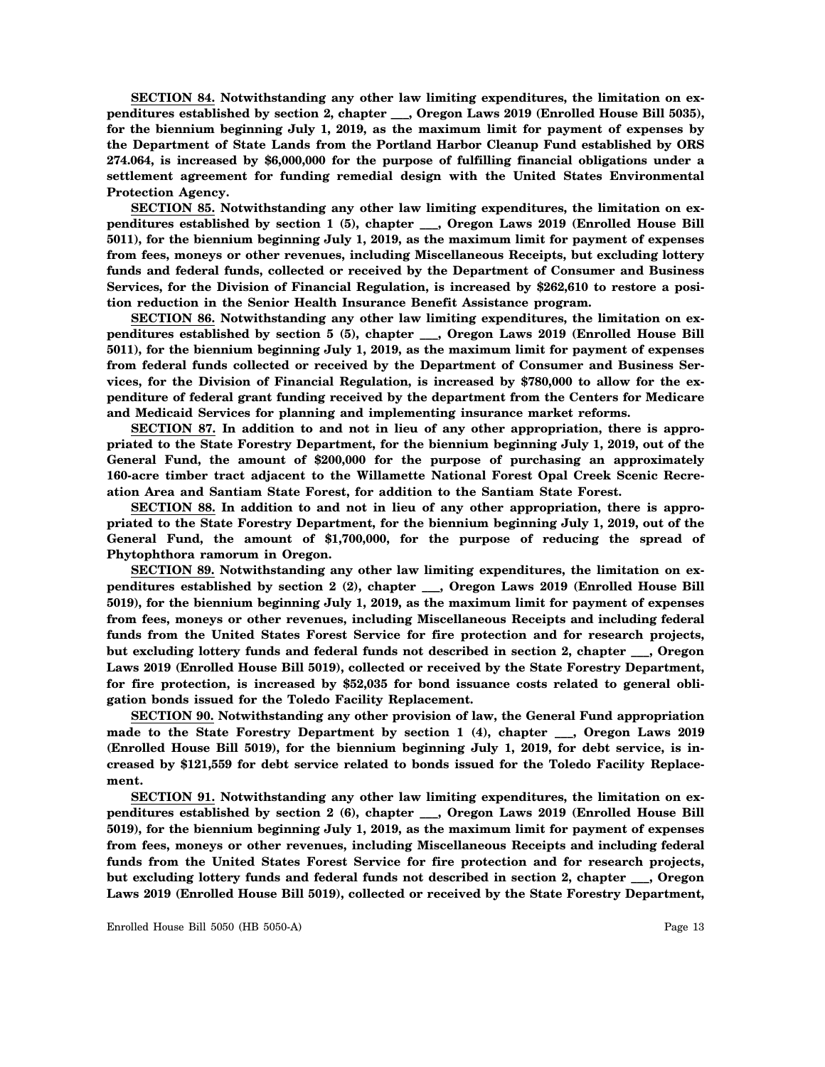**SECTION 84. Notwithstanding any other law limiting expenditures, the limitation on expenditures established by section 2, chapter ___, Oregon Laws 2019 (Enrolled House Bill 5035), for the biennium beginning July 1, 2019, as the maximum limit for payment of expenses by the Department of State Lands from the Portland Harbor Cleanup Fund established by ORS 274.064, is increased by $6,000,000 for the purpose of fulfilling financial obligations under a settlement agreement for funding remedial design with the United States Environmental Protection Agency.**

**SECTION 85. Notwithstanding any other law limiting expenditures, the limitation on expenditures established by section 1 (5), chapter ___, Oregon Laws 2019 (Enrolled House Bill 5011), for the biennium beginning July 1, 2019, as the maximum limit for payment of expenses from fees, moneys or other revenues, including Miscellaneous Receipts, but excluding lottery funds and federal funds, collected or received by the Department of Consumer and Business Services, for the Division of Financial Regulation, is increased by $262,610 to restore a position reduction in the Senior Health Insurance Benefit Assistance program.**

**SECTION 86. Notwithstanding any other law limiting expenditures, the limitation on expenditures established by section 5 (5), chapter ___, Oregon Laws 2019 (Enrolled House Bill 5011), for the biennium beginning July 1, 2019, as the maximum limit for payment of expenses from federal funds collected or received by the Department of Consumer and Business Services, for the Division of Financial Regulation, is increased by $780,000 to allow for the expenditure of federal grant funding received by the department from the Centers for Medicare and Medicaid Services for planning and implementing insurance market reforms.**

**SECTION 87. In addition to and not in lieu of any other appropriation, there is appropriated to the State Forestry Department, for the biennium beginning July 1, 2019, out of the General Fund, the amount of $200,000 for the purpose of purchasing an approximately 160-acre timber tract adjacent to the Willamette National Forest Opal Creek Scenic Recreation Area and Santiam State Forest, for addition to the Santiam State Forest.**

**SECTION 88. In addition to and not in lieu of any other appropriation, there is appropriated to the State Forestry Department, for the biennium beginning July 1, 2019, out of the General Fund, the amount of $1,700,000, for the purpose of reducing the spread of Phytophthora ramorum in Oregon.**

**SECTION 89. Notwithstanding any other law limiting expenditures, the limitation on expenditures established by section 2 (2), chapter ___, Oregon Laws 2019 (Enrolled House Bill 5019), for the biennium beginning July 1, 2019, as the maximum limit for payment of expenses from fees, moneys or other revenues, including Miscellaneous Receipts and including federal funds from the United States Forest Service for fire protection and for research projects, but excluding lottery funds and federal funds not described in section 2, chapter ___, Oregon Laws 2019 (Enrolled House Bill 5019), collected or received by the State Forestry Department, for fire protection, is increased by $52,035 for bond issuance costs related to general obligation bonds issued for the Toledo Facility Replacement.**

**SECTION 90. Notwithstanding any other provision of law, the General Fund appropriation made to the State Forestry Department by section 1 (4), chapter ___, Oregon Laws 2019 (Enrolled House Bill 5019), for the biennium beginning July 1, 2019, for debt service, is increased by $121,559 for debt service related to bonds issued for the Toledo Facility Replacement.**

**SECTION 91. Notwithstanding any other law limiting expenditures, the limitation on expenditures established by section 2 (6), chapter ___, Oregon Laws 2019 (Enrolled House Bill 5019), for the biennium beginning July 1, 2019, as the maximum limit for payment of expenses from fees, moneys or other revenues, including Miscellaneous Receipts and including federal funds from the United States Forest Service for fire protection and for research projects, but excluding lottery funds and federal funds not described in section 2, chapter ___, Oregon Laws 2019 (Enrolled House Bill 5019), collected or received by the State Forestry Department,**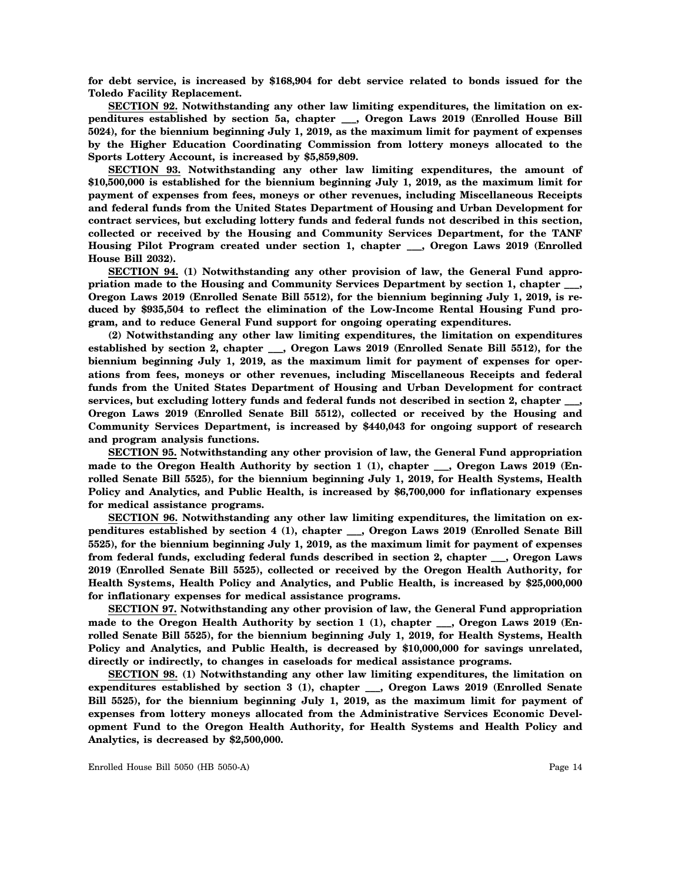**for debt service, is increased by $168,904 for debt service related to bonds issued for the Toledo Facility Replacement.**

**SECTION 92. Notwithstanding any other law limiting expenditures, the limitation on expenditures established by section 5a, chapter ___, Oregon Laws 2019 (Enrolled House Bill 5024), for the biennium beginning July 1, 2019, as the maximum limit for payment of expenses by the Higher Education Coordinating Commission from lottery moneys allocated to the Sports Lottery Account, is increased by $5,859,809.**

**SECTION 93. Notwithstanding any other law limiting expenditures, the amount of $10,500,000 is established for the biennium beginning July 1, 2019, as the maximum limit for payment of expenses from fees, moneys or other revenues, including Miscellaneous Receipts and federal funds from the United States Department of Housing and Urban Development for contract services, but excluding lottery funds and federal funds not described in this section, collected or received by the Housing and Community Services Department, for the TANF Housing Pilot Program created under section 1, chapter ___, Oregon Laws 2019 (Enrolled House Bill 2032).**

**SECTION 94. (1) Notwithstanding any other provision of law, the General Fund appropriation made to the Housing and Community Services Department by section 1, chapter ___, Oregon Laws 2019 (Enrolled Senate Bill 5512), for the biennium beginning July 1, 2019, is reduced by $935,504 to reflect the elimination of the Low-Income Rental Housing Fund program, and to reduce General Fund support for ongoing operating expenditures.**

**(2) Notwithstanding any other law limiting expenditures, the limitation on expenditures established by section 2, chapter ___, Oregon Laws 2019 (Enrolled Senate Bill 5512), for the biennium beginning July 1, 2019, as the maximum limit for payment of expenses for operations from fees, moneys or other revenues, including Miscellaneous Receipts and federal funds from the United States Department of Housing and Urban Development for contract services, but excluding lottery funds and federal funds not described in section 2, chapter ___, Oregon Laws 2019 (Enrolled Senate Bill 5512), collected or received by the Housing and Community Services Department, is increased by $440,043 for ongoing support of research and program analysis functions.**

**SECTION 95. Notwithstanding any other provision of law, the General Fund appropriation made to the Oregon Health Authority by section 1 (1), chapter ___, Oregon Laws 2019 (Enrolled Senate Bill 5525), for the biennium beginning July 1, 2019, for Health Systems, Health Policy and Analytics, and Public Health, is increased by $6,700,000 for inflationary expenses for medical assistance programs.**

**SECTION 96. Notwithstanding any other law limiting expenditures, the limitation on expenditures established by section 4 (1), chapter ___, Oregon Laws 2019 (Enrolled Senate Bill 5525), for the biennium beginning July 1, 2019, as the maximum limit for payment of expenses from federal funds, excluding federal funds described in section 2, chapter ___, Oregon Laws 2019 (Enrolled Senate Bill 5525), collected or received by the Oregon Health Authority, for Health Systems, Health Policy and Analytics, and Public Health, is increased by $25,000,000 for inflationary expenses for medical assistance programs.**

**SECTION 97. Notwithstanding any other provision of law, the General Fund appropriation made to the Oregon Health Authority by section 1 (1), chapter ___, Oregon Laws 2019 (Enrolled Senate Bill 5525), for the biennium beginning July 1, 2019, for Health Systems, Health Policy and Analytics, and Public Health, is decreased by $10,000,000 for savings unrelated, directly or indirectly, to changes in caseloads for medical assistance programs.**

**SECTION 98. (1) Notwithstanding any other law limiting expenditures, the limitation on expenditures established by section 3 (1), chapter ___, Oregon Laws 2019 (Enrolled Senate Bill 5525), for the biennium beginning July 1, 2019, as the maximum limit for payment of expenses from lottery moneys allocated from the Administrative Services Economic Development Fund to the Oregon Health Authority, for Health Systems and Health Policy and Analytics, is decreased by $2,500,000.**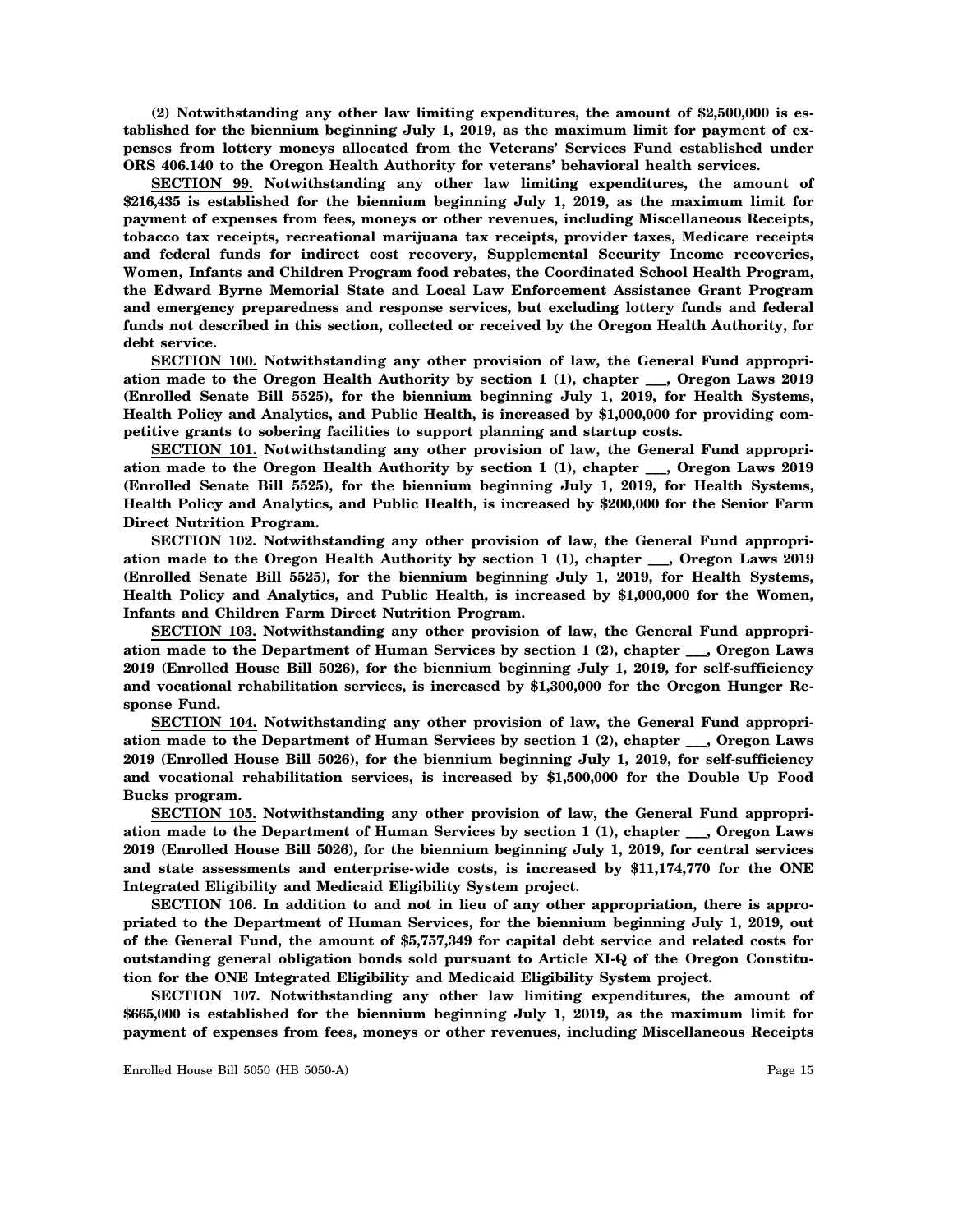**(2) Notwithstanding any other law limiting expenditures, the amount of $2,500,000 is established for the biennium beginning July 1, 2019, as the maximum limit for payment of expenses from lottery moneys allocated from the Veterans' Services Fund established under ORS 406.140 to the Oregon Health Authority for veterans' behavioral health services.**

**SECTION 99. Notwithstanding any other law limiting expenditures, the amount of $216,435 is established for the biennium beginning July 1, 2019, as the maximum limit for payment of expenses from fees, moneys or other revenues, including Miscellaneous Receipts, tobacco tax receipts, recreational marijuana tax receipts, provider taxes, Medicare receipts and federal funds for indirect cost recovery, Supplemental Security Income recoveries, Women, Infants and Children Program food rebates, the Coordinated School Health Program, the Edward Byrne Memorial State and Local Law Enforcement Assistance Grant Program and emergency preparedness and response services, but excluding lottery funds and federal funds not described in this section, collected or received by the Oregon Health Authority, for debt service.**

**SECTION 100. Notwithstanding any other provision of law, the General Fund appropriation made to the Oregon Health Authority by section 1 (1), chapter ___, Oregon Laws 2019 (Enrolled Senate Bill 5525), for the biennium beginning July 1, 2019, for Health Systems, Health Policy and Analytics, and Public Health, is increased by $1,000,000 for providing competitive grants to sobering facilities to support planning and startup costs.**

**SECTION 101. Notwithstanding any other provision of law, the General Fund appropriation made to the Oregon Health Authority by section 1 (1), chapter ___, Oregon Laws 2019 (Enrolled Senate Bill 5525), for the biennium beginning July 1, 2019, for Health Systems, Health Policy and Analytics, and Public Health, is increased by $200,000 for the Senior Farm Direct Nutrition Program.**

**SECTION 102. Notwithstanding any other provision of law, the General Fund appropriation made to the Oregon Health Authority by section 1 (1), chapter ___, Oregon Laws 2019 (Enrolled Senate Bill 5525), for the biennium beginning July 1, 2019, for Health Systems, Health Policy and Analytics, and Public Health, is increased by $1,000,000 for the Women, Infants and Children Farm Direct Nutrition Program.**

**SECTION 103. Notwithstanding any other provision of law, the General Fund appropriation made to the Department of Human Services by section 1 (2), chapter ___, Oregon Laws 2019 (Enrolled House Bill 5026), for the biennium beginning July 1, 2019, for self-sufficiency and vocational rehabilitation services, is increased by $1,300,000 for the Oregon Hunger Response Fund.**

**SECTION 104. Notwithstanding any other provision of law, the General Fund appropriation made to the Department of Human Services by section 1 (2), chapter ___, Oregon Laws 2019 (Enrolled House Bill 5026), for the biennium beginning July 1, 2019, for self-sufficiency and vocational rehabilitation services, is increased by $1,500,000 for the Double Up Food Bucks program.**

**SECTION 105. Notwithstanding any other provision of law, the General Fund appropriation made to the Department of Human Services by section 1 (1), chapter ___, Oregon Laws 2019 (Enrolled House Bill 5026), for the biennium beginning July 1, 2019, for central services and state assessments and enterprise-wide costs, is increased by $11,174,770 for the ONE Integrated Eligibility and Medicaid Eligibility System project.**

**SECTION 106. In addition to and not in lieu of any other appropriation, there is appropriated to the Department of Human Services, for the biennium beginning July 1, 2019, out of the General Fund, the amount of $5,757,349 for capital debt service and related costs for outstanding general obligation bonds sold pursuant to Article XI-Q of the Oregon Constitution for the ONE Integrated Eligibility and Medicaid Eligibility System project.**

**SECTION 107. Notwithstanding any other law limiting expenditures, the amount of $665,000 is established for the biennium beginning July 1, 2019, as the maximum limit for payment of expenses from fees, moneys or other revenues, including Miscellaneous Receipts**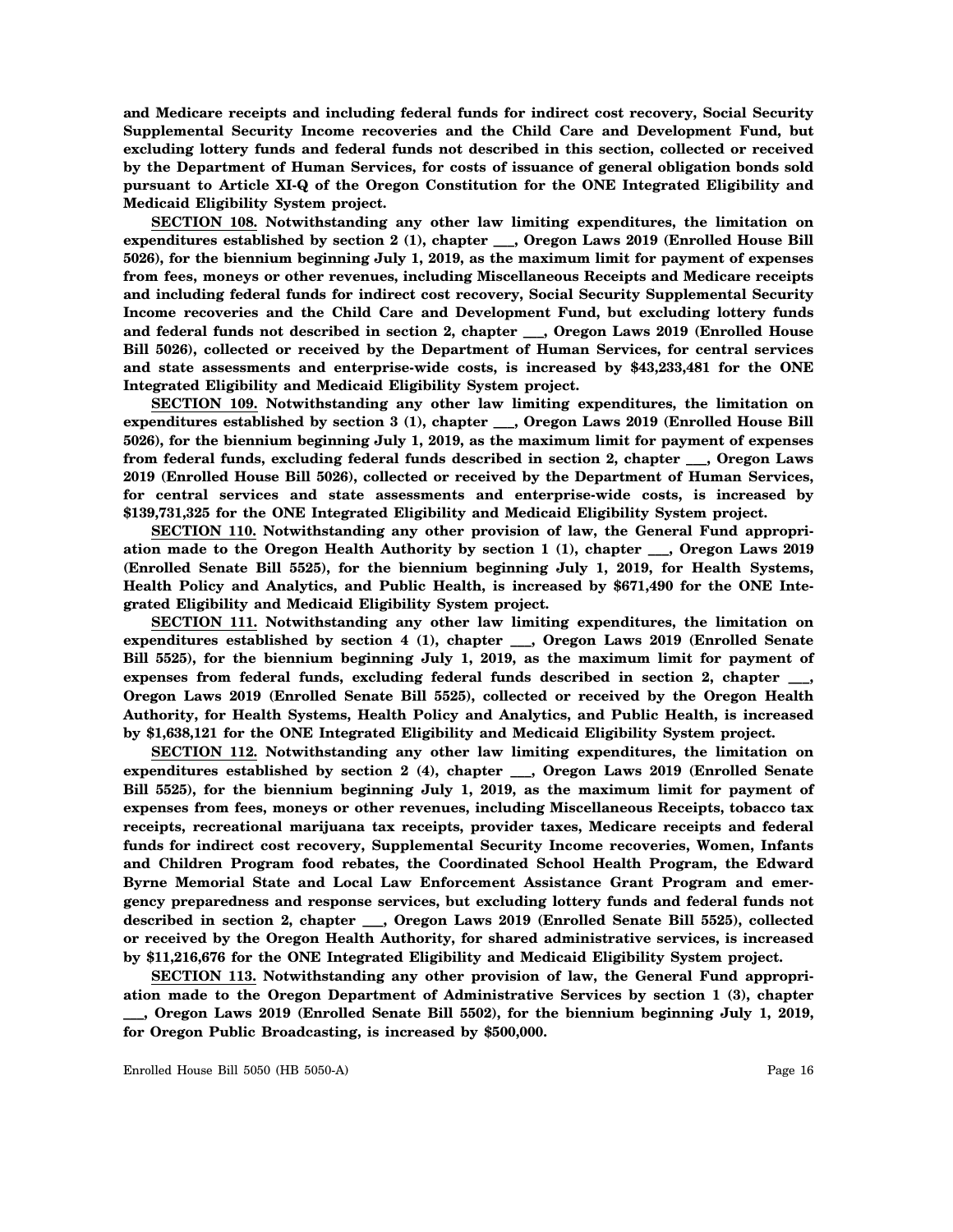**and Medicare receipts and including federal funds for indirect cost recovery, Social Security Supplemental Security Income recoveries and the Child Care and Development Fund, but excluding lottery funds and federal funds not described in this section, collected or received by the Department of Human Services, for costs of issuance of general obligation bonds sold pursuant to Article XI-Q of the Oregon Constitution for the ONE Integrated Eligibility and Medicaid Eligibility System project.**

**SECTION 108. Notwithstanding any other law limiting expenditures, the limitation on expenditures established by section 2 (1), chapter ___, Oregon Laws 2019 (Enrolled House Bill 5026), for the biennium beginning July 1, 2019, as the maximum limit for payment of expenses from fees, moneys or other revenues, including Miscellaneous Receipts and Medicare receipts and including federal funds for indirect cost recovery, Social Security Supplemental Security Income recoveries and the Child Care and Development Fund, but excluding lottery funds and federal funds not described in section 2, chapter ___, Oregon Laws 2019 (Enrolled House Bill 5026), collected or received by the Department of Human Services, for central services and state assessments and enterprise-wide costs, is increased by $43,233,481 for the ONE Integrated Eligibility and Medicaid Eligibility System project.**

**SECTION 109. Notwithstanding any other law limiting expenditures, the limitation on expenditures established by section 3 (1), chapter ___, Oregon Laws 2019 (Enrolled House Bill 5026), for the biennium beginning July 1, 2019, as the maximum limit for payment of expenses from federal funds, excluding federal funds described in section 2, chapter ___, Oregon Laws 2019 (Enrolled House Bill 5026), collected or received by the Department of Human Services, for central services and state assessments and enterprise-wide costs, is increased by $139,731,325 for the ONE Integrated Eligibility and Medicaid Eligibility System project.**

**SECTION 110. Notwithstanding any other provision of law, the General Fund appropriation made to the Oregon Health Authority by section 1 (1), chapter ___, Oregon Laws 2019 (Enrolled Senate Bill 5525), for the biennium beginning July 1, 2019, for Health Systems, Health Policy and Analytics, and Public Health, is increased by $671,490 for the ONE Integrated Eligibility and Medicaid Eligibility System project.**

**SECTION 111. Notwithstanding any other law limiting expenditures, the limitation on expenditures established by section 4 (1), chapter ___, Oregon Laws 2019 (Enrolled Senate Bill 5525), for the biennium beginning July 1, 2019, as the maximum limit for payment of expenses from federal funds, excluding federal funds described in section 2, chapter ___, Oregon Laws 2019 (Enrolled Senate Bill 5525), collected or received by the Oregon Health Authority, for Health Systems, Health Policy and Analytics, and Public Health, is increased by $1,638,121 for the ONE Integrated Eligibility and Medicaid Eligibility System project.**

**SECTION 112. Notwithstanding any other law limiting expenditures, the limitation on expenditures established by section 2 (4), chapter ___, Oregon Laws 2019 (Enrolled Senate Bill 5525), for the biennium beginning July 1, 2019, as the maximum limit for payment of expenses from fees, moneys or other revenues, including Miscellaneous Receipts, tobacco tax receipts, recreational marijuana tax receipts, provider taxes, Medicare receipts and federal funds for indirect cost recovery, Supplemental Security Income recoveries, Women, Infants and Children Program food rebates, the Coordinated School Health Program, the Edward Byrne Memorial State and Local Law Enforcement Assistance Grant Program and emergency preparedness and response services, but excluding lottery funds and federal funds not described in section 2, chapter ___, Oregon Laws 2019 (Enrolled Senate Bill 5525), collected or received by the Oregon Health Authority, for shared administrative services, is increased by $11,216,676 for the ONE Integrated Eligibility and Medicaid Eligibility System project.**

**SECTION 113. Notwithstanding any other provision of law, the General Fund appropriation made to the Oregon Department of Administrative Services by section 1 (3), chapter ___, Oregon Laws 2019 (Enrolled Senate Bill 5502), for the biennium beginning July 1, 2019, for Oregon Public Broadcasting, is increased by $500,000.**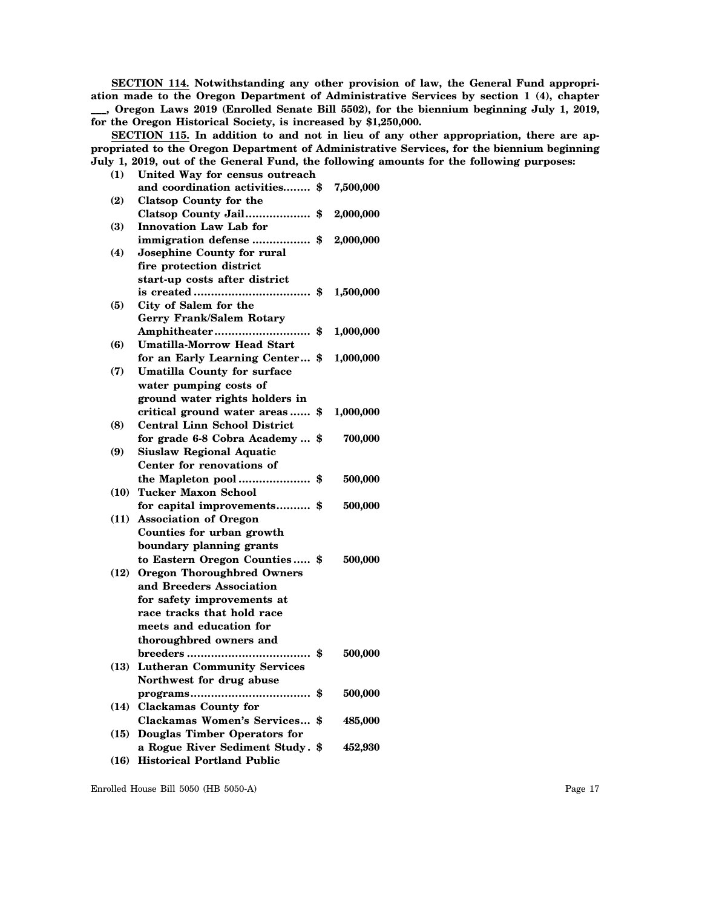**SECTION 114. Notwithstanding any other provision of law, the General Fund appropriation made to the Oregon Department of Administrative Services by section 1 (4), chapter \_\_\_, Oregon Laws 2019 (Enrolled Senate Bill 5502), for the biennium beginning July 1, 2019, for the Oregon Historical Society, is increased by $1,250,000.**

**SECTION 115. In addition to and not in lieu of any other appropriation, there are appropriated to the Oregon Department of Administrative Services, for the biennium beginning July 1, 2019, out of the General Fund, the following amounts for the following purposes:**

| | | |
|---|---|---|
| **(1)** | **United Way for census outreach and coordination activities........ $** | **7,500,000** |
| **(2)** | **Clatsop County for the Clatsop County Jail.................. $** | **2,000,000** |
| **(3)** | **Innovation Law Lab for immigration defense ................ $** | **2,000,000** |
| **(4)** | **Josephine County for rural fire protection district start-up costs after district is created ................................. $** | **1,500,000** |
| **(5)** | **City of Salem for the Gerry Frank/Salem Rotary Amphitheater........................... $** | **1,000,000** |
| **(6)** | **Umatilla-Morrow Head Start for an Early Learning Center... $** | **1,000,000** |
| **(7)** | **Umatilla County for surface water pumping costs of ground water rights holders in critical ground water areas ...... $** | **1,000,000** |
| **(8)** | **Central Linn School District for grade 6-8 Cobra Academy ... $** | **700,000** |
| **(9)** | **Siuslaw Regional Aquatic Center for renovations of the Mapleton pool .................... $** | **500,000** |
| **(10)** | **Tucker Maxon School for capital improvements.......... $** | **500,000** |
| **(11)** | **Association of Oregon Counties for urban growth boundary planning grants to Eastern Oregon Counties..... $** | **500,000** |
| **(12)** | **Oregon Thoroughbred Owners and Breeders Association for safety improvements at race tracks that hold race meets and education for thoroughbred owners and breeders ................................... $** | **500,000** |
| **(13)** | **Lutheran Community Services Northwest for drug abuse programs.................................. $** | **500,000** |
| **(14)** | **Clackamas County for Clackamas Women's Services... $** | **485,000** |
| **(15)** | **Douglas Timber Operators for a Rogue River Sediment Study. $** | **452,930** |
| **(16)** | **Historical Portland Public** | |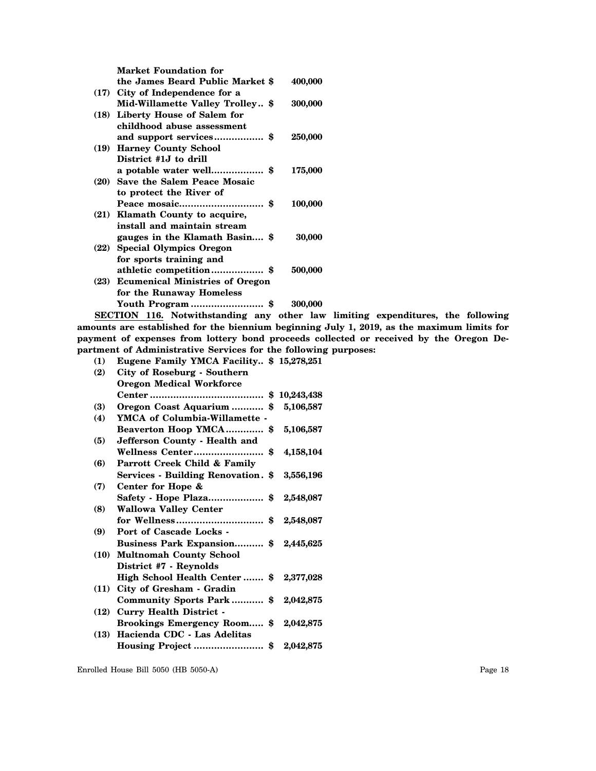**Market Foundation for the James Beard Public Market $ 400,000**

**(17) City of Independence for a Mid-Willamette Valley Trolley.. $ 300,000**

**(18) Liberty House of Salem for childhood abuse assessment and support services................ $ 250,000**

**(19) Harney County School District #1J to drill a potable water well................. $ 175,000**

**(20) Save the Salem Peace Mosaic to protect the River of Peace mosaic............................ $ 100,000**

**(21) Klamath County to acquire, install and maintain stream gauges in the Klamath Basin.... $ 30,000**

**(22) Special Olympics Oregon for sports training and athletic competition................. $ 500,000**

**(23) Ecumenical Ministries of Oregon for the Runaway Homeless Youth Program........................ $ 300,000**

**SECTION 116. Notwithstanding any other law limiting expenditures, the following amounts are established for the biennium beginning July 1, 2019, as the maximum limits for payment of expenses from lottery bond proceeds collected or received by the Oregon Department of Administrative Services for the following purposes:**

**(1) Eugene Family YMCA Facility.. $ 15,278,251**

**(2) City of Roseburg - Southern Oregon Medical Workforce Center...................................... $ 10,243,438**

**(3) Oregon Coast Aquarium........... $ 5,106,587**

**(4) YMCA of Columbia-Willamette - Beaverton Hoop YMCA............ $ 5,106,587**

**(5) Jefferson County - Health and Wellness Center........................ $ 4,158,104**

**(6) Parrott Creek Child & Family Services - Building Renovation. $ 3,556,196**

**(7) Center for Hope & Safety - Hope Plaza................... $ 2,548,087**

**(8) Wallowa Valley Center for Wellness............................. $ 2,548,087**

**(9) Port of Cascade Locks - Business Park Expansion.......... $ 2,445,625**

**(10) Multnomah County School District #7 - Reynolds High School Health Center....... $ 2,377,028**

**(11) City of Gresham - Gradin Community Sports Park........... $ 2,042,875**

**(12) Curry Health District - Brookings Emergency Room..... $ 2,042,875**

**(13) Hacienda CDC - Las Adelitas Housing Project........................ $ 2,042,875**

Enrolled House Bill 5050 (HB 5050-A)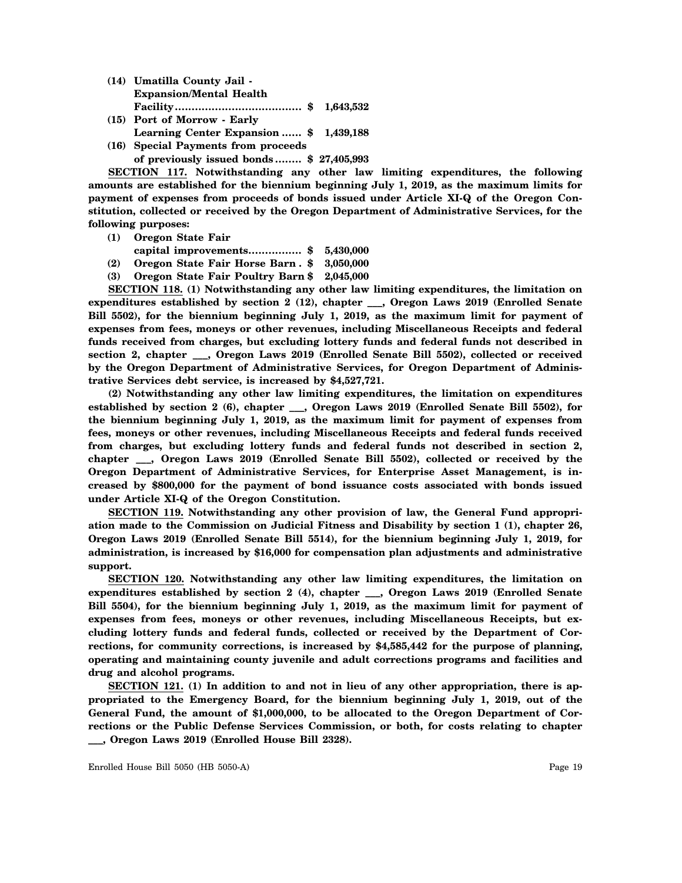**(14) Umatilla County Jail - Expansion/Mental Health Facility...................................... $ 1,643,532**

**(15) Port of Morrow - Early Learning Center Expansion ...... $ 1,439,188**

**(16) Special Payments from proceeds of previously issued bonds........ $ 27,405,993**

**SECTION 117. Notwithstanding any other law limiting expenditures, the following amounts are established for the biennium beginning July 1, 2019, as the maximum limits for payment of expenses from proceeds of bonds issued under Article XI-Q of the Oregon Constitution, collected or received by the Oregon Department of Administrative Services, for the following purposes:**

**(1) Oregon State Fair capital improvements................ $ 5,430,000**

**(2) Oregon State Fair Horse Barn . $ 3,050,000**

**(3) Oregon State Fair Poultry Barn $ 2,045,000**

**SECTION 118. (1) Notwithstanding any other law limiting expenditures, the limitation on expenditures established by section 2 (12), chapter ___, Oregon Laws 2019 (Enrolled Senate Bill 5502), for the biennium beginning July 1, 2019, as the maximum limit for payment of expenses from fees, moneys or other revenues, including Miscellaneous Receipts and federal funds received from charges, but excluding lottery funds and federal funds not described in section 2, chapter ___, Oregon Laws 2019 (Enrolled Senate Bill 5502), collected or received by the Oregon Department of Administrative Services, for Oregon Department of Administrative Services debt service, is increased by $4,527,721.**

**(2) Notwithstanding any other law limiting expenditures, the limitation on expenditures established by section 2 (6), chapter ___, Oregon Laws 2019 (Enrolled Senate Bill 5502), for the biennium beginning July 1, 2019, as the maximum limit for payment of expenses from fees, moneys or other revenues, including Miscellaneous Receipts and federal funds received from charges, but excluding lottery funds and federal funds not described in section 2, chapter ___, Oregon Laws 2019 (Enrolled Senate Bill 5502), collected or received by the Oregon Department of Administrative Services, for Enterprise Asset Management, is increased by $800,000 for the payment of bond issuance costs associated with bonds issued under Article XI-Q of the Oregon Constitution.**

**SECTION 119. Notwithstanding any other provision of law, the General Fund appropriation made to the Commission on Judicial Fitness and Disability by section 1 (1), chapter 26, Oregon Laws 2019 (Enrolled Senate Bill 5514), for the biennium beginning July 1, 2019, for administration, is increased by $16,000 for compensation plan adjustments and administrative support.**

**SECTION 120. Notwithstanding any other law limiting expenditures, the limitation on expenditures established by section 2 (4), chapter ___, Oregon Laws 2019 (Enrolled Senate Bill 5504), for the biennium beginning July 1, 2019, as the maximum limit for payment of expenses from fees, moneys or other revenues, including Miscellaneous Receipts, but excluding lottery funds and federal funds, collected or received by the Department of Corrections, for community corrections, is increased by $4,585,442 for the purpose of planning, operating and maintaining county juvenile and adult corrections programs and facilities and drug and alcohol programs.**

**SECTION 121. (1) In addition to and not in lieu of any other appropriation, there is appropriated to the Emergency Board, for the biennium beginning July 1, 2019, out of the General Fund, the amount of $1,000,000, to be allocated to the Oregon Department of Corrections or the Public Defense Services Commission, or both, for costs relating to chapter ___, Oregon Laws 2019 (Enrolled House Bill 2328).**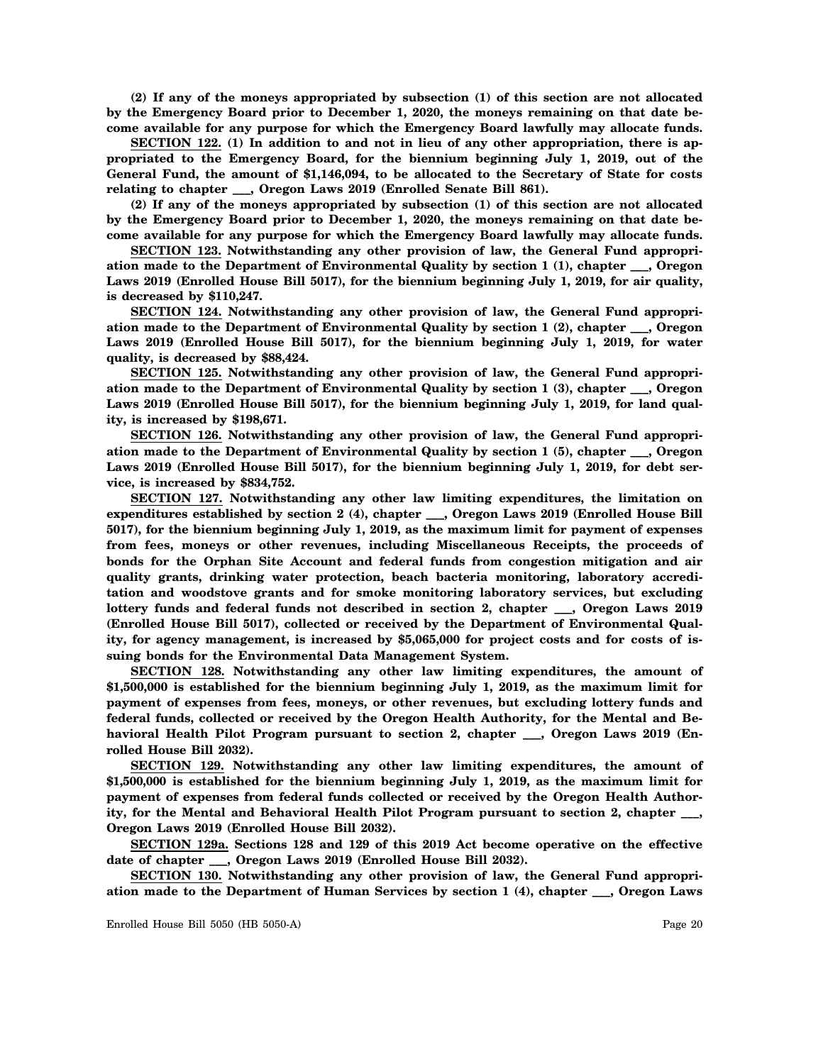**(2) If any of the moneys appropriated by subsection (1) of this section are not allocated by the Emergency Board prior to December 1, 2020, the moneys remaining on that date become available for any purpose for which the Emergency Board lawfully may allocate funds.**

**SECTION 122. (1) In addition to and not in lieu of any other appropriation, there is appropriated to the Emergency Board, for the biennium beginning July 1, 2019, out of the General Fund, the amount of $1,146,094, to be allocated to the Secretary of State for costs relating to chapter ___, Oregon Laws 2019 (Enrolled Senate Bill 861).**

**(2) If any of the moneys appropriated by subsection (1) of this section are not allocated by the Emergency Board prior to December 1, 2020, the moneys remaining on that date become available for any purpose for which the Emergency Board lawfully may allocate funds.**

**SECTION 123. Notwithstanding any other provision of law, the General Fund appropriation made to the Department of Environmental Quality by section 1 (1), chapter ___, Oregon Laws 2019 (Enrolled House Bill 5017), for the biennium beginning July 1, 2019, for air quality, is decreased by $110,247.**

**SECTION 124. Notwithstanding any other provision of law, the General Fund appropriation made to the Department of Environmental Quality by section 1 (2), chapter ___, Oregon Laws 2019 (Enrolled House Bill 5017), for the biennium beginning July 1, 2019, for water quality, is decreased by $88,424.**

**SECTION 125. Notwithstanding any other provision of law, the General Fund appropriation made to the Department of Environmental Quality by section 1 (3), chapter ___, Oregon Laws 2019 (Enrolled House Bill 5017), for the biennium beginning July 1, 2019, for land quality, is increased by $198,671.**

**SECTION 126. Notwithstanding any other provision of law, the General Fund appropriation made to the Department of Environmental Quality by section 1 (5), chapter ___, Oregon Laws 2019 (Enrolled House Bill 5017), for the biennium beginning July 1, 2019, for debt service, is increased by $834,752.**

**SECTION 127. Notwithstanding any other law limiting expenditures, the limitation on expenditures established by section 2 (4), chapter ___, Oregon Laws 2019 (Enrolled House Bill 5017), for the biennium beginning July 1, 2019, as the maximum limit for payment of expenses from fees, moneys or other revenues, including Miscellaneous Receipts, the proceeds of bonds for the Orphan Site Account and federal funds from congestion mitigation and air quality grants, drinking water protection, beach bacteria monitoring, laboratory accreditation and woodstove grants and for smoke monitoring laboratory services, but excluding lottery funds and federal funds not described in section 2, chapter ___, Oregon Laws 2019 (Enrolled House Bill 5017), collected or received by the Department of Environmental Quality, for agency management, is increased by $5,065,000 for project costs and for costs of issuing bonds for the Environmental Data Management System.**

**SECTION 128. Notwithstanding any other law limiting expenditures, the amount of $1,500,000 is established for the biennium beginning July 1, 2019, as the maximum limit for payment of expenses from fees, moneys, or other revenues, but excluding lottery funds and federal funds, collected or received by the Oregon Health Authority, for the Mental and Behavioral Health Pilot Program pursuant to section 2, chapter ___, Oregon Laws 2019 (Enrolled House Bill 2032).**

**SECTION 129. Notwithstanding any other law limiting expenditures, the amount of $1,500,000 is established for the biennium beginning July 1, 2019, as the maximum limit for payment of expenses from federal funds collected or received by the Oregon Health Authority, for the Mental and Behavioral Health Pilot Program pursuant to section 2, chapter ___, Oregon Laws 2019 (Enrolled House Bill 2032).**

**SECTION 129a. Sections 128 and 129 of this 2019 Act become operative on the effective date of chapter ___, Oregon Laws 2019 (Enrolled House Bill 2032).**

**SECTION 130. Notwithstanding any other provision of law, the General Fund appropriation made to the Department of Human Services by section 1 (4), chapter ___, Oregon Laws**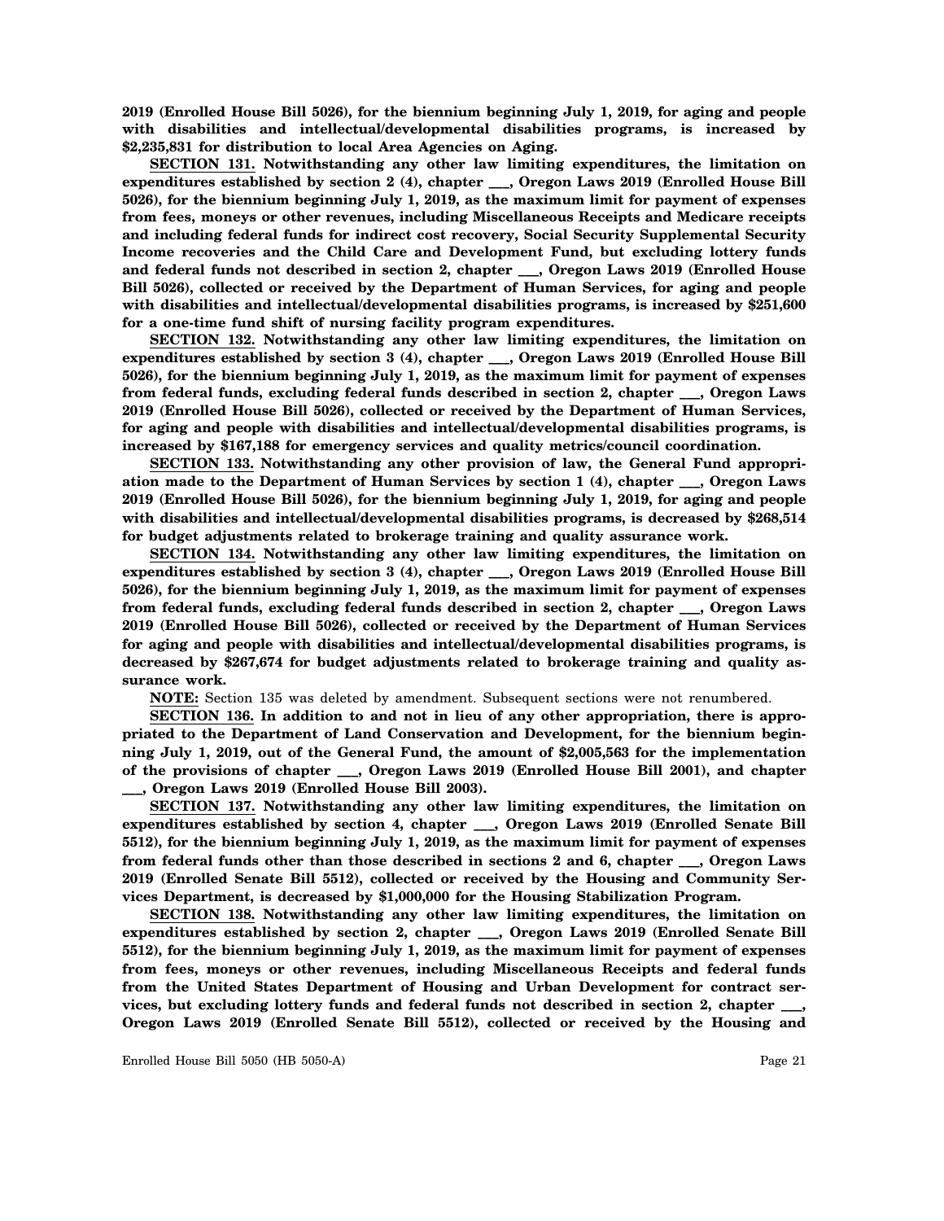**2019 (Enrolled House Bill 5026), for the biennium beginning July 1, 2019, for aging and people with disabilities and intellectual/developmental disabilities programs, is increased by $2,235,831 for distribution to local Area Agencies on Aging.**

**SECTION 131. Notwithstanding any other law limiting expenditures, the limitation on expenditures established by section 2 (4), chapter ___, Oregon Laws 2019 (Enrolled House Bill 5026), for the biennium beginning July 1, 2019, as the maximum limit for payment of expenses from fees, moneys or other revenues, including Miscellaneous Receipts and Medicare receipts and including federal funds for indirect cost recovery, Social Security Supplemental Security Income recoveries and the Child Care and Development Fund, but excluding lottery funds and federal funds not described in section 2, chapter ___, Oregon Laws 2019 (Enrolled House Bill 5026), collected or received by the Department of Human Services, for aging and people with disabilities and intellectual/developmental disabilities programs, is increased by $251,600 for a one-time fund shift of nursing facility program expenditures.**

**SECTION 132. Notwithstanding any other law limiting expenditures, the limitation on expenditures established by section 3 (4), chapter ___, Oregon Laws 2019 (Enrolled House Bill 5026), for the biennium beginning July 1, 2019, as the maximum limit for payment of expenses from federal funds, excluding federal funds described in section 2, chapter ___, Oregon Laws 2019 (Enrolled House Bill 5026), collected or received by the Department of Human Services, for aging and people with disabilities and intellectual/developmental disabilities programs, is increased by $167,188 for emergency services and quality metrics/council coordination.**

**SECTION 133. Notwithstanding any other provision of law, the General Fund appropriation made to the Department of Human Services by section 1 (4), chapter ___, Oregon Laws 2019 (Enrolled House Bill 5026), for the biennium beginning July 1, 2019, for aging and people with disabilities and intellectual/developmental disabilities programs, is decreased by $268,514 for budget adjustments related to brokerage training and quality assurance work.**

**SECTION 134. Notwithstanding any other law limiting expenditures, the limitation on expenditures established by section 3 (4), chapter ___, Oregon Laws 2019 (Enrolled House Bill 5026), for the biennium beginning July 1, 2019, as the maximum limit for payment of expenses from federal funds, excluding federal funds described in section 2, chapter ___, Oregon Laws 2019 (Enrolled House Bill 5026), collected or received by the Department of Human Services for aging and people with disabilities and intellectual/developmental disabilities programs, is decreased by $267,674 for budget adjustments related to brokerage training and quality assurance work.**

**NOTE:** Section 135 was deleted by amendment. Subsequent sections were not renumbered.

**SECTION 136. In addition to and not in lieu of any other appropriation, there is appropriated to the Department of Land Conservation and Development, for the biennium beginning July 1, 2019, out of the General Fund, the amount of $2,005,563 for the implementation of the provisions of chapter ___, Oregon Laws 2019 (Enrolled House Bill 2001), and chapter ___, Oregon Laws 2019 (Enrolled House Bill 2003).**

**SECTION 137. Notwithstanding any other law limiting expenditures, the limitation on expenditures established by section 4, chapter ___, Oregon Laws 2019 (Enrolled Senate Bill 5512), for the biennium beginning July 1, 2019, as the maximum limit for payment of expenses from federal funds other than those described in sections 2 and 6, chapter ___, Oregon Laws 2019 (Enrolled Senate Bill 5512), collected or received by the Housing and Community Services Department, is decreased by $1,000,000 for the Housing Stabilization Program.**

**SECTION 138. Notwithstanding any other law limiting expenditures, the limitation on expenditures established by section 2, chapter ___, Oregon Laws 2019 (Enrolled Senate Bill 5512), for the biennium beginning July 1, 2019, as the maximum limit for payment of expenses from fees, moneys or other revenues, including Miscellaneous Receipts and federal funds from the United States Department of Housing and Urban Development for contract services, but excluding lottery funds and federal funds not described in section 2, chapter ___, Oregon Laws 2019 (Enrolled Senate Bill 5512), collected or received by the Housing and**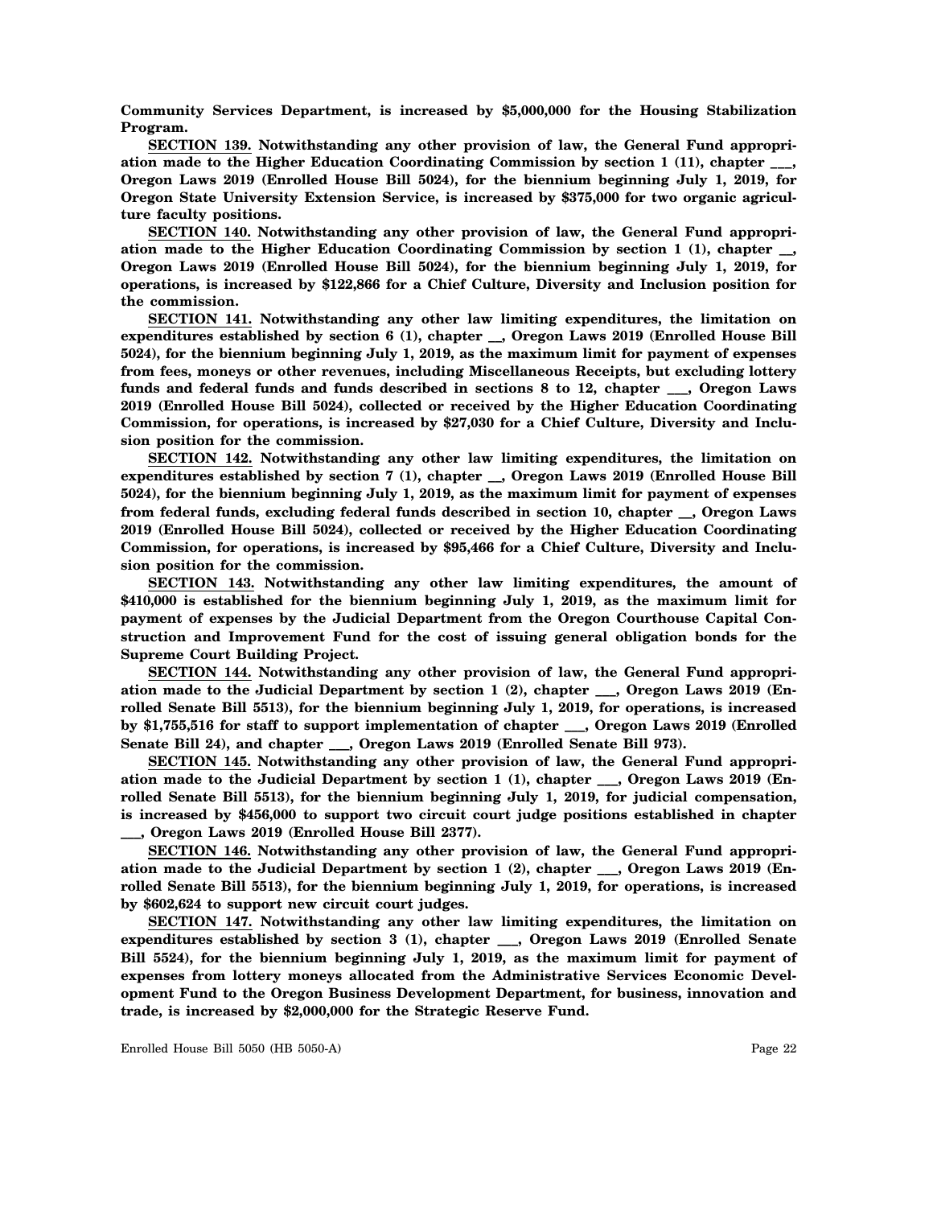**Community Services Department, is increased by $5,000,000 for the Housing Stabilization Program.**

**SECTION 139.** **Notwithstanding any other provision of law, the General Fund appropriation made to the Higher Education Coordinating Commission by section 1 (11), chapter ___, Oregon Laws 2019 (Enrolled House Bill 5024), for the biennium beginning July 1, 2019, for Oregon State University Extension Service, is increased by $375,000 for two organic agriculture faculty positions.**

**SECTION 140.** **Notwithstanding any other provision of law, the General Fund appropriation made to the Higher Education Coordinating Commission by section 1 (1), chapter __, Oregon Laws 2019 (Enrolled House Bill 5024), for the biennium beginning July 1, 2019, for operations, is increased by $122,866 for a Chief Culture, Diversity and Inclusion position for the commission.**

**SECTION 141.** **Notwithstanding any other law limiting expenditures, the limitation on expenditures established by section 6 (1), chapter __, Oregon Laws 2019 (Enrolled House Bill 5024), for the biennium beginning July 1, 2019, as the maximum limit for payment of expenses from fees, moneys or other revenues, including Miscellaneous Receipts, but excluding lottery funds and federal funds and funds described in sections 8 to 12, chapter ___, Oregon Laws 2019 (Enrolled House Bill 5024), collected or received by the Higher Education Coordinating Commission, for operations, is increased by $27,030 for a Chief Culture, Diversity and Inclusion position for the commission.**

**SECTION 142.** **Notwithstanding any other law limiting expenditures, the limitation on expenditures established by section 7 (1), chapter __, Oregon Laws 2019 (Enrolled House Bill 5024), for the biennium beginning July 1, 2019, as the maximum limit for payment of expenses from federal funds, excluding federal funds described in section 10, chapter __, Oregon Laws 2019 (Enrolled House Bill 5024), collected or received by the Higher Education Coordinating Commission, for operations, is increased by $95,466 for a Chief Culture, Diversity and Inclusion position for the commission.**

**SECTION 143.** **Notwithstanding any other law limiting expenditures, the amount of $410,000 is established for the biennium beginning July 1, 2019, as the maximum limit for payment of expenses by the Judicial Department from the Oregon Courthouse Capital Construction and Improvement Fund for the cost of issuing general obligation bonds for the Supreme Court Building Project.**

**SECTION 144.** **Notwithstanding any other provision of law, the General Fund appropriation made to the Judicial Department by section 1 (2), chapter ___, Oregon Laws 2019 (Enrolled Senate Bill 5513), for the biennium beginning July 1, 2019, for operations, is increased by $1,755,516 for staff to support implementation of chapter ___, Oregon Laws 2019 (Enrolled Senate Bill 24), and chapter ___, Oregon Laws 2019 (Enrolled Senate Bill 973).**

**SECTION 145.** **Notwithstanding any other provision of law, the General Fund appropriation made to the Judicial Department by section 1 (1), chapter ___, Oregon Laws 2019 (Enrolled Senate Bill 5513), for the biennium beginning July 1, 2019, for judicial compensation, is increased by $456,000 to support two circuit court judge positions established in chapter ___, Oregon Laws 2019 (Enrolled House Bill 2377).**

**SECTION 146.** **Notwithstanding any other provision of law, the General Fund appropriation made to the Judicial Department by section 1 (2), chapter ___, Oregon Laws 2019 (Enrolled Senate Bill 5513), for the biennium beginning July 1, 2019, for operations, is increased by $602,624 to support new circuit court judges.**

**SECTION 147.** **Notwithstanding any other law limiting expenditures, the limitation on expenditures established by section 3 (1), chapter ___, Oregon Laws 2019 (Enrolled Senate Bill 5524), for the biennium beginning July 1, 2019, as the maximum limit for payment of expenses from lottery moneys allocated from the Administrative Services Economic Development Fund to the Oregon Business Development Department, for business, innovation and trade, is increased by $2,000,000 for the Strategic Reserve Fund.**

Enrolled House Bill 5050 (HB 5050-A)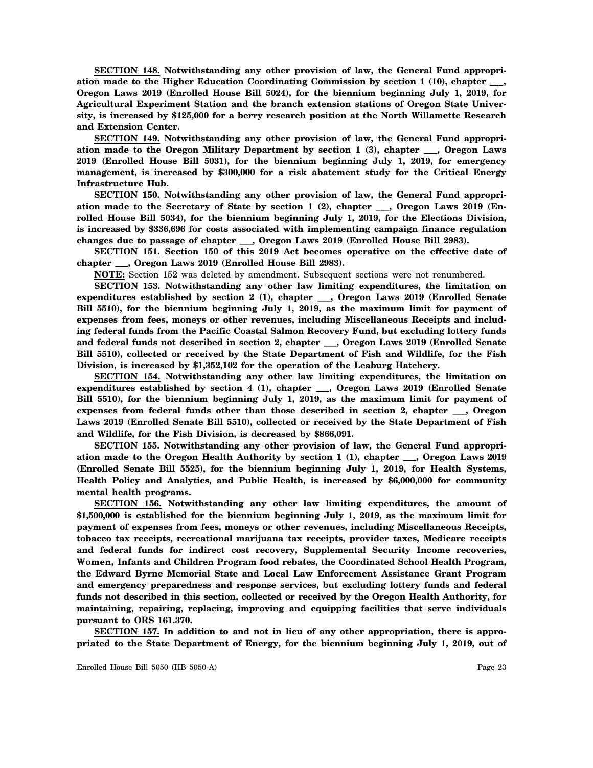**SECTION 148.** **Notwithstanding any other provision of law, the General Fund appropriation made to the Higher Education Coordinating Commission by section 1 (10), chapter ___, Oregon Laws 2019 (Enrolled House Bill 5024), for the biennium beginning July 1, 2019, for Agricultural Experiment Station and the branch extension stations of Oregon State University, is increased by $125,000 for a berry research position at the North Willamette Research and Extension Center.**

**SECTION 149.** **Notwithstanding any other provision of law, the General Fund appropriation made to the Oregon Military Department by section 1 (3), chapter ___, Oregon Laws 2019 (Enrolled House Bill 5031), for the biennium beginning July 1, 2019, for emergency management, is increased by $300,000 for a risk abatement study for the Critical Energy Infrastructure Hub.**

**SECTION 150.** **Notwithstanding any other provision of law, the General Fund appropriation made to the Secretary of State by section 1 (2), chapter ___, Oregon Laws 2019 (Enrolled House Bill 5034), for the biennium beginning July 1, 2019, for the Elections Division, is increased by $336,696 for costs associated with implementing campaign finance regulation changes due to passage of chapter ___, Oregon Laws 2019 (Enrolled House Bill 2983).**

**SECTION 151.** **Section 150 of this 2019 Act becomes operative on the effective date of chapter ___, Oregon Laws 2019 (Enrolled House Bill 2983).**

**NOTE:** Section 152 was deleted by amendment. Subsequent sections were not renumbered.

**SECTION 153.** **Notwithstanding any other law limiting expenditures, the limitation on expenditures established by section 2 (1), chapter ___, Oregon Laws 2019 (Enrolled Senate Bill 5510), for the biennium beginning July 1, 2019, as the maximum limit for payment of expenses from fees, moneys or other revenues, including Miscellaneous Receipts and including federal funds from the Pacific Coastal Salmon Recovery Fund, but excluding lottery funds and federal funds not described in section 2, chapter ___, Oregon Laws 2019 (Enrolled Senate Bill 5510), collected or received by the State Department of Fish and Wildlife, for the Fish Division, is increased by $1,352,102 for the operation of the Leaburg Hatchery.**

**SECTION 154.** **Notwithstanding any other law limiting expenditures, the limitation on expenditures established by section 4 (1), chapter ___, Oregon Laws 2019 (Enrolled Senate Bill 5510), for the biennium beginning July 1, 2019, as the maximum limit for payment of expenses from federal funds other than those described in section 2, chapter ___, Oregon Laws 2019 (Enrolled Senate Bill 5510), collected or received by the State Department of Fish and Wildlife, for the Fish Division, is decreased by $866,091.**

**SECTION 155.** **Notwithstanding any other provision of law, the General Fund appropriation made to the Oregon Health Authority by section 1 (1), chapter ___, Oregon Laws 2019 (Enrolled Senate Bill 5525), for the biennium beginning July 1, 2019, for Health Systems, Health Policy and Analytics, and Public Health, is increased by $6,000,000 for community mental health programs.**

**SECTION 156.** **Notwithstanding any other law limiting expenditures, the amount of $1,500,000 is established for the biennium beginning July 1, 2019, as the maximum limit for payment of expenses from fees, moneys or other revenues, including Miscellaneous Receipts, tobacco tax receipts, recreational marijuana tax receipts, provider taxes, Medicare receipts and federal funds for indirect cost recovery, Supplemental Security Income recoveries, Women, Infants and Children Program food rebates, the Coordinated School Health Program, the Edward Byrne Memorial State and Local Law Enforcement Assistance Grant Program and emergency preparedness and response services, but excluding lottery funds and federal funds not described in this section, collected or received by the Oregon Health Authority, for maintaining, repairing, replacing, improving and equipping facilities that serve individuals pursuant to ORS 161.370.**

**SECTION 157.** **In addition to and not in lieu of any other appropriation, there is appropriated to the State Department of Energy, for the biennium beginning July 1, 2019, out of**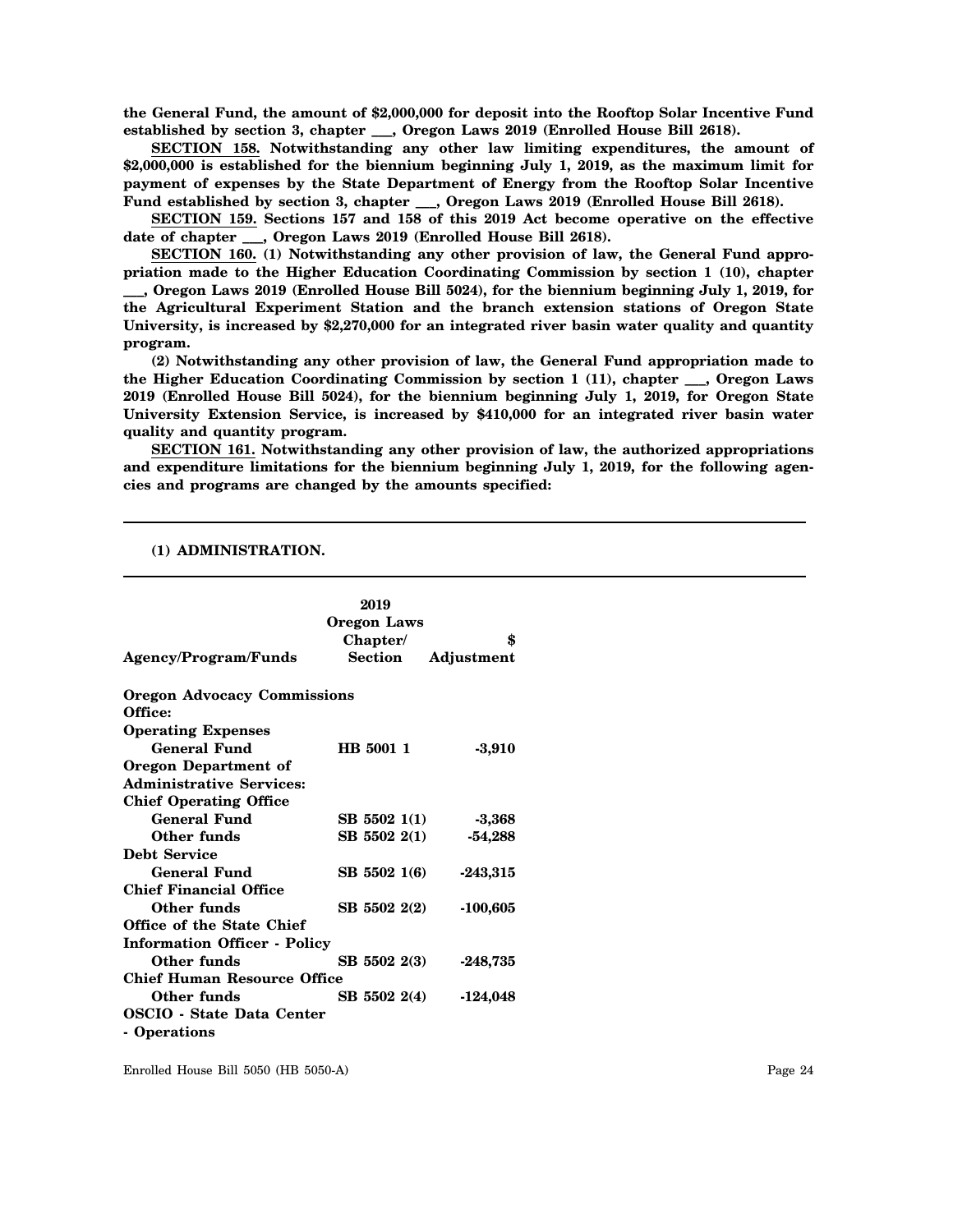**the General Fund, the amount of $2,000,000 for deposit into the Rooftop Solar Incentive Fund established by section 3, chapter ___, Oregon Laws 2019 (Enrolled House Bill 2618).**

**SECTION 158. Notwithstanding any other law limiting expenditures, the amount of $2,000,000 is established for the biennium beginning July 1, 2019, as the maximum limit for payment of expenses by the State Department of Energy from the Rooftop Solar Incentive Fund established by section 3, chapter ___, Oregon Laws 2019 (Enrolled House Bill 2618).**

**SECTION 159. Sections 157 and 158 of this 2019 Act become operative on the effective date of chapter ___, Oregon Laws 2019 (Enrolled House Bill 2618).**

**SECTION 160. (1) Notwithstanding any other provision of law, the General Fund appropriation made to the Higher Education Coordinating Commission by section 1 (10), chapter ___, Oregon Laws 2019 (Enrolled House Bill 5024), for the biennium beginning July 1, 2019, for the Agricultural Experiment Station and the branch extension stations of Oregon State University, is increased by $2,270,000 for an integrated river basin water quality and quantity program.**

**(2) Notwithstanding any other provision of law, the General Fund appropriation made to the Higher Education Coordinating Commission by section 1 (11), chapter ___, Oregon Laws 2019 (Enrolled House Bill 5024), for the biennium beginning July 1, 2019, for Oregon State University Extension Service, is increased by $410,000 for an integrated river basin water quality and quantity program.**

**SECTION 161. Notwithstanding any other provision of law, the authorized appropriations and expenditure limitations for the biennium beginning July 1, 2019, for the following agencies and programs are changed by the amounts specified:**

**(1) ADMINISTRATION.**

| Agency/Program/Funds | 2019 Oregon Laws Chapter/ Section | $ Adjustment |
|---|---|---|
| Oregon Advocacy Commissions Office: | | |
| Operating Expenses | | |
| General Fund | HB 5001 1 | -3,910 |
| Oregon Department of Administrative Services: | | |
| Chief Operating Office | | |
| General Fund | SB 5502 1(1) | -3,368 |
| Other funds | SB 5502 2(1) | -54,288 |
| Debt Service | | |
| General Fund | SB 5502 1(6) | -243,315 |
| Chief Financial Office | | |
| Other funds | SB 5502 2(2) | -100,605 |
| Office of the State Chief Information Officer - Policy | | |
| Other funds | SB 5502 2(3) | -248,735 |
| Chief Human Resource Office | | |
| Other funds | SB 5502 2(4) | -124,048 |
| OSCIO - State Data Center - Operations | | |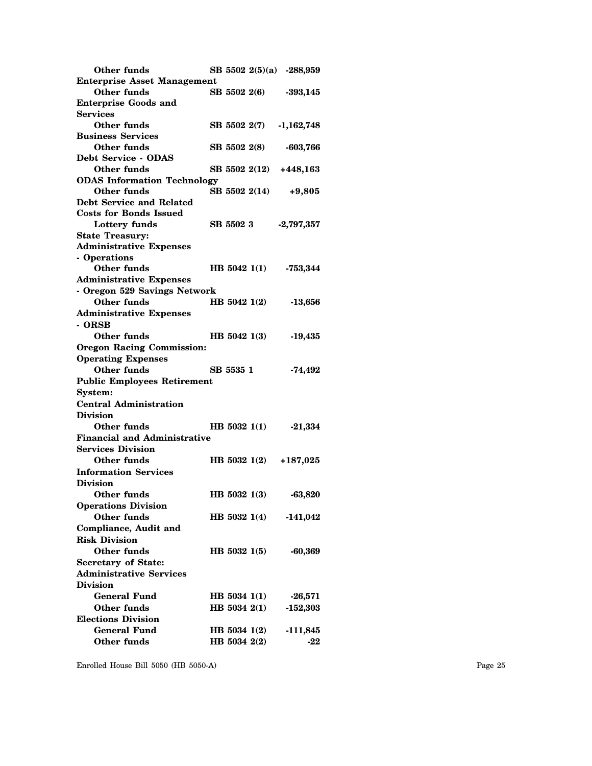| | | |
|---|---|---|
| **Other funds** | **SB 5502 2(5)(a)** | **-288,959** |
| **Enterprise Asset Management** | | |
| **Other funds** | **SB 5502 2(6)** | **-393,145** |
| **Enterprise Goods and Services** | | |
| **Other funds** | **SB 5502 2(7)** | **-1,162,748** |
| **Business Services** | | |
| **Other funds** | **SB 5502 2(8)** | **-603,766** |
| **Debt Service - ODAS** | | |
| **Other funds** | **SB 5502 2(12)** | **+448,163** |
| **ODAS Information Technology** | | |
| **Other funds** | **SB 5502 2(14)** | **+9,805** |
| **Debt Service and Related Costs for Bonds Issued** | | |
| **Lottery funds** | **SB 5502 3** | **-2,797,357** |
| **State Treasury:** | | |
| **Administrative Expenses - Operations** | | |
| **Other funds** | **HB 5042 1(1)** | **-753,344** |
| **Administrative Expenses - Oregon 529 Savings Network** | | |
| **Other funds** | **HB 5042 1(2)** | **-13,656** |
| **Administrative Expenses - ORSB** | | |
| **Other funds** | **HB 5042 1(3)** | **-19,435** |
| **Oregon Racing Commission:** | | |
| **Operating Expenses** | | |
| **Other funds** | **SB 5535 1** | **-74,492** |
| **Public Employees Retirement System:** | | |
| **Central Administration Division** | | |
| **Other funds** | **HB 5032 1(1)** | **-21,334** |
| **Financial and Administrative Services Division** | | |
| **Other funds** | **HB 5032 1(2)** | **+187,025** |
| **Information Services Division** | | |
| **Other funds** | **HB 5032 1(3)** | **-63,820** |
| **Operations Division** | | |
| **Other funds** | **HB 5032 1(4)** | **-141,042** |
| **Compliance, Audit and Risk Division** | | |
| **Other funds** | **HB 5032 1(5)** | **-60,369** |
| **Secretary of State:** | | |
| **Administrative Services Division** | | |
| **General Fund** | **HB 5034 1(1)** | **-26,571** |
| **Other funds** | **HB 5034 2(1)** | **-152,303** |
| **Elections Division** | | |
| **General Fund** | **HB 5034 1(2)** | **-111,845** |
| **Other funds** | **HB 5034 2(2)** | **-22** |

Enrolled House Bill 5050 (HB 5050-A)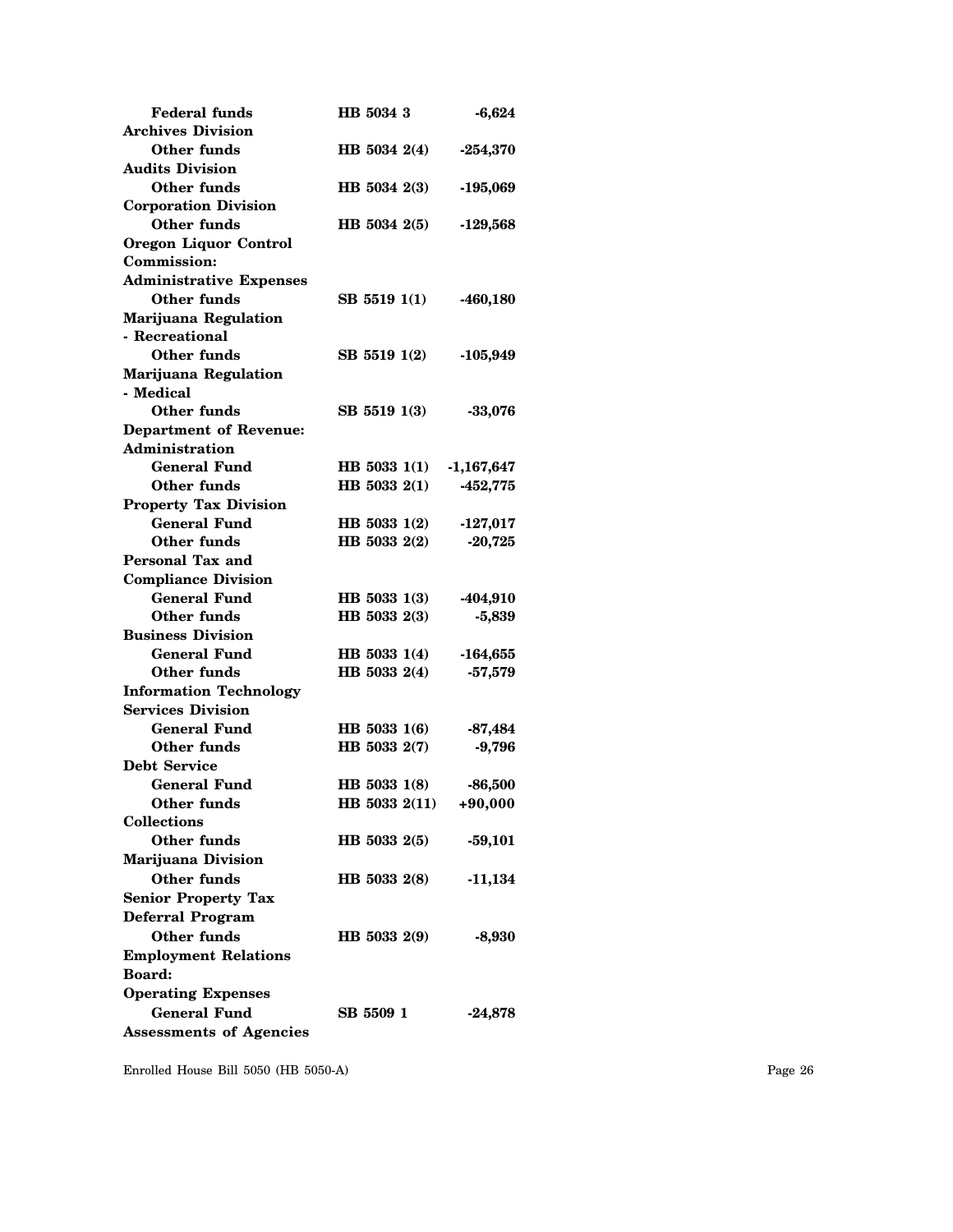| | | |
|---|---|---|
| **Federal funds** | **HB 5034 3** | **-6,624** |
| **Archives Division** | | |
| **Other funds** | **HB 5034 2(4)** | **-254,370** |
| **Audits Division** | | |
| **Other funds** | **HB 5034 2(3)** | **-195,069** |
| **Corporation Division** | | |
| **Other funds** | **HB 5034 2(5)** | **-129,568** |
| **Oregon Liquor Control Commission:** | | |
| **Administrative Expenses** | | |
| **Other funds** | **SB 5519 1(1)** | **-460,180** |
| **Marijuana Regulation - Recreational** | | |
| **Other funds** | **SB 5519 1(2)** | **-105,949** |
| **Marijuana Regulation - Medical** | | |
| **Other funds** | **SB 5519 1(3)** | **-33,076** |
| **Department of Revenue:** | | |
| **Administration** | | |
| **General Fund** | **HB 5033 1(1)** | **-1,167,647** |
| **Other funds** | **HB 5033 2(1)** | **-452,775** |
| **Property Tax Division** | | |
| **General Fund** | **HB 5033 1(2)** | **-127,017** |
| **Other funds** | **HB 5033 2(2)** | **-20,725** |
| **Personal Tax and Compliance Division** | | |
| **General Fund** | **HB 5033 1(3)** | **-404,910** |
| **Other funds** | **HB 5033 2(3)** | **-5,839** |
| **Business Division** | | |
| **General Fund** | **HB 5033 1(4)** | **-164,655** |
| **Other funds** | **HB 5033 2(4)** | **-57,579** |
| **Information Technology Services Division** | | |
| **General Fund** | **HB 5033 1(6)** | **-87,484** |
| **Other funds** | **HB 5033 2(7)** | **-9,796** |
| **Debt Service** | | |
| **General Fund** | **HB 5033 1(8)** | **-86,500** |
| **Other funds** | **HB 5033 2(11)** | **+90,000** |
| **Collections** | | |
| **Other funds** | **HB 5033 2(5)** | **-59,101** |
| **Marijuana Division** | | |
| **Other funds** | **HB 5033 2(8)** | **-11,134** |
| **Senior Property Tax Deferral Program** | | |
| **Other funds** | **HB 5033 2(9)** | **-8,930** |
| **Employment Relations Board:** | | |
| **Operating Expenses** | | |
| **General Fund** | **SB 5509 1** | **-24,878** |
| **Assessments of Agencies** | | |

Enrolled House Bill 5050 (HB 5050-A)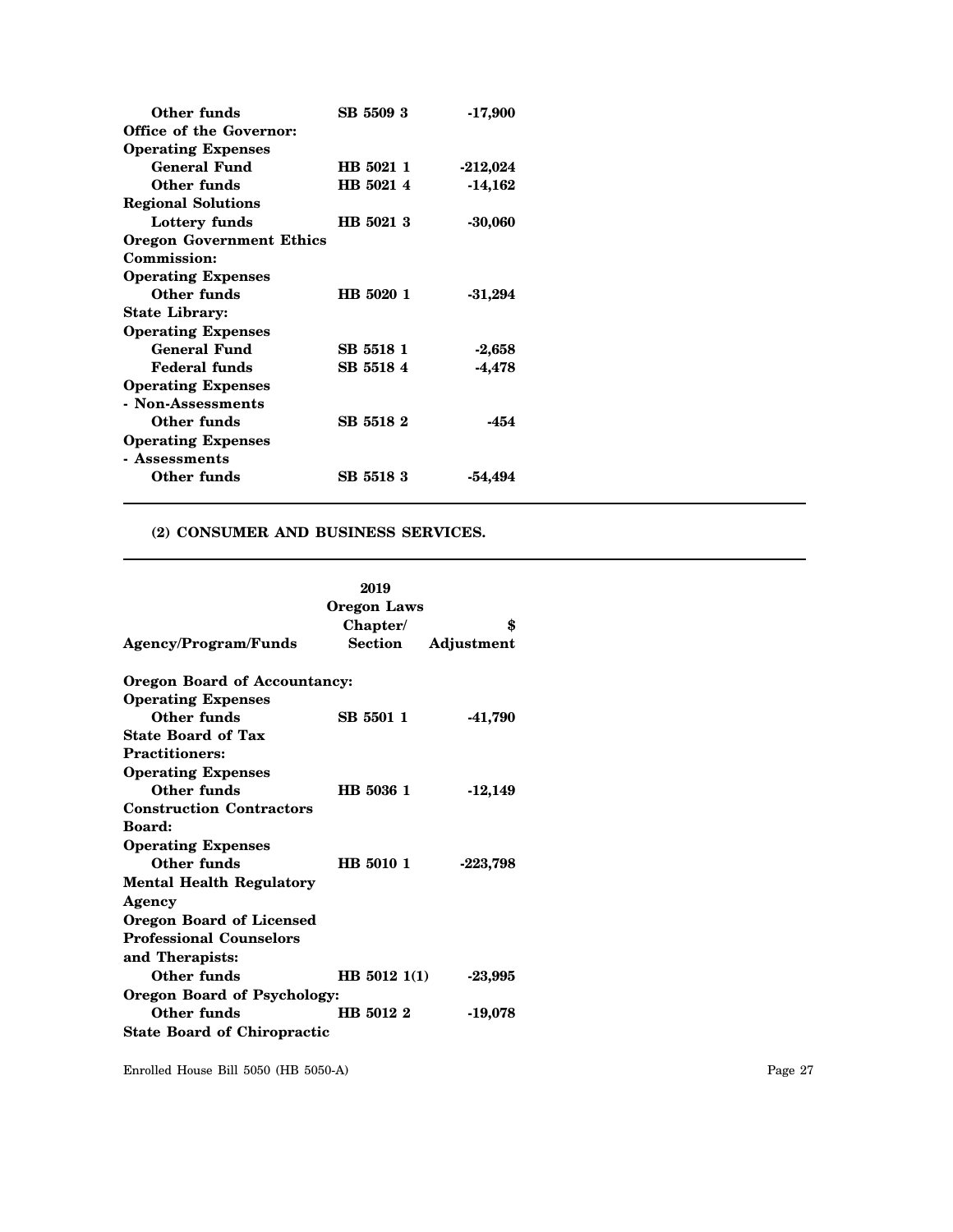| | | |
|---|---|---|
| Other funds | SB 5509 3 | -17,900 |
| **Office of the Governor:** | | |
| **Operating Expenses** | | |
| General Fund | HB 5021 1 | -212,024 |
| Other funds | HB 5021 4 | -14,162 |
| **Regional Solutions** | | |
| Lottery funds | HB 5021 3 | -30,060 |
| **Oregon Government Ethics Commission:** | | |
| **Operating Expenses** | | |
| Other funds | HB 5020 1 | -31,294 |
| **State Library:** | | |
| **Operating Expenses** | | |
| General Fund | SB 5518 1 | -2,658 |
| Federal funds | SB 5518 4 | -4,478 |
| **Operating Expenses - Non-Assessments** | | |
| Other funds | SB 5518 2 | -454 |
| **Operating Expenses - Assessments** | | |
| Other funds | SB 5518 3 | -54,494 |

**(2) CONSUMER AND BUSINESS SERVICES.**

| Agency/Program/Funds | 2019 Oregon Laws Chapter/ Section | $ Adjustment |
|---|---|---|
| **Oregon Board of Accountancy:** | | |
| **Operating Expenses** | | |
| Other funds | SB 5501 1 | -41,790 |
| **State Board of Tax Practitioners:** | | |
| **Operating Expenses** | | |
| Other funds | HB 5036 1 | -12,149 |
| **Construction Contractors Board:** | | |
| **Operating Expenses** | | |
| Other funds | HB 5010 1 | -223,798 |
| **Mental Health Regulatory Agency** | | |
| **Oregon Board of Licensed Professional Counselors and Therapists:** | | |
| Other funds | HB 5012 1(1) | -23,995 |
| **Oregon Board of Psychology:** | | |
| Other funds | HB 5012 2 | -19,078 |
| **State Board of Chiropractic** | | |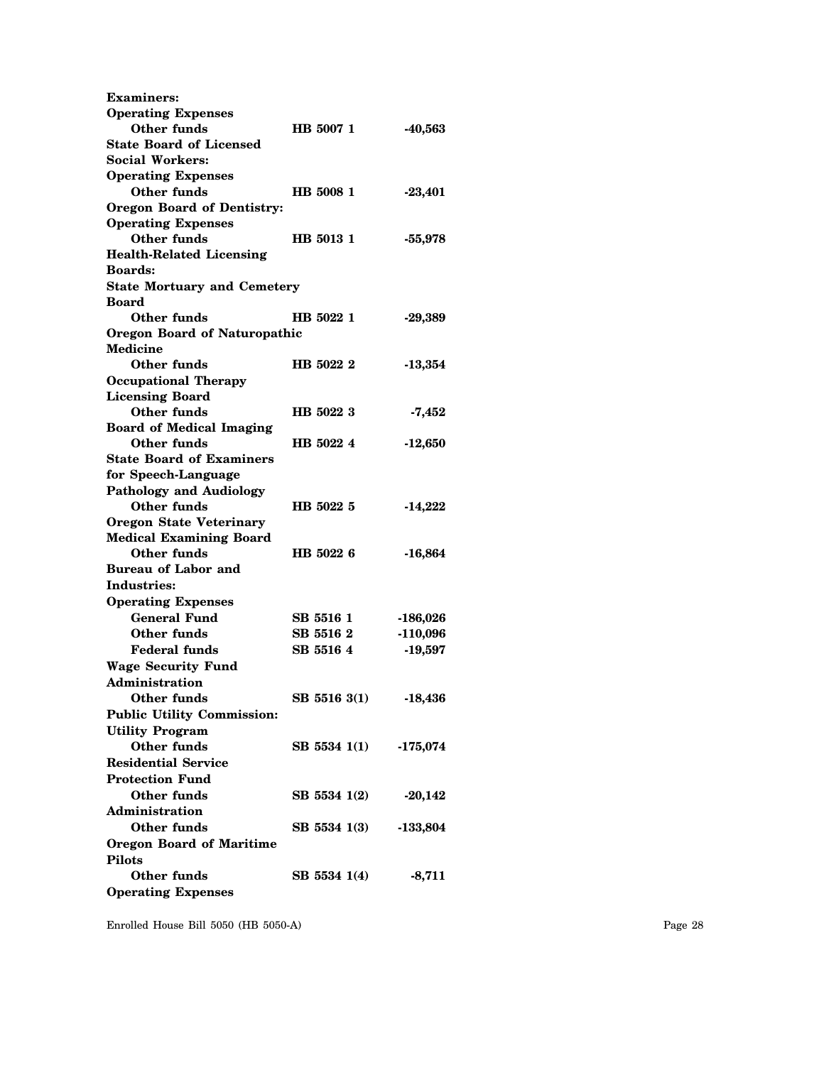| | | |
|---|---|---|
| **Examiners:** | | |
| **Operating Expenses** | | |
| **Other funds** | **HB 5007 1** | **-40,563** |
| **State Board of Licensed Social Workers:** | | |
| **Operating Expenses** | | |
| **Other funds** | **HB 5008 1** | **-23,401** |
| **Oregon Board of Dentistry:** | | |
| **Operating Expenses** | | |
| **Other funds** | **HB 5013 1** | **-55,978** |
| **Health-Related Licensing Boards:** | | |
| **State Mortuary and Cemetery Board** | | |
| **Other funds** | **HB 5022 1** | **-29,389** |
| **Oregon Board of Naturopathic Medicine** | | |
| **Other funds** | **HB 5022 2** | **-13,354** |
| **Occupational Therapy Licensing Board** | | |
| **Other funds** | **HB 5022 3** | **-7,452** |
| **Board of Medical Imaging** | | |
| **Other funds** | **HB 5022 4** | **-12,650** |
| **State Board of Examiners for Speech-Language Pathology and Audiology** | | |
| **Other funds** | **HB 5022 5** | **-14,222** |
| **Oregon State Veterinary Medical Examining Board** | | |
| **Other funds** | **HB 5022 6** | **-16,864** |
| **Bureau of Labor and Industries:** | | |
| **Operating Expenses** | | |
| **General Fund** | **SB 5516 1** | **-186,026** |
| **Other funds** | **SB 5516 2** | **-110,096** |
| **Federal funds** | **SB 5516 4** | **-19,597** |
| **Wage Security Fund Administration** | | |
| **Other funds** | **SB 5516 3(1)** | **-18,436** |
| **Public Utility Commission:** | | |
| **Utility Program** | | |
| **Other funds** | **SB 5534 1(1)** | **-175,074** |
| **Residential Service Protection Fund** | | |
| **Other funds** | **SB 5534 1(2)** | **-20,142** |
| **Administration** | | |
| **Other funds** | **SB 5534 1(3)** | **-133,804** |
| **Oregon Board of Maritime Pilots** | | |
| **Other funds** | **SB 5534 1(4)** | **-8,711** |
| **Operating Expenses** | | |

Enrolled House Bill 5050 (HB 5050-A)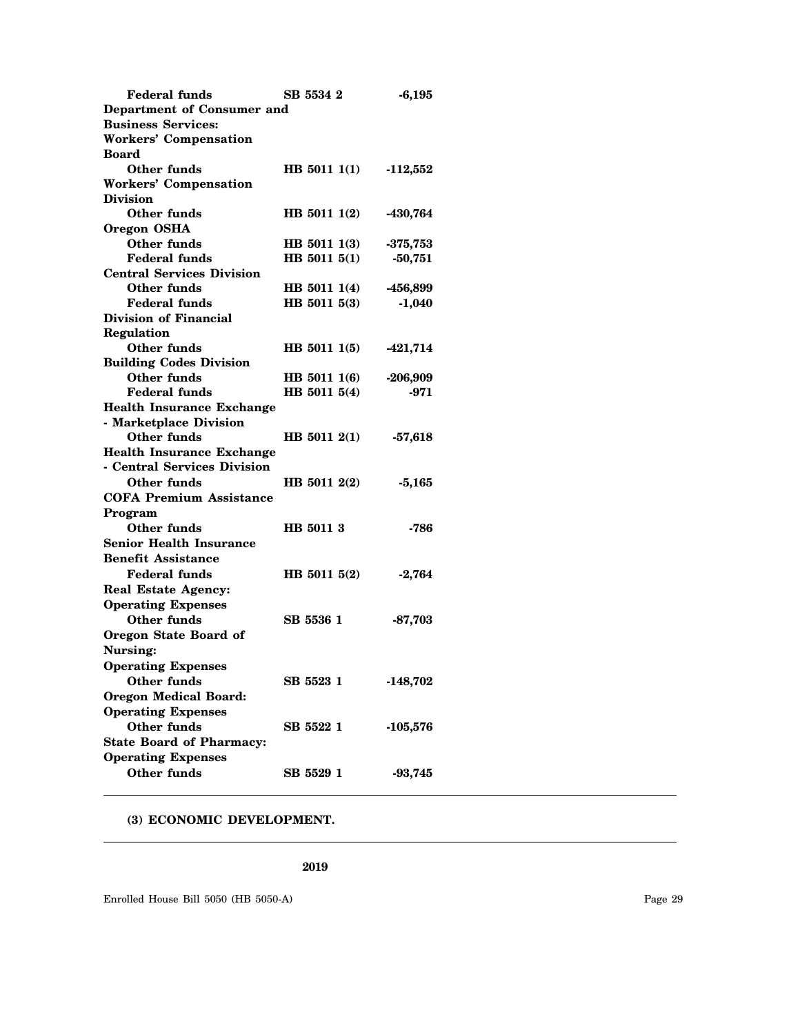| | | |
|---|---|---|
| **Federal funds** | **SB 5534 2** | **-6,195** |
| **Department of Consumer and Business Services:** | | |
| **Workers' Compensation Board** | | |
| **Other funds** | **HB 5011 1(1)** | **-112,552** |
| **Workers' Compensation Division** | | |
| **Other funds** | **HB 5011 1(2)** | **-430,764** |
| **Oregon OSHA** | | |
| **Other funds** | **HB 5011 1(3)** | **-375,753** |
| **Federal funds** | **HB 5011 5(1)** | **-50,751** |
| **Central Services Division** | | |
| **Other funds** | **HB 5011 1(4)** | **-456,899** |
| **Federal funds** | **HB 5011 5(3)** | **-1,040** |
| **Division of Financial Regulation** | | |
| **Other funds** | **HB 5011 1(5)** | **-421,714** |
| **Building Codes Division** | | |
| **Other funds** | **HB 5011 1(6)** | **-206,909** |
| **Federal funds** | **HB 5011 5(4)** | **-971** |
| **Health Insurance Exchange - Marketplace Division** | | |
| **Other funds** | **HB 5011 2(1)** | **-57,618** |
| **Health Insurance Exchange - Central Services Division** | | |
| **Other funds** | **HB 5011 2(2)** | **-5,165** |
| **COFA Premium Assistance Program** | | |
| **Other funds** | **HB 5011 3** | **-786** |
| **Senior Health Insurance Benefit Assistance** | | |
| **Federal funds** | **HB 5011 5(2)** | **-2,764** |
| **Real Estate Agency:** | | |
| **Operating Expenses** | | |
| **Other funds** | **SB 5536 1** | **-87,703** |
| **Oregon State Board of Nursing:** | | |
| **Operating Expenses** | | |
| **Other funds** | **SB 5523 1** | **-148,702** |
| **Oregon Medical Board:** | | |
| **Operating Expenses** | | |
| **Other funds** | **SB 5522 1** | **-105,576** |
| **State Board of Pharmacy:** | | |
| **Operating Expenses** | | |
| **Other funds** | **SB 5529 1** | **-93,745** |

---

**(3) ECONOMIC DEVELOPMENT.**

---

**2019**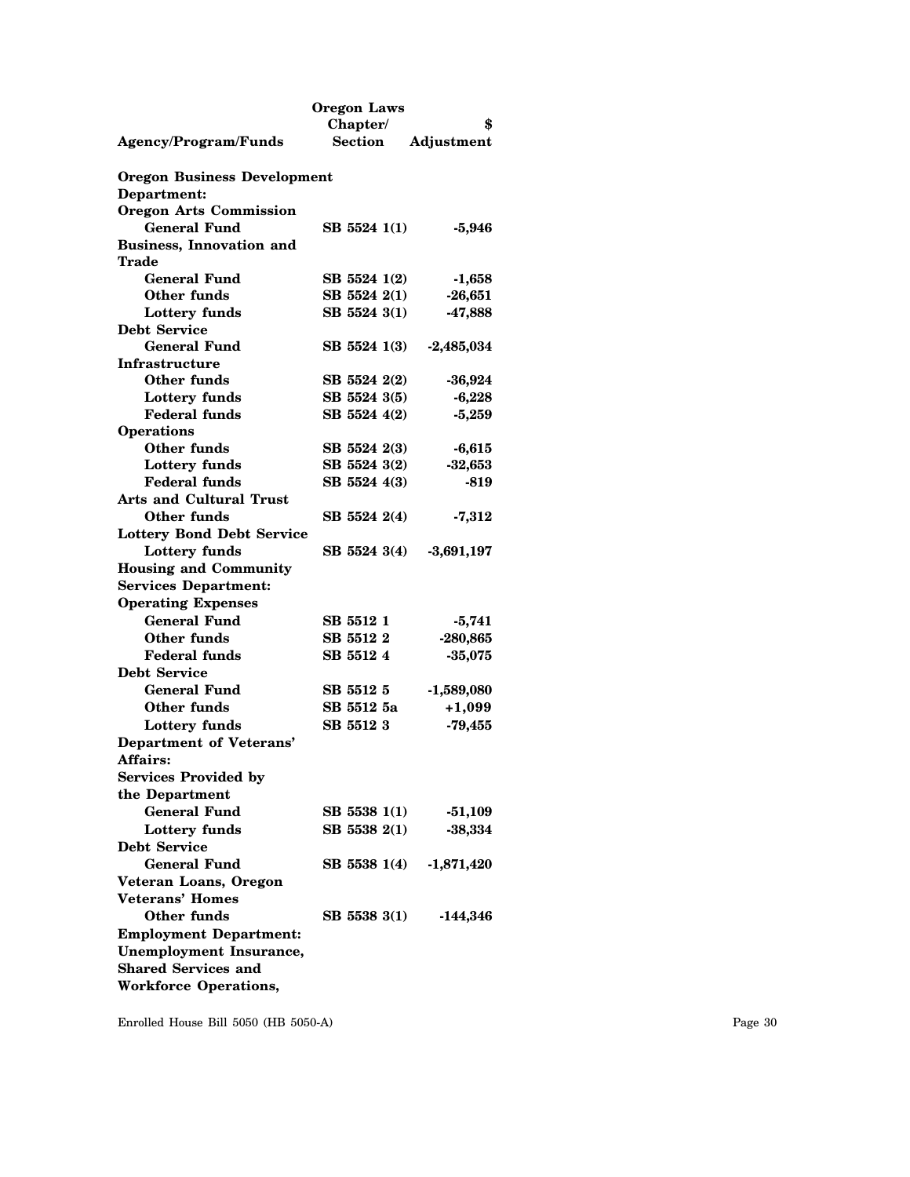| Agency/Program/Funds | Oregon Laws Chapter/ Section | $ Adjustment |
|---|---|---|
| **Oregon Business Development Department:** | | |
| **Oregon Arts Commission** | | |
| General Fund | SB 5524 1(1) | -5,946 |
| **Business, Innovation and Trade** | | |
| General Fund | SB 5524 1(2) | -1,658 |
| Other funds | SB 5524 2(1) | -26,651 |
| Lottery funds | SB 5524 3(1) | -47,888 |
| **Debt Service** | | |
| General Fund | SB 5524 1(3) | -2,485,034 |
| **Infrastructure** | | |
| Other funds | SB 5524 2(2) | -36,924 |
| Lottery funds | SB 5524 3(5) | -6,228 |
| Federal funds | SB 5524 4(2) | -5,259 |
| **Operations** | | |
| Other funds | SB 5524 2(3) | -6,615 |
| Lottery funds | SB 5524 3(2) | -32,653 |
| Federal funds | SB 5524 4(3) | -819 |
| **Arts and Cultural Trust** | | |
| Other funds | SB 5524 2(4) | -7,312 |
| **Lottery Bond Debt Service** | | |
| Lottery funds | SB 5524 3(4) | -3,691,197 |
| **Housing and Community Services Department:** | | |
| **Operating Expenses** | | |
| General Fund | SB 5512 1 | -5,741 |
| Other funds | SB 5512 2 | -280,865 |
| Federal funds | SB 5512 4 | -35,075 |
| **Debt Service** | | |
| General Fund | SB 5512 5 | -1,589,080 |
| Other funds | SB 5512 5a | +1,099 |
| Lottery funds | SB 5512 3 | -79,455 |
| **Department of Veterans' Affairs:** | | |
| **Services Provided by the Department** | | |
| General Fund | SB 5538 1(1) | -51,109 |
| Lottery funds | SB 5538 2(1) | -38,334 |
| **Debt Service** | | |
| General Fund | SB 5538 1(4) | -1,871,420 |
| **Veteran Loans, Oregon Veterans' Homes** | | |
| Other funds | SB 5538 3(1) | -144,346 |
| **Employment Department:** | | |
| **Unemployment Insurance, Shared Services and Workforce Operations,** | | |

Enrolled House Bill 5050 (HB 5050-A)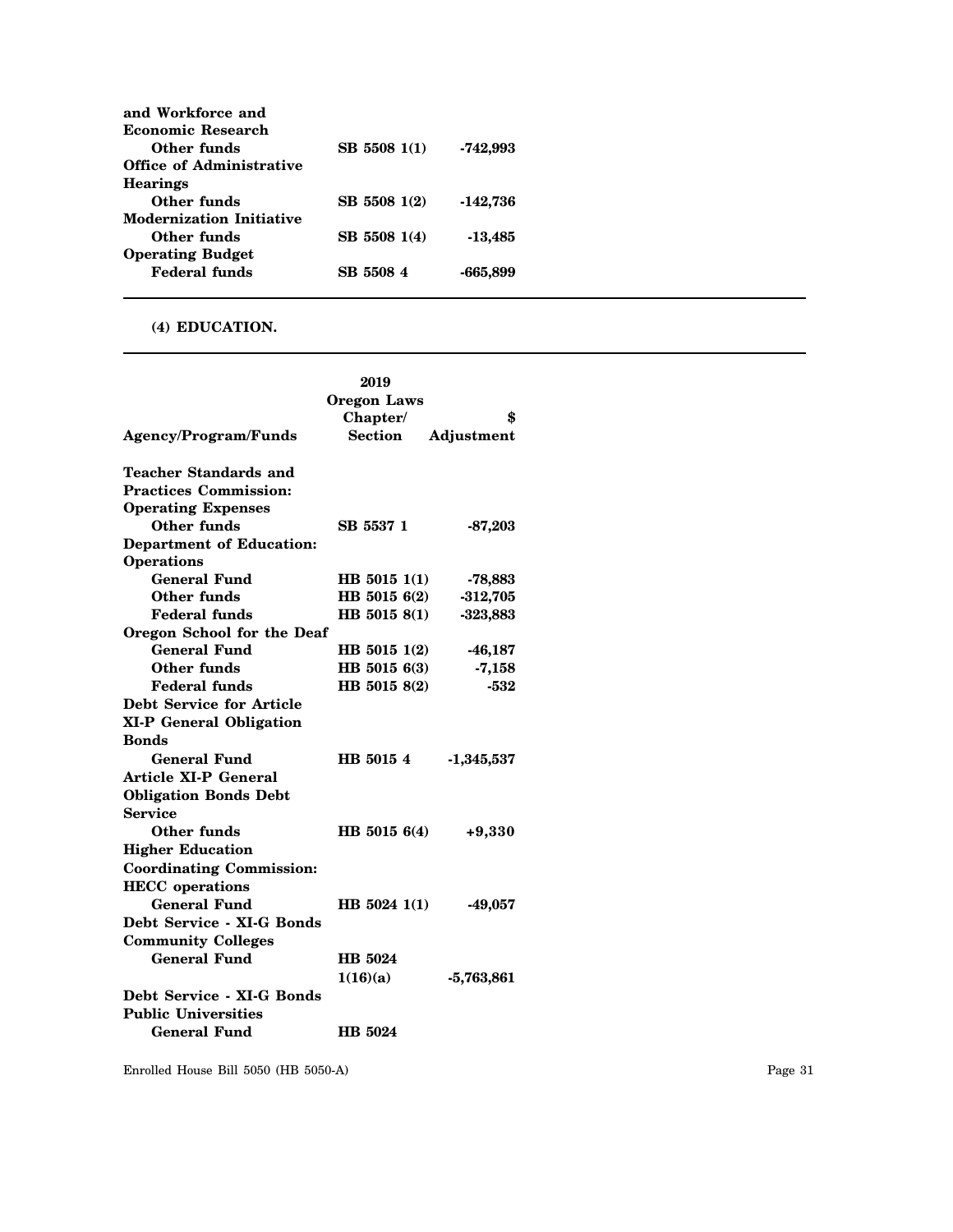| | | |
|---|---|---|
| **and Workforce and Economic Research** | | |
| **Other funds** | **SB 5508 1(1)** | **-742,993** |
| **Office of Administrative Hearings** | | |
| **Other funds** | **SB 5508 1(2)** | **-142,736** |
| **Modernization Initiative** | | |
| **Other funds** | **SB 5508 1(4)** | **-13,485** |
| **Operating Budget** | | |
| **Federal funds** | **SB 5508 4** | **-665,899** |

**(4) EDUCATION.**

| **Agency/Program/Funds** | **2019 Oregon Laws Chapter/ Section** | **$ Adjustment** |
|---|---|---|
| **Teacher Standards and Practices Commission:** | | |
| **Operating Expenses** | | |
| **Other funds** | **SB 5537 1** | **-87,203** |
| **Department of Education:** | | |
| **Operations** | | |
| **General Fund** | **HB 5015 1(1)** | **-78,883** |
| **Other funds** | **HB 5015 6(2)** | **-312,705** |
| **Federal funds** | **HB 5015 8(1)** | **-323,883** |
| **Oregon School for the Deaf** | | |
| **General Fund** | **HB 5015 1(2)** | **-46,187** |
| **Other funds** | **HB 5015 6(3)** | **-7,158** |
| **Federal funds** | **HB 5015 8(2)** | **-532** |
| **Debt Service for Article XI-P General Obligation Bonds** | | |
| **General Fund** | **HB 5015 4** | **-1,345,537** |
| **Article XI-P General Obligation Bonds Debt Service** | | |
| **Other funds** | **HB 5015 6(4)** | **+9,330** |
| **Higher Education Coordinating Commission:** | | |
| **HECC operations** | | |
| **General Fund** | **HB 5024 1(1)** | **-49,057** |
| **Debt Service - XI-G Bonds Community Colleges** | | |
| **General Fund** | **HB 5024 1(16)(a)** | **-5,763,861** |
| **Debt Service - XI-G Bonds Public Universities** | | |
| **General Fund** | **HB 5024** | |

Enrolled House Bill 5050 (HB 5050-A)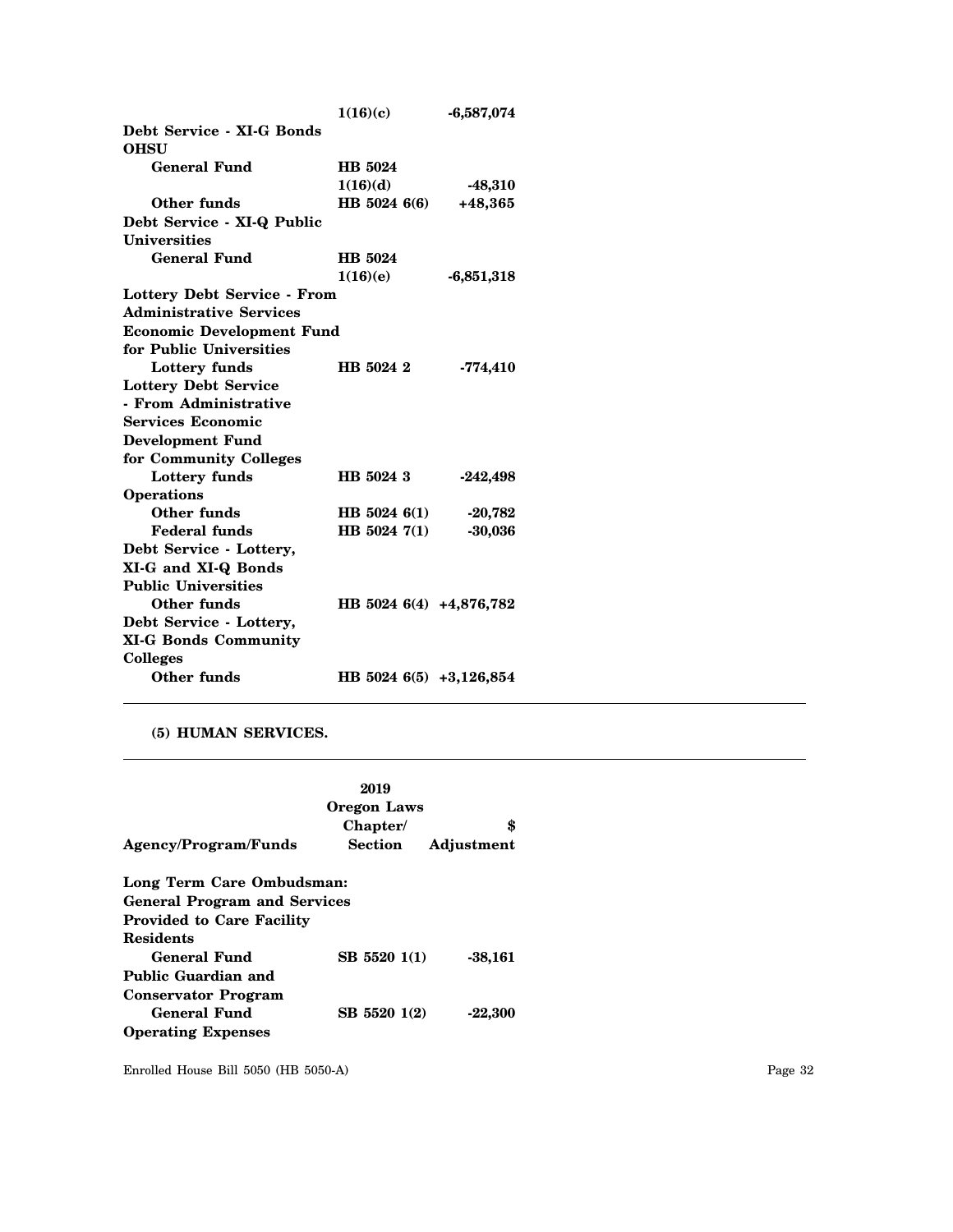| | | |
|---|---|---|
| | 1(16)(c) | -6,587,074 |
| **Debt Service - XI-G Bonds OHSU** | | |
| General Fund | HB 5024 1(16)(d) | -48,310 |
| Other funds | HB 5024 6(6) | +48,365 |
| **Debt Service - XI-Q Public Universities** | | |
| General Fund | HB 5024 1(16)(e) | -6,851,318 |
| **Lottery Debt Service - From Administrative Services Economic Development Fund for Public Universities** | | |
| Lottery funds | HB 5024 2 | -774,410 |
| **Lottery Debt Service - From Administrative Services Economic Development Fund for Community Colleges** | | |
| Lottery funds | HB 5024 3 | -242,498 |
| **Operations** | | |
| Other funds | HB 5024 6(1) | -20,782 |
| Federal funds | HB 5024 7(1) | -30,036 |
| **Debt Service - Lottery, XI-G and XI-Q Bonds Public Universities** | | |
| Other funds | HB 5024 6(4) | +4,876,782 |
| **Debt Service - Lottery, XI-G Bonds Community Colleges** | | |
| Other funds | HB 5024 6(5) | +3,126,854 |

**(5) HUMAN SERVICES.**

| Agency/Program/Funds | 2019 Oregon Laws Chapter/ Section | $ Adjustment |
|---|---|---|
| **Long Term Care Ombudsman:** | | |
| **General Program and Services Provided to Care Facility Residents** | | |
| General Fund | SB 5520 1(1) | -38,161 |
| **Public Guardian and Conservator Program** | | |
| General Fund | SB 5520 1(2) | -22,300 |
| **Operating Expenses** | | |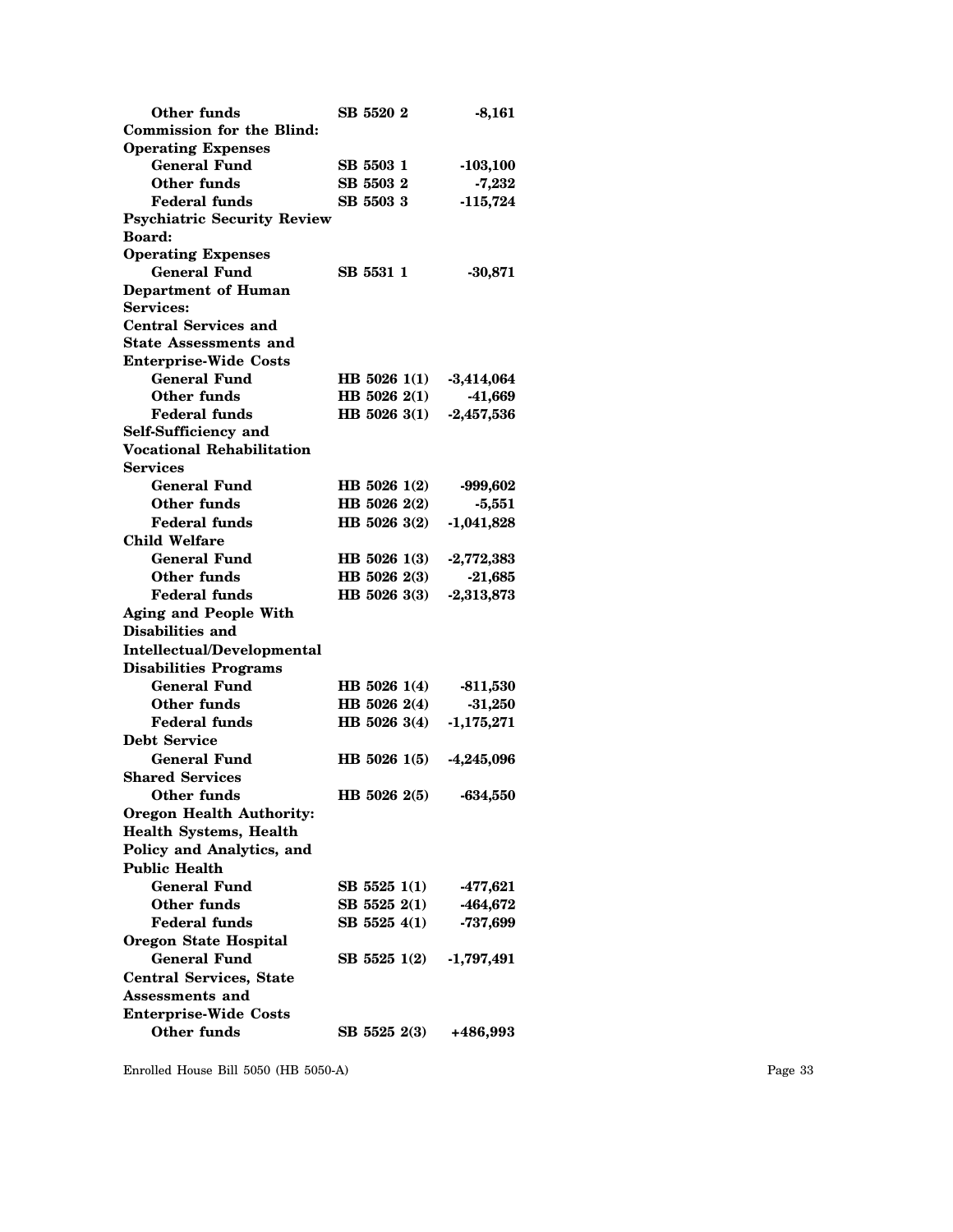| | | |
|---|---|---|
| **Other funds** | **SB 5520 2** | **-8,161** |
| **Commission for the Blind:** | | |
| **Operating Expenses** | | |
| **General Fund** | **SB 5503 1** | **-103,100** |
| **Other funds** | **SB 5503 2** | **-7,232** |
| **Federal funds** | **SB 5503 3** | **-115,724** |
| **Psychiatric Security Review Board:** | | |
| **Operating Expenses** | | |
| **General Fund** | **SB 5531 1** | **-30,871** |
| **Department of Human Services:** | | |
| **Central Services and State Assessments and Enterprise-Wide Costs** | | |
| **General Fund** | **HB 5026 1(1)** | **-3,414,064** |
| **Other funds** | **HB 5026 2(1)** | **-41,669** |
| **Federal funds** | **HB 5026 3(1)** | **-2,457,536** |
| **Self-Sufficiency and Vocational Rehabilitation Services** | | |
| **General Fund** | **HB 5026 1(2)** | **-999,602** |
| **Other funds** | **HB 5026 2(2)** | **-5,551** |
| **Federal funds** | **HB 5026 3(2)** | **-1,041,828** |
| **Child Welfare** | | |
| **General Fund** | **HB 5026 1(3)** | **-2,772,383** |
| **Other funds** | **HB 5026 2(3)** | **-21,685** |
| **Federal funds** | **HB 5026 3(3)** | **-2,313,873** |
| **Aging and People With Disabilities and Intellectual/Developmental Disabilities Programs** | | |
| **General Fund** | **HB 5026 1(4)** | **-811,530** |
| **Other funds** | **HB 5026 2(4)** | **-31,250** |
| **Federal funds** | **HB 5026 3(4)** | **-1,175,271** |
| **Debt Service** | | |
| **General Fund** | **HB 5026 1(5)** | **-4,245,096** |
| **Shared Services** | | |
| **Other funds** | **HB 5026 2(5)** | **-634,550** |
| **Oregon Health Authority:** | | |
| **Health Systems, Health Policy and Analytics, and Public Health** | | |
| **General Fund** | **SB 5525 1(1)** | **-477,621** |
| **Other funds** | **SB 5525 2(1)** | **-464,672** |
| **Federal funds** | **SB 5525 4(1)** | **-737,699** |
| **Oregon State Hospital** | | |
| **General Fund** | **SB 5525 1(2)** | **-1,797,491** |
| **Central Services, State Assessments and Enterprise-Wide Costs** | | |
| **Other funds** | **SB 5525 2(3)** | **+486,993** |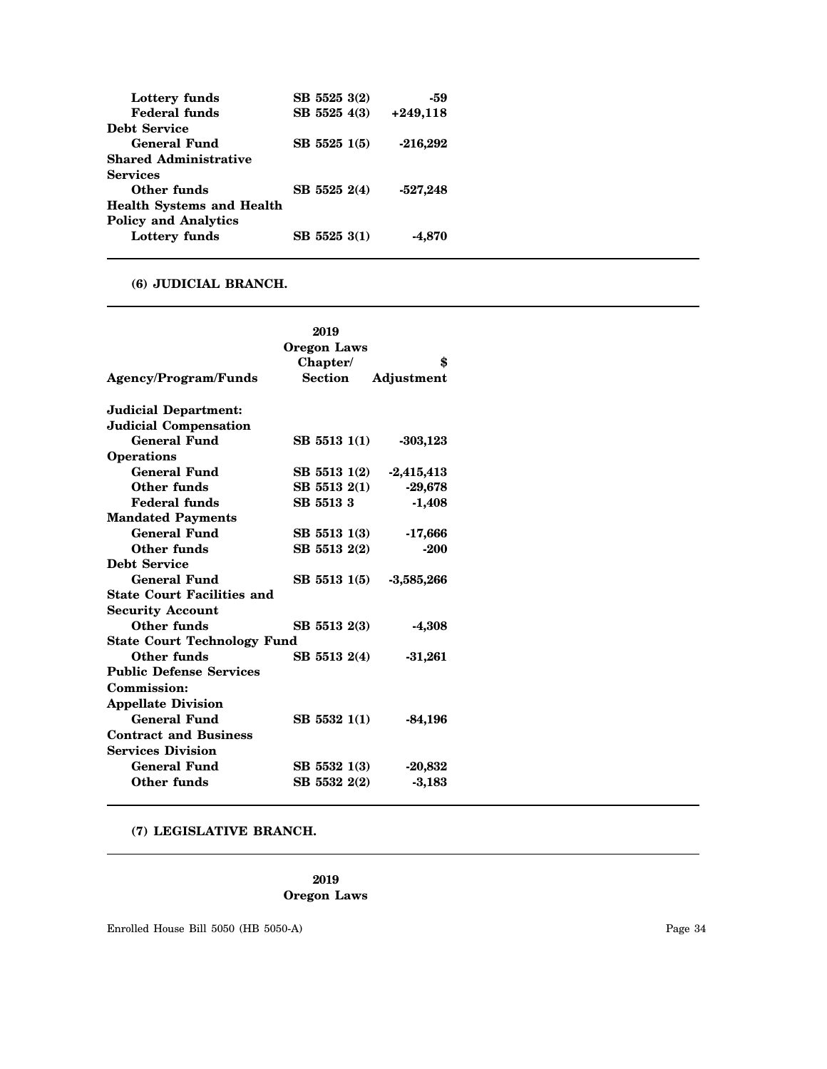| | | |
|---|---|---|
| Lottery funds | SB 5525 3(2) | -59 |
| Federal funds | SB 5525 4(3) | +249,118 |
| **Debt Service** | | |
| General Fund | SB 5525 1(5) | -216,292 |
| **Shared Administrative Services** | | |
| Other funds | SB 5525 2(4) | -527,248 |
| **Health Systems and Health Policy and Analytics** | | |
| Lottery funds | SB 5525 3(1) | -4,870 |

**(6) JUDICIAL BRANCH.**

| Agency/Program/Funds | 2019 Oregon Laws Chapter/ Section | $ Adjustment |
|---|---|---|
| **Judicial Department:** | | |
| **Judicial Compensation** | | |
| General Fund | SB 5513 1(1) | -303,123 |
| **Operations** | | |
| General Fund | SB 5513 1(2) | -2,415,413 |
| Other funds | SB 5513 2(1) | -29,678 |
| Federal funds | SB 5513 3 | -1,408 |
| **Mandated Payments** | | |
| General Fund | SB 5513 1(3) | -17,666 |
| Other funds | SB 5513 2(2) | -200 |
| **Debt Service** | | |
| General Fund | SB 5513 1(5) | -3,585,266 |
| **State Court Facilities and Security Account** | | |
| Other funds | SB 5513 2(3) | -4,308 |
| **State Court Technology Fund** | | |
| Other funds | SB 5513 2(4) | -31,261 |
| **Public Defense Services Commission:** | | |
| **Appellate Division** | | |
| General Fund | SB 5532 1(1) | -84,196 |
| **Contract and Business Services Division** | | |
| General Fund | SB 5532 1(3) | -20,832 |
| Other funds | SB 5532 2(2) | -3,183 |

**(7) LEGISLATIVE BRANCH.**

2019
Oregon Laws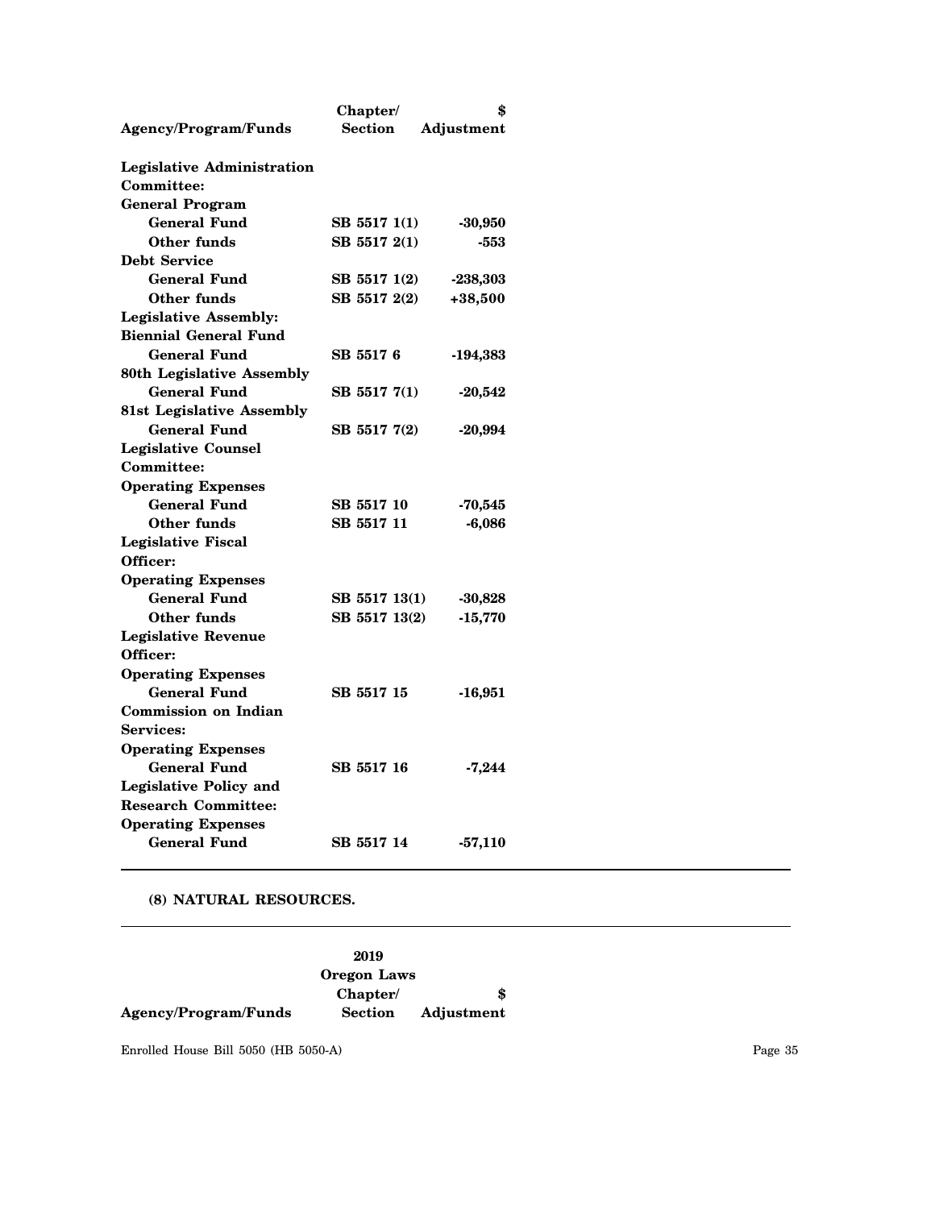| Agency/Program/Funds | Chapter/ Section | $ Adjustment |
|---|---|---|
| **Legislative Administration Committee:** | | |
| **General Program** | | |
| **General Fund** | **SB 5517 1(1)** | **-30,950** |
| **Other funds** | **SB 5517 2(1)** | **-553** |
| **Debt Service** | | |
| **General Fund** | **SB 5517 1(2)** | **-238,303** |
| **Other funds** | **SB 5517 2(2)** | **+38,500** |
| **Legislative Assembly:** | | |
| **Biennial General Fund** | | |
| **General Fund** | **SB 5517 6** | **-194,383** |
| **80th Legislative Assembly** | | |
| **General Fund** | **SB 5517 7(1)** | **-20,542** |
| **81st Legislative Assembly** | | |
| **General Fund** | **SB 5517 7(2)** | **-20,994** |
| **Legislative Counsel Committee:** | | |
| **Operating Expenses** | | |
| **General Fund** | **SB 5517 10** | **-70,545** |
| **Other funds** | **SB 5517 11** | **-6,086** |
| **Legislative Fiscal Officer:** | | |
| **Operating Expenses** | | |
| **General Fund** | **SB 5517 13(1)** | **-30,828** |
| **Other funds** | **SB 5517 13(2)** | **-15,770** |
| **Legislative Revenue Officer:** | | |
| **Operating Expenses** | | |
| **General Fund** | **SB 5517 15** | **-16,951** |
| **Commission on Indian Services:** | | |
| **Operating Expenses** | | |
| **General Fund** | **SB 5517 16** | **-7,244** |
| **Legislative Policy and Research Committee:** | | |
| **Operating Expenses** | | |
| **General Fund** | **SB 5517 14** | **-57,110** |

**(8) NATURAL RESOURCES.**

| Agency/Program/Funds | 2019 Oregon Laws Chapter/ Section | $ Adjustment |
|---|---|---|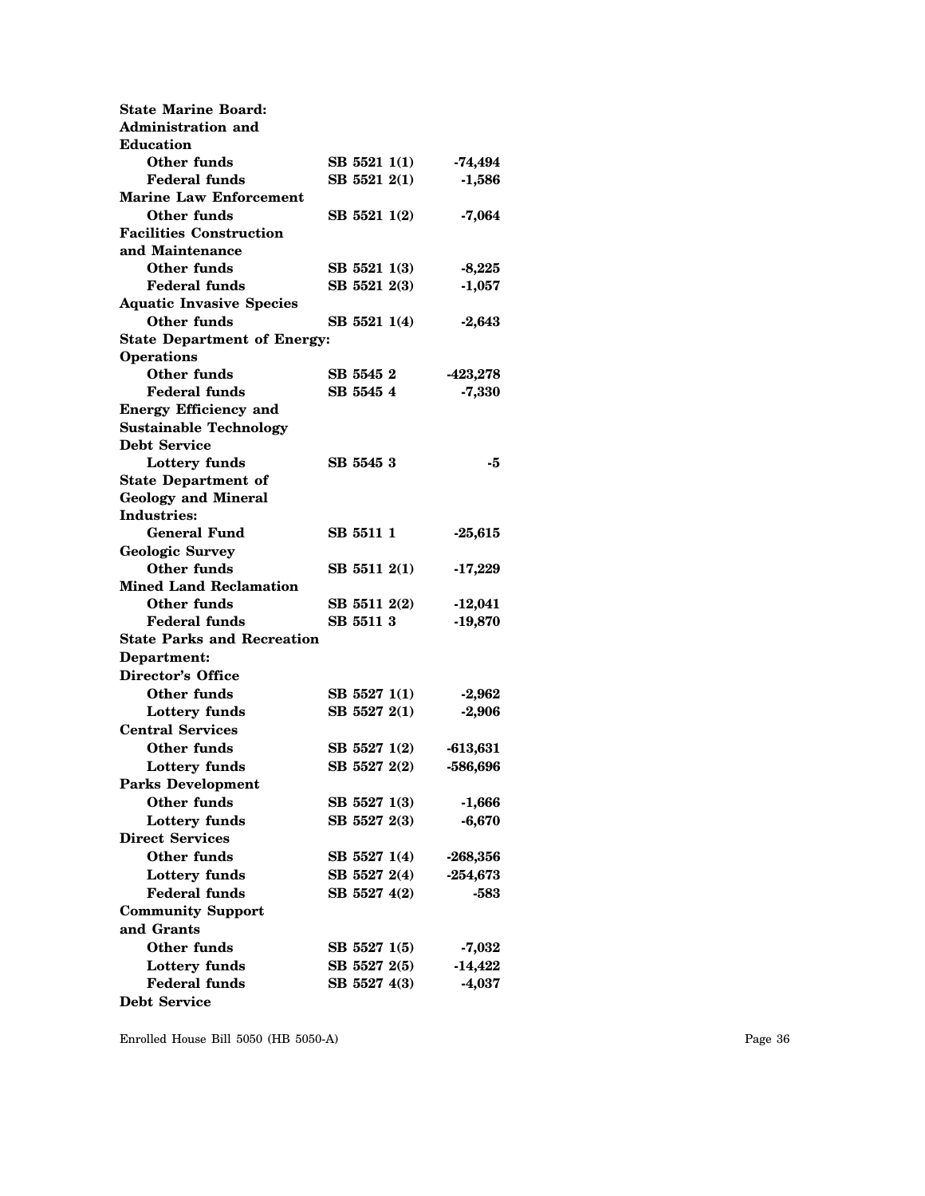| | | |
|---|---|---|
| **State Marine Board:** | | |
| **Administration and Education** | | |
| **Other funds** | **SB 5521 1(1)** | **-74,494** |
| **Federal funds** | **SB 5521 2(1)** | **-1,586** |
| **Marine Law Enforcement** | | |
| **Other funds** | **SB 5521 1(2)** | **-7,064** |
| **Facilities Construction and Maintenance** | | |
| **Other funds** | **SB 5521 1(3)** | **-8,225** |
| **Federal funds** | **SB 5521 2(3)** | **-1,057** |
| **Aquatic Invasive Species** | | |
| **Other funds** | **SB 5521 1(4)** | **-2,643** |
| **State Department of Energy:** | | |
| **Operations** | | |
| **Other funds** | **SB 5545 2** | **-423,278** |
| **Federal funds** | **SB 5545 4** | **-7,330** |
| **Energy Efficiency and Sustainable Technology Debt Service** | | |
| **Lottery funds** | **SB 5545 3** | **-5** |
| **State Department of Geology and Mineral Industries:** | | |
| **General Fund** | **SB 5511 1** | **-25,615** |
| **Geologic Survey** | | |
| **Other funds** | **SB 5511 2(1)** | **-17,229** |
| **Mined Land Reclamation** | | |
| **Other funds** | **SB 5511 2(2)** | **-12,041** |
| **Federal funds** | **SB 5511 3** | **-19,870** |
| **State Parks and Recreation Department:** | | |
| **Director's Office** | | |
| **Other funds** | **SB 5527 1(1)** | **-2,962** |
| **Lottery funds** | **SB 5527 2(1)** | **-2,906** |
| **Central Services** | | |
| **Other funds** | **SB 5527 1(2)** | **-613,631** |
| **Lottery funds** | **SB 5527 2(2)** | **-586,696** |
| **Parks Development** | | |
| **Other funds** | **SB 5527 1(3)** | **-1,666** |
| **Lottery funds** | **SB 5527 2(3)** | **-6,670** |
| **Direct Services** | | |
| **Other funds** | **SB 5527 1(4)** | **-268,356** |
| **Lottery funds** | **SB 5527 2(4)** | **-254,673** |
| **Federal funds** | **SB 5527 4(2)** | **-583** |
| **Community Support and Grants** | | |
| **Other funds** | **SB 5527 1(5)** | **-7,032** |
| **Lottery funds** | **SB 5527 2(5)** | **-14,422** |
| **Federal funds** | **SB 5527 4(3)** | **-4,037** |
| **Debt Service** | | |

Enrolled House Bill 5050 (HB 5050-A)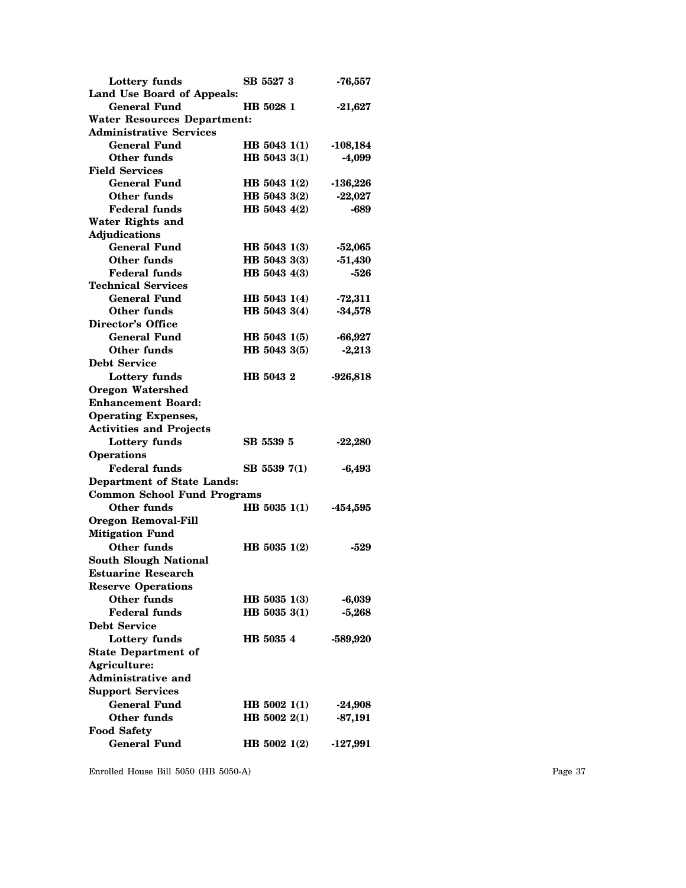| | | |
|---|---|---|
| **Lottery funds** | **SB 5527 3** | **-76,557** |
| **Land Use Board of Appeals:** | | |
| **General Fund** | **HB 5028 1** | **-21,627** |
| **Water Resources Department:** | | |
| **Administrative Services** | | |
| **General Fund** | **HB 5043 1(1)** | **-108,184** |
| **Other funds** | **HB 5043 3(1)** | **-4,099** |
| **Field Services** | | |
| **General Fund** | **HB 5043 1(2)** | **-136,226** |
| **Other funds** | **HB 5043 3(2)** | **-22,027** |
| **Federal funds** | **HB 5043 4(2)** | **-689** |
| **Water Rights and Adjudications** | | |
| **General Fund** | **HB 5043 1(3)** | **-52,065** |
| **Other funds** | **HB 5043 3(3)** | **-51,430** |
| **Federal funds** | **HB 5043 4(3)** | **-526** |
| **Technical Services** | | |
| **General Fund** | **HB 5043 1(4)** | **-72,311** |
| **Other funds** | **HB 5043 3(4)** | **-34,578** |
| **Director's Office** | | |
| **General Fund** | **HB 5043 1(5)** | **-66,927** |
| **Other funds** | **HB 5043 3(5)** | **-2,213** |
| **Debt Service** | | |
| **Lottery funds** | **HB 5043 2** | **-926,818** |
| **Oregon Watershed Enhancement Board:** | | |
| **Operating Expenses, Activities and Projects** | | |
| **Lottery funds** | **SB 5539 5** | **-22,280** |
| **Operations** | | |
| **Federal funds** | **SB 5539 7(1)** | **-6,493** |
| **Department of State Lands:** | | |
| **Common School Fund Programs** | | |
| **Other funds** | **HB 5035 1(1)** | **-454,595** |
| **Oregon Removal-Fill Mitigation Fund** | | |
| **Other funds** | **HB 5035 1(2)** | **-529** |
| **South Slough National Estuarine Research Reserve Operations** | | |
| **Other funds** | **HB 5035 1(3)** | **-6,039** |
| **Federal funds** | **HB 5035 3(1)** | **-5,268** |
| **Debt Service** | | |
| **Lottery funds** | **HB 5035 4** | **-589,920** |
| **State Department of Agriculture:** | | |
| **Administrative and Support Services** | | |
| **General Fund** | **HB 5002 1(1)** | **-24,908** |
| **Other funds** | **HB 5002 2(1)** | **-87,191** |
| **Food Safety** | | |
| **General Fund** | **HB 5002 1(2)** | **-127,991** |

Enrolled House Bill 5050 (HB 5050-A)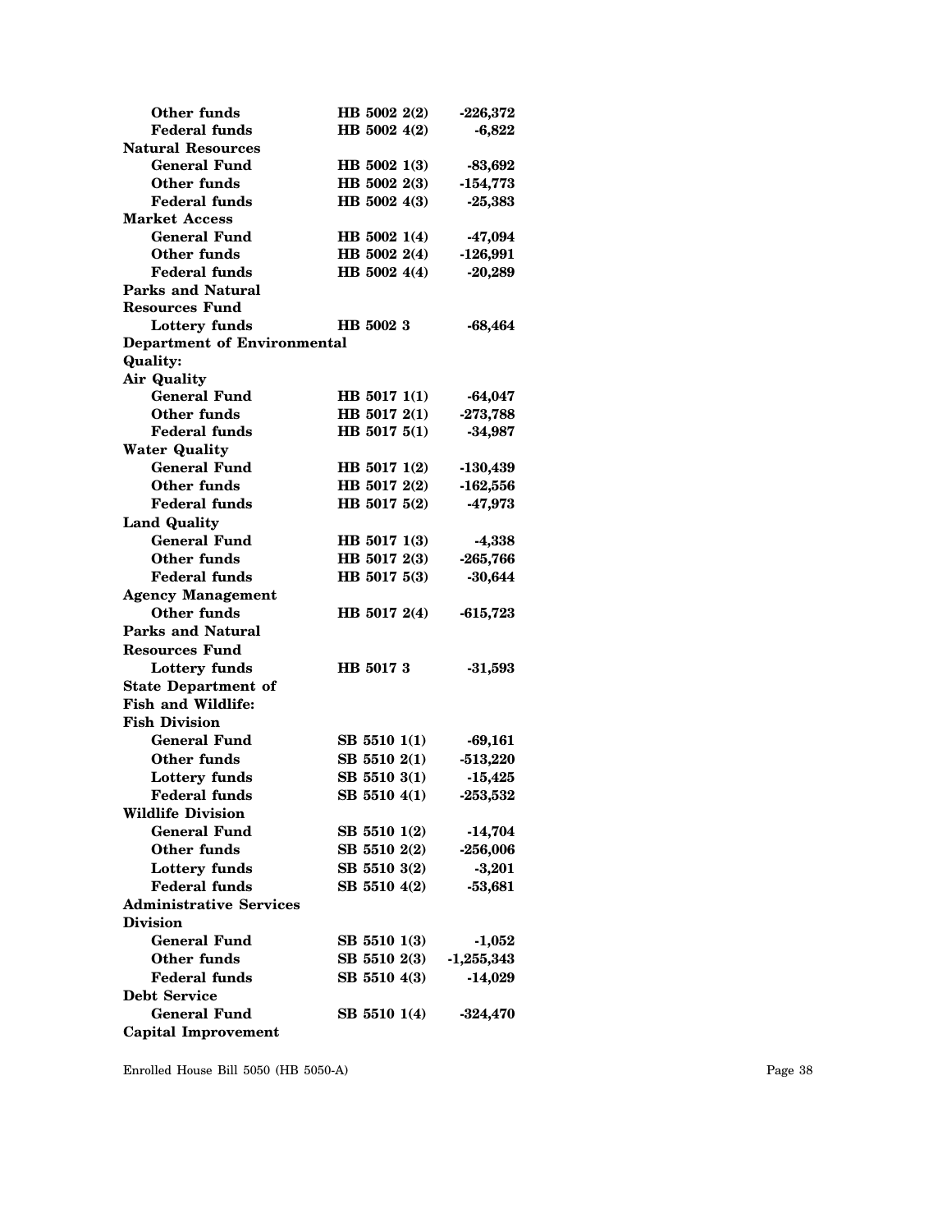| | | |
|---|---|---|
| **Other funds** | **HB 5002 2(2)** | **-226,372** |
| **Federal funds** | **HB 5002 4(2)** | **-6,822** |
| **Natural Resources** | | |
| **General Fund** | **HB 5002 1(3)** | **-83,692** |
| **Other funds** | **HB 5002 2(3)** | **-154,773** |
| **Federal funds** | **HB 5002 4(3)** | **-25,383** |
| **Market Access** | | |
| **General Fund** | **HB 5002 1(4)** | **-47,094** |
| **Other funds** | **HB 5002 2(4)** | **-126,991** |
| **Federal funds** | **HB 5002 4(4)** | **-20,289** |
| **Parks and Natural Resources Fund** | | |
| **Lottery funds** | **HB 5002 3** | **-68,464** |
| **Department of Environmental Quality:** | | |
| **Air Quality** | | |
| **General Fund** | **HB 5017 1(1)** | **-64,047** |
| **Other funds** | **HB 5017 2(1)** | **-273,788** |
| **Federal funds** | **HB 5017 5(1)** | **-34,987** |
| **Water Quality** | | |
| **General Fund** | **HB 5017 1(2)** | **-130,439** |
| **Other funds** | **HB 5017 2(2)** | **-162,556** |
| **Federal funds** | **HB 5017 5(2)** | **-47,973** |
| **Land Quality** | | |
| **General Fund** | **HB 5017 1(3)** | **-4,338** |
| **Other funds** | **HB 5017 2(3)** | **-265,766** |
| **Federal funds** | **HB 5017 5(3)** | **-30,644** |
| **Agency Management** | | |
| **Other funds** | **HB 5017 2(4)** | **-615,723** |
| **Parks and Natural Resources Fund** | | |
| **Lottery funds** | **HB 5017 3** | **-31,593** |
| **State Department of Fish and Wildlife:** | | |
| **Fish Division** | | |
| **General Fund** | **SB 5510 1(1)** | **-69,161** |
| **Other funds** | **SB 5510 2(1)** | **-513,220** |
| **Lottery funds** | **SB 5510 3(1)** | **-15,425** |
| **Federal funds** | **SB 5510 4(1)** | **-253,532** |
| **Wildlife Division** | | |
| **General Fund** | **SB 5510 1(2)** | **-14,704** |
| **Other funds** | **SB 5510 2(2)** | **-256,006** |
| **Lottery funds** | **SB 5510 3(2)** | **-3,201** |
| **Federal funds** | **SB 5510 4(2)** | **-53,681** |
| **Administrative Services Division** | | |
| **General Fund** | **SB 5510 1(3)** | **-1,052** |
| **Other funds** | **SB 5510 2(3)** | **-1,255,343** |
| **Federal funds** | **SB 5510 4(3)** | **-14,029** |
| **Debt Service** | | |
| **General Fund** | **SB 5510 1(4)** | **-324,470** |
| **Capital Improvement** | | |

Enrolled House Bill 5050 (HB 5050-A)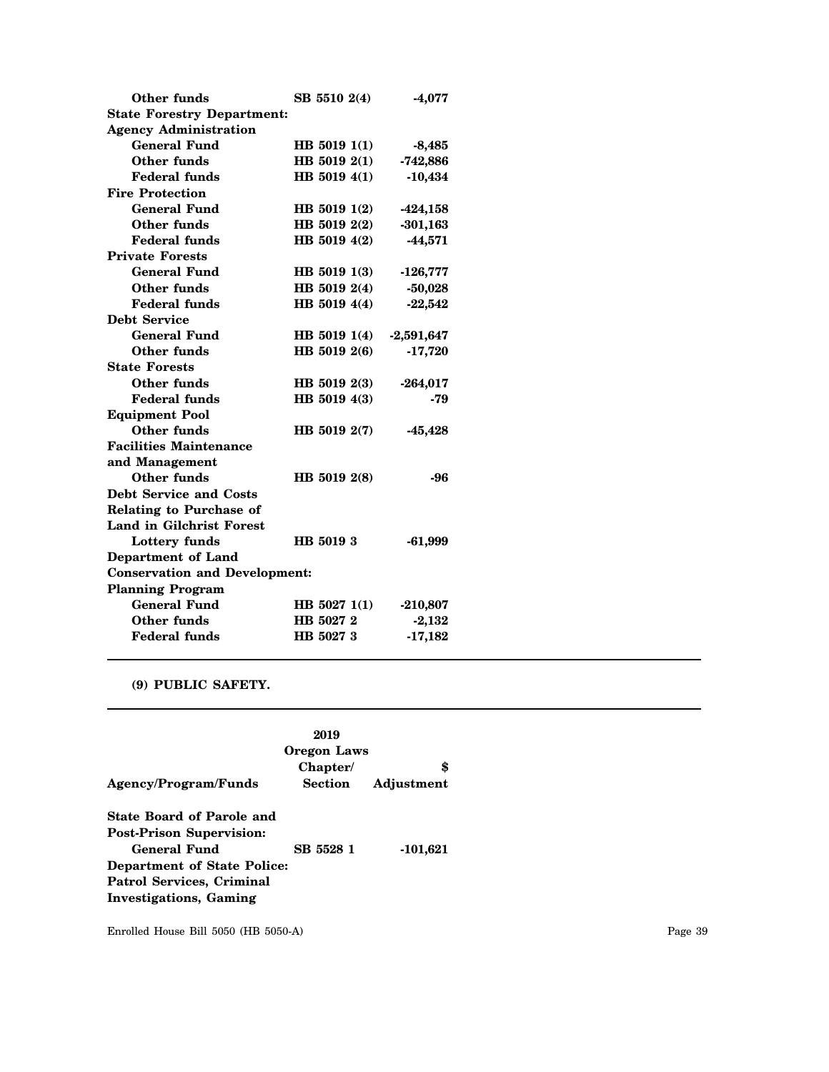| | | |
|---|---|---|
| Other funds | SB 5510 2(4) | -4,077 |
| **State Forestry Department:** | | |
| **Agency Administration** | | |
| General Fund | HB 5019 1(1) | -8,485 |
| Other funds | HB 5019 2(1) | -742,886 |
| Federal funds | HB 5019 4(1) | -10,434 |
| **Fire Protection** | | |
| General Fund | HB 5019 1(2) | -424,158 |
| Other funds | HB 5019 2(2) | -301,163 |
| Federal funds | HB 5019 4(2) | -44,571 |
| **Private Forests** | | |
| General Fund | HB 5019 1(3) | -126,777 |
| Other funds | HB 5019 2(4) | -50,028 |
| Federal funds | HB 5019 4(4) | -22,542 |
| **Debt Service** | | |
| General Fund | HB 5019 1(4) | -2,591,647 |
| Other funds | HB 5019 2(6) | -17,720 |
| **State Forests** | | |
| Other funds | HB 5019 2(3) | -264,017 |
| Federal funds | HB 5019 4(3) | -79 |
| **Equipment Pool** | | |
| Other funds | HB 5019 2(7) | -45,428 |
| **Facilities Maintenance and Management** | | |
| Other funds | HB 5019 2(8) | -96 |
| **Debt Service and Costs Relating to Purchase of Land in Gilchrist Forest** | | |
| Lottery funds | HB 5019 3 | -61,999 |
| **Department of Land Conservation and Development:** | | |
| **Planning Program** | | |
| General Fund | HB 5027 1(1) | -210,807 |
| Other funds | HB 5027 2 | -2,132 |
| Federal funds | HB 5027 3 | -17,182 |

**(9) PUBLIC SAFETY.**

| Agency/Program/Funds | 2019 Oregon Laws Chapter/ Section | $ Adjustment |
|---|---|---|
| **State Board of Parole and Post-Prison Supervision:** | | |
| General Fund | SB 5528 1 | -101,621 |
| **Department of State Police:** | | |
| **Patrol Services, Criminal Investigations, Gaming** | | |

Enrolled House Bill 5050 (HB 5050-A)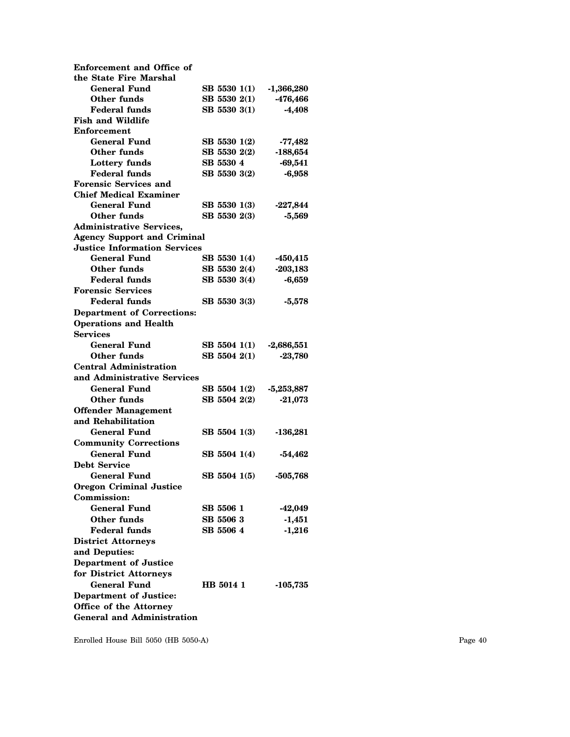| | | |
|---|---|---|
| **Enforcement and Office of the State Fire Marshal** | | |
| **General Fund** | **SB 5530 1(1)** | **-1,366,280** |
| **Other funds** | **SB 5530 2(1)** | **-476,466** |
| **Federal funds** | **SB 5530 3(1)** | **-4,408** |
| **Fish and Wildlife Enforcement** | | |
| **General Fund** | **SB 5530 1(2)** | **-77,482** |
| **Other funds** | **SB 5530 2(2)** | **-188,654** |
| **Lottery funds** | **SB 5530 4** | **-69,541** |
| **Federal funds** | **SB 5530 3(2)** | **-6,958** |
| **Forensic Services and Chief Medical Examiner** | | |
| **General Fund** | **SB 5530 1(3)** | **-227,844** |
| **Other funds** | **SB 5530 2(3)** | **-5,569** |
| **Administrative Services, Agency Support and Criminal Justice Information Services** | | |
| **General Fund** | **SB 5530 1(4)** | **-450,415** |
| **Other funds** | **SB 5530 2(4)** | **-203,183** |
| **Federal funds** | **SB 5530 3(4)** | **-6,659** |
| **Forensic Services** | | |
| **Federal funds** | **SB 5530 3(3)** | **-5,578** |
| **Department of Corrections: Operations and Health Services** | | |
| **General Fund** | **SB 5504 1(1)** | **-2,686,551** |
| **Other funds** | **SB 5504 2(1)** | **-23,780** |
| **Central Administration and Administrative Services** | | |
| **General Fund** | **SB 5504 1(2)** | **-5,253,887** |
| **Other funds** | **SB 5504 2(2)** | **-21,073** |
| **Offender Management and Rehabilitation** | | |
| **General Fund** | **SB 5504 1(3)** | **-136,281** |
| **Community Corrections** | | |
| **General Fund** | **SB 5504 1(4)** | **-54,462** |
| **Debt Service** | | |
| **General Fund** | **SB 5504 1(5)** | **-505,768** |
| **Oregon Criminal Justice Commission:** | | |
| **General Fund** | **SB 5506 1** | **-42,049** |
| **Other funds** | **SB 5506 3** | **-1,451** |
| **Federal funds** | **SB 5506 4** | **-1,216** |
| **District Attorneys and Deputies: Department of Justice for District Attorneys** | | |
| **General Fund** | **HB 5014 1** | **-105,735** |
| **Department of Justice: Office of the Attorney General and Administration** | | |

Enrolled House Bill 5050 (HB 5050-A)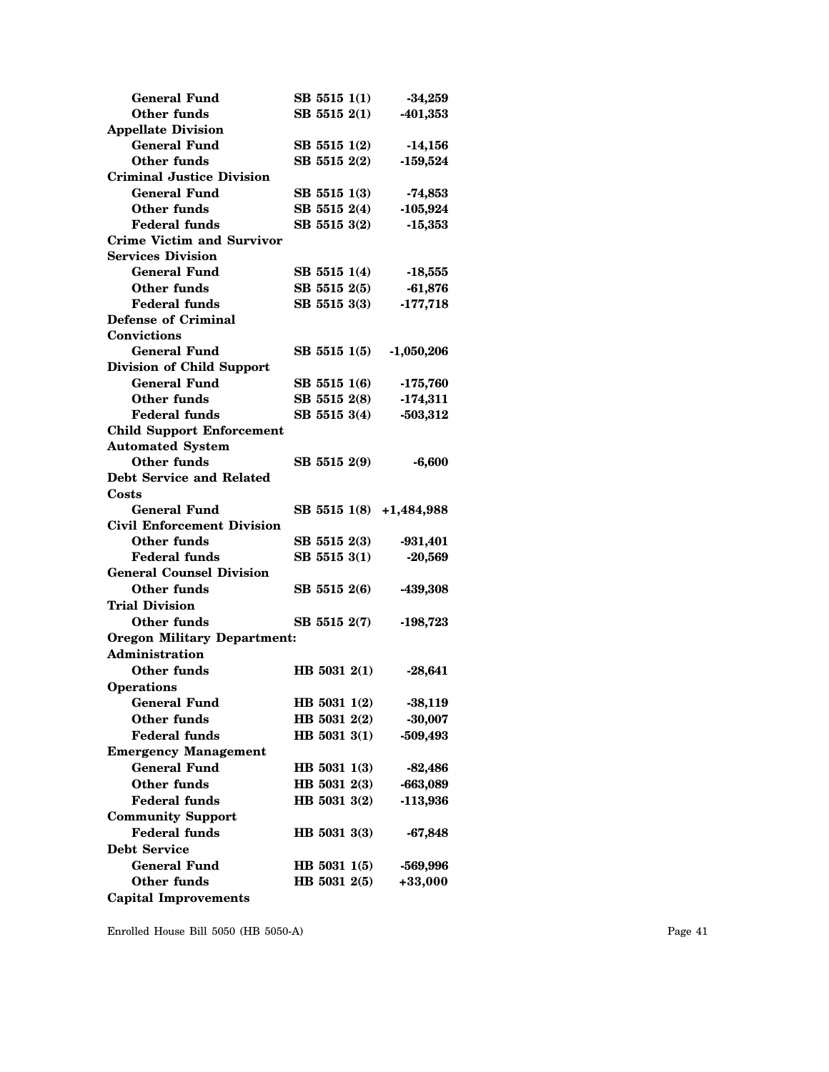| | | |
|---|---|---|
| **General Fund** | **SB 5515 1(1)** | **-34,259** |
| **Other funds** | **SB 5515 2(1)** | **-401,353** |
| **Appellate Division** | | |
| **General Fund** | **SB 5515 1(2)** | **-14,156** |
| **Other funds** | **SB 5515 2(2)** | **-159,524** |
| **Criminal Justice Division** | | |
| **General Fund** | **SB 5515 1(3)** | **-74,853** |
| **Other funds** | **SB 5515 2(4)** | **-105,924** |
| **Federal funds** | **SB 5515 3(2)** | **-15,353** |
| **Crime Victim and Survivor Services Division** | | |
| **General Fund** | **SB 5515 1(4)** | **-18,555** |
| **Other funds** | **SB 5515 2(5)** | **-61,876** |
| **Federal funds** | **SB 5515 3(3)** | **-177,718** |
| **Defense of Criminal Convictions** | | |
| **General Fund** | **SB 5515 1(5)** | **-1,050,206** |
| **Division of Child Support** | | |
| **General Fund** | **SB 5515 1(6)** | **-175,760** |
| **Other funds** | **SB 5515 2(8)** | **-174,311** |
| **Federal funds** | **SB 5515 3(4)** | **-503,312** |
| **Child Support Enforcement Automated System** | | |
| **Other funds** | **SB 5515 2(9)** | **-6,600** |
| **Debt Service and Related Costs** | | |
| **General Fund** | **SB 5515 1(8)** | **+1,484,988** |
| **Civil Enforcement Division** | | |
| **Other funds** | **SB 5515 2(3)** | **-931,401** |
| **Federal funds** | **SB 5515 3(1)** | **-20,569** |
| **General Counsel Division** | | |
| **Other funds** | **SB 5515 2(6)** | **-439,308** |
| **Trial Division** | | |
| **Other funds** | **SB 5515 2(7)** | **-198,723** |
| **Oregon Military Department: Administration** | | |
| **Other funds** | **HB 5031 2(1)** | **-28,641** |
| **Operations** | | |
| **General Fund** | **HB 5031 1(2)** | **-38,119** |
| **Other funds** | **HB 5031 2(2)** | **-30,007** |
| **Federal funds** | **HB 5031 3(1)** | **-509,493** |
| **Emergency Management** | | |
| **General Fund** | **HB 5031 1(3)** | **-82,486** |
| **Other funds** | **HB 5031 2(3)** | **-663,089** |
| **Federal funds** | **HB 5031 3(2)** | **-113,936** |
| **Community Support** | | |
| **Federal funds** | **HB 5031 3(3)** | **-67,848** |
| **Debt Service** | | |
| **General Fund** | **HB 5031 1(5)** | **-569,996** |
| **Other funds** | **HB 5031 2(5)** | **+33,000** |
| **Capital Improvements** | | |

Enrolled House Bill 5050 (HB 5050-A)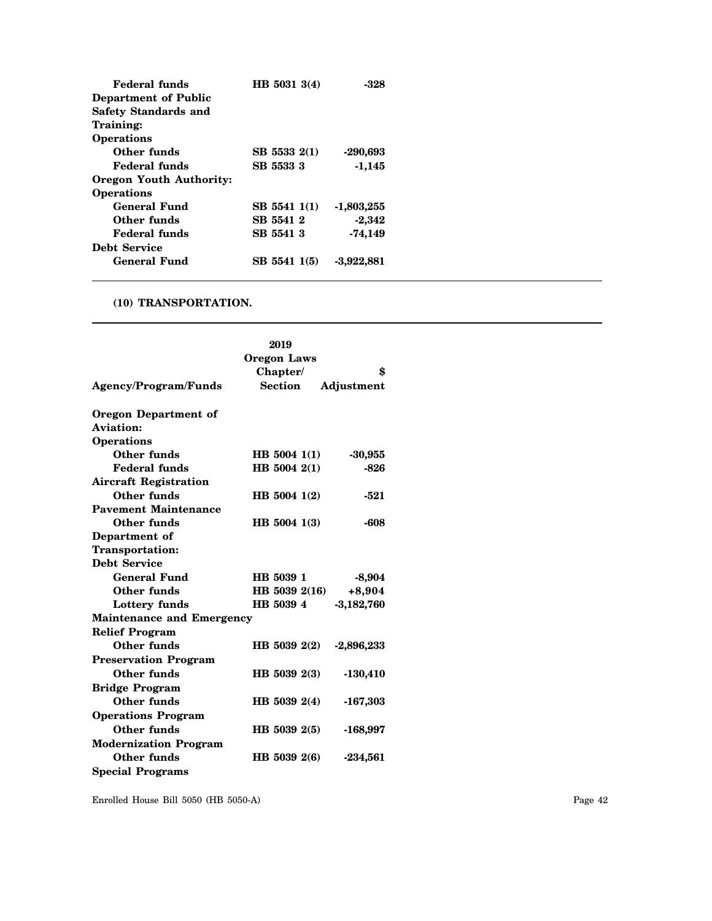| | | |
|---|---|---|
| **Federal funds** | **HB 5031 3(4)** | **-328** |
| **Department of Public Safety Standards and Training:** | | |
| **Operations** | | |
| **Other funds** | **SB 5533 2(1)** | **-290,693** |
| **Federal funds** | **SB 5533 3** | **-1,145** |
| **Oregon Youth Authority:** | | |
| **Operations** | | |
| **General Fund** | **SB 5541 1(1)** | **-1,803,255** |
| **Other funds** | **SB 5541 2** | **-2,342** |
| **Federal funds** | **SB 5541 3** | **-74,149** |
| **Debt Service** | | |
| **General Fund** | **SB 5541 1(5)** | **-3,922,881** |

---

**(10) TRANSPORTATION.**

---

| **Agency/Program/Funds** | **2019 Oregon Laws Chapter/ Section** | **$ Adjustment** |
|---|---|---|
| **Oregon Department of Aviation:** | | |
| **Operations** | | |
| **Other funds** | **HB 5004 1(1)** | **-30,955** |
| **Federal funds** | **HB 5004 2(1)** | **-826** |
| **Aircraft Registration** | | |
| **Other funds** | **HB 5004 1(2)** | **-521** |
| **Pavement Maintenance** | | |
| **Other funds** | **HB 5004 1(3)** | **-608** |
| **Department of Transportation:** | | |
| **Debt Service** | | |
| **General Fund** | **HB 5039 1** | **-8,904** |
| **Other funds** | **HB 5039 2(16)** | **+8,904** |
| **Lottery funds** | **HB 5039 4** | **-3,182,760** |
| **Maintenance and Emergency Relief Program** | | |
| **Other funds** | **HB 5039 2(2)** | **-2,896,233** |
| **Preservation Program** | | |
| **Other funds** | **HB 5039 2(3)** | **-130,410** |
| **Bridge Program** | | |
| **Other funds** | **HB 5039 2(4)** | **-167,303** |
| **Operations Program** | | |
| **Other funds** | **HB 5039 2(5)** | **-168,997** |
| **Modernization Program** | | |
| **Other funds** | **HB 5039 2(6)** | **-234,561** |
| **Special Programs** | | |

Enrolled House Bill 5050 (HB 5050-A)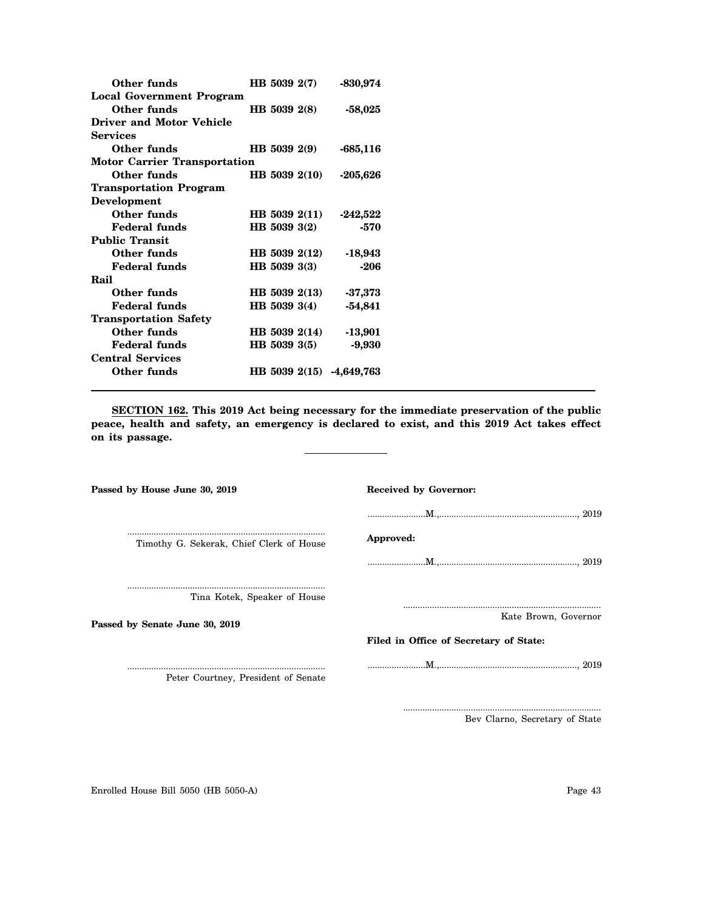| | | |
|---|---|---|
| **Other funds** | **HB 5039 2(7)** | **-830,974** |
| **Local Government Program** | | |
| **Other funds** | **HB 5039 2(8)** | **-58,025** |
| **Driver and Motor Vehicle Services** | | |
| **Other funds** | **HB 5039 2(9)** | **-685,116** |
| **Motor Carrier Transportation** | | |
| **Other funds** | **HB 5039 2(10)** | **-205,626** |
| **Transportation Program Development** | | |
| **Other funds** | **HB 5039 2(11)** | **-242,522** |
| **Federal funds** | **HB 5039 3(2)** | **-570** |
| **Public Transit** | | |
| **Other funds** | **HB 5039 2(12)** | **-18,943** |
| **Federal funds** | **HB 5039 3(3)** | **-206** |
| **Rail** | | |
| **Other funds** | **HB 5039 2(13)** | **-37,373** |
| **Federal funds** | **HB 5039 3(4)** | **-54,841** |
| **Transportation Safety** | | |
| **Other funds** | **HB 5039 2(14)** | **-13,901** |
| **Federal funds** | **HB 5039 3(5)** | **-9,930** |
| **Central Services** | | |
| **Other funds** | **HB 5039 2(15)** | **-4,649,763** |

---

**SECTION 162. This 2019 Act being necessary for the immediate preservation of the public peace, health and safety, an emergency is declared to exist, and this 2019 Act takes effect on its passage.**

---

**Passed by House June 30, 2019**

..................................................................................
Timothy G. Sekerak, Chief Clerk of House

..................................................................................
Tina Kotek, Speaker of House

**Passed by Senate June 30, 2019**

..................................................................................
Peter Courtney, President of Senate

**Received by Governor:**

........................M.,........................................................., 2019

**Approved:**

........................M.,........................................................., 2019

..................................................................................
Kate Brown, Governor

**Filed in Office of Secretary of State:**

........................M.,........................................................., 2019

..................................................................................
Bev Clarno, Secretary of State

Enrolled House Bill 5050 (HB 5050-A)